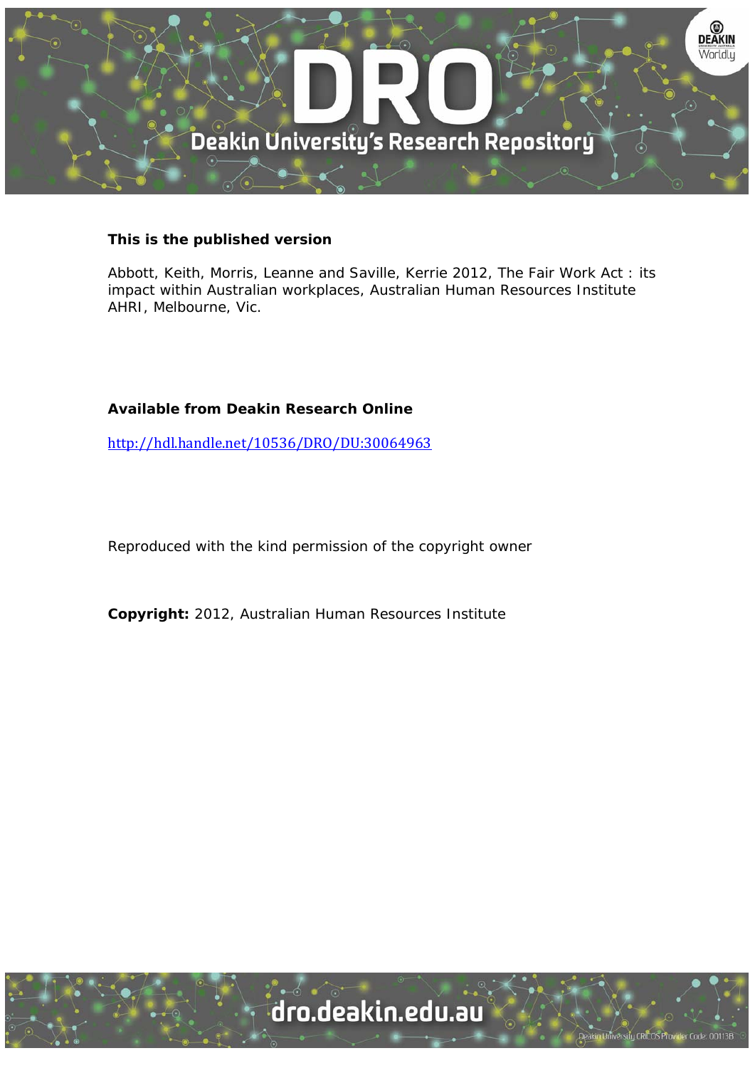**This is the published version**

Abbott, Keith, Morris, Leanne and Saville, Kerrie 2012, The Fair Work Act : its impact within Australian workplaces, Australian Human Resources Institute AHRI, Melbourne, Vic.

**Available from Deakin Research Online**

http://hdl.handle.net/10536/DRO/DU:30064963

Reproduced with the kind permission of the copyright owner

**Copyright:** 2012, Australian Human Resources Institute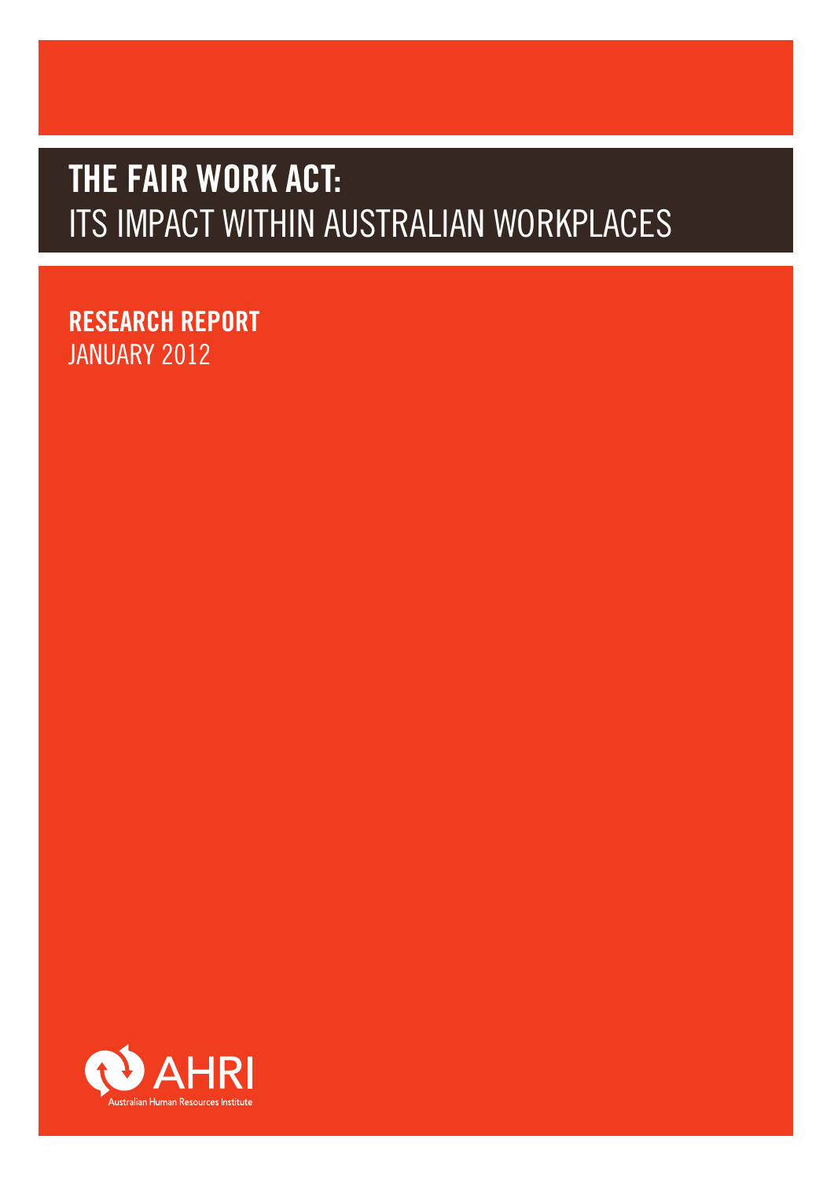# THE FAIR WORK ACT:
# ITS IMPACT WITHIN AUSTRALIAN WORKPLACES

**RESEARCH REPORT**
JANUARY 2012

AHRI
Australian Human Resources Institute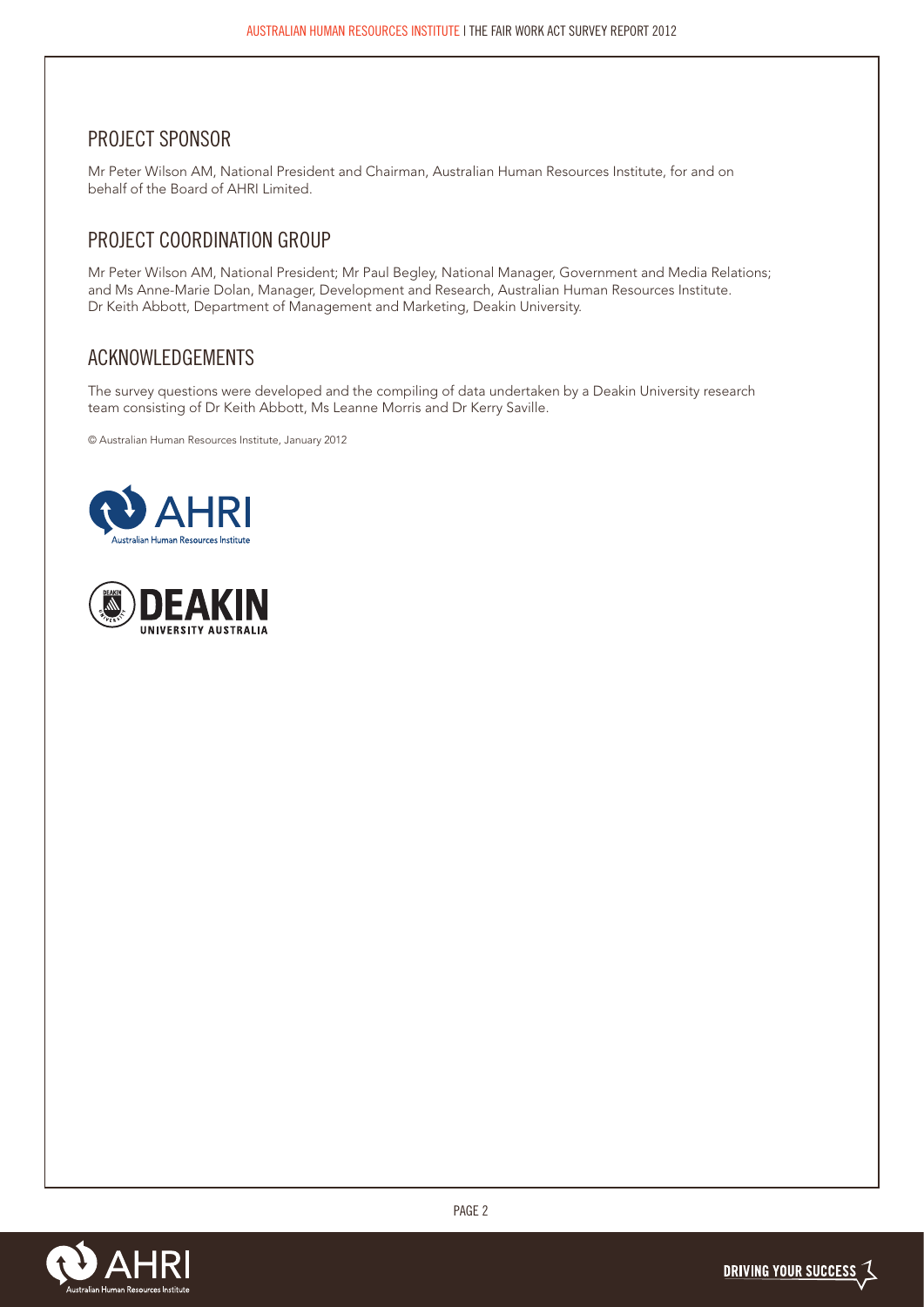## PROJECT SPONSOR

Mr Peter Wilson AM, National President and Chairman, Australian Human Resources Institute, for and on behalf of the Board of AHRI Limited.

## PROJECT COORDINATION GROUP

Mr Peter Wilson AM, National President; Mr Paul Begley, National Manager, Government and Media Relations; and Ms Anne-Marie Dolan, Manager, Development and Research, Australian Human Resources Institute. Dr Keith Abbott, Department of Management and Marketing, Deakin University.

## ACKNOWLEDGEMENTS

The survey questions were developed and the compiling of data undertaken by a Deakin University research team consisting of Dr Keith Abbott, Ms Leanne Morris and Dr Kerry Saville.

© Australian Human Resources Institute, January 2012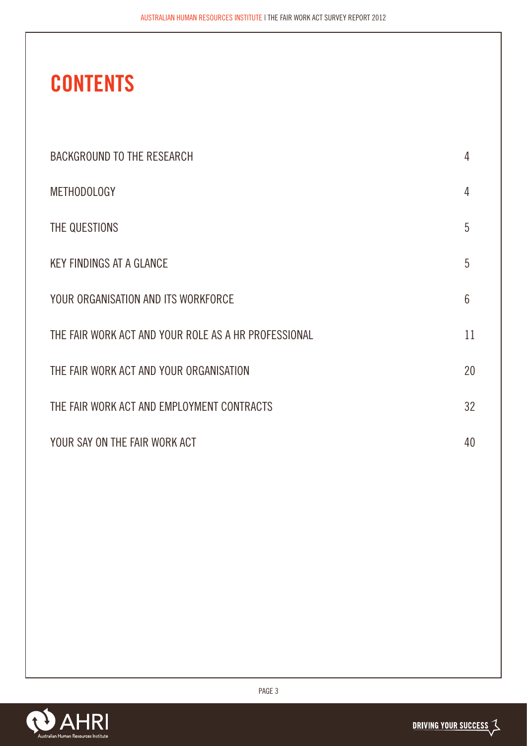# CONTENTS

| | |
|---|---|
| BACKGROUND TO THE RESEARCH | 4 |
| METHODOLOGY | 4 |
| THE QUESTIONS | 5 |
| KEY FINDINGS AT A GLANCE | 5 |
| YOUR ORGANISATION AND ITS WORKFORCE | 6 |
| THE FAIR WORK ACT AND YOUR ROLE AS A HR PROFESSIONAL | 11 |
| THE FAIR WORK ACT AND YOUR ORGANISATION | 20 |
| THE FAIR WORK ACT AND EMPLOYMENT CONTRACTS | 32 |
| YOUR SAY ON THE FAIR WORK ACT | 40 |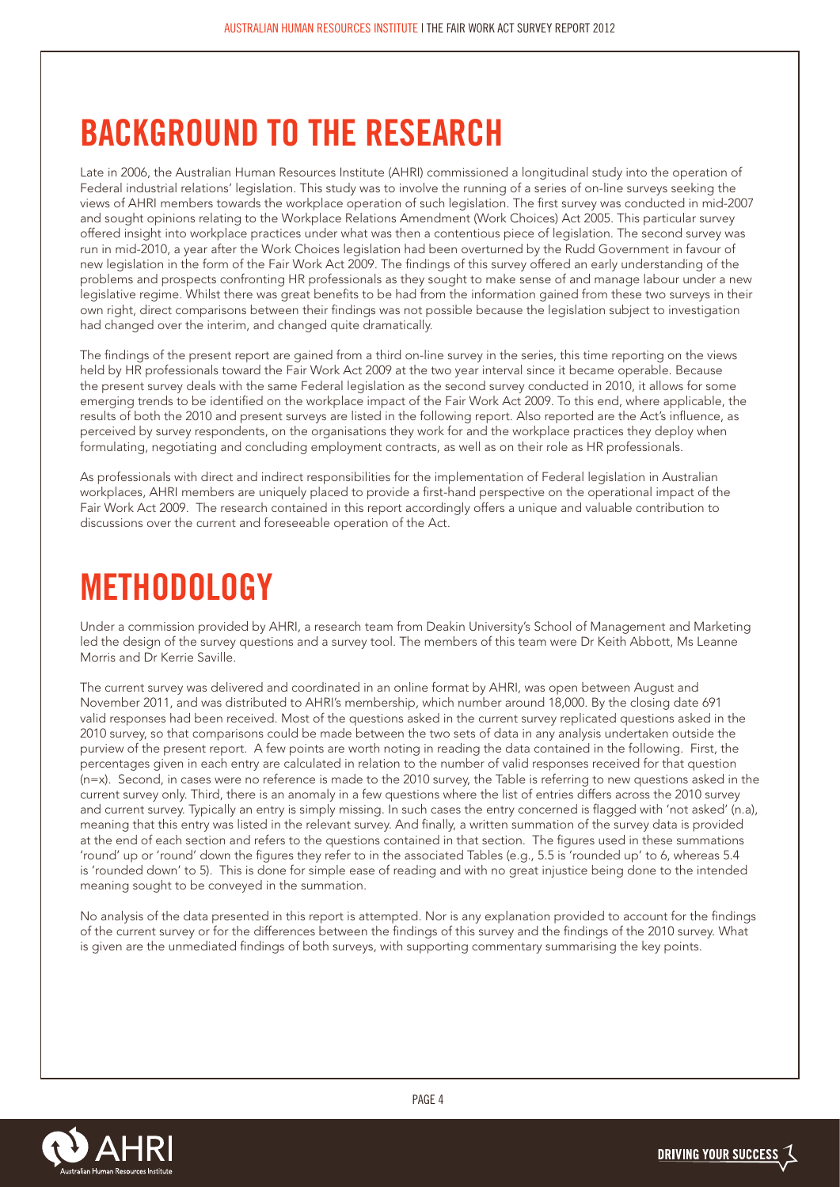# BACKGROUND TO THE RESEARCH

Late in 2006, the Australian Human Resources Institute (AHRI) commissioned a longitudinal study into the operation of Federal industrial relations' legislation. This study was to involve the running of a series of on-line surveys seeking the views of AHRI members towards the workplace operation of such legislation. The first survey was conducted in mid-2007 and sought opinions relating to the Workplace Relations Amendment (Work Choices) Act 2005. This particular survey offered insight into workplace practices under what was then a contentious piece of legislation. The second survey was run in mid-2010, a year after the Work Choices legislation had been overturned by the Rudd Government in favour of new legislation in the form of the Fair Work Act 2009. The findings of this survey offered an early understanding of the problems and prospects confronting HR professionals as they sought to make sense of and manage labour under a new legislative regime. Whilst there was great benefits to be had from the information gained from these two surveys in their own right, direct comparisons between their findings was not possible because the legislation subject to investigation had changed over the interim, and changed quite dramatically.

The findings of the present report are gained from a third on-line survey in the series, this time reporting on the views held by HR professionals toward the Fair Work Act 2009 at the two year interval since it became operable. Because the present survey deals with the same Federal legislation as the second survey conducted in 2010, it allows for some emerging trends to be identified on the workplace impact of the Fair Work Act 2009. To this end, where applicable, the results of both the 2010 and present surveys are listed in the following report. Also reported are the Act's influence, as perceived by survey respondents, on the organisations they work for and the workplace practices they deploy when formulating, negotiating and concluding employment contracts, as well as on their role as HR professionals.

As professionals with direct and indirect responsibilities for the implementation of Federal legislation in Australian workplaces, AHRI members are uniquely placed to provide a first-hand perspective on the operational impact of the Fair Work Act 2009. The research contained in this report accordingly offers a unique and valuable contribution to discussions over the current and foreseeable operation of the Act.

# METHODOLOGY

Under a commission provided by AHRI, a research team from Deakin University's School of Management and Marketing led the design of the survey questions and a survey tool. The members of this team were Dr Keith Abbott, Ms Leanne Morris and Dr Kerrie Saville.

The current survey was delivered and coordinated in an online format by AHRI, was open between August and November 2011, and was distributed to AHRI's membership, which number around 18,000. By the closing date 691 valid responses had been received. Most of the questions asked in the current survey replicated questions asked in the 2010 survey, so that comparisons could be made between the two sets of data in any analysis undertaken outside the purview of the present report. A few points are worth noting in reading the data contained in the following. First, the percentages given in each entry are calculated in relation to the number of valid responses received for that question (n=x). Second, in cases were no reference is made to the 2010 survey, the Table is referring to new questions asked in the current survey only. Third, there is an anomaly in a few questions where the list of entries differs across the 2010 survey and current survey. Typically an entry is simply missing. In such cases the entry concerned is flagged with 'not asked' (n.a), meaning that this entry was listed in the relevant survey. And finally, a written summation of the survey data is provided at the end of each section and refers to the questions contained in that section. The figures used in these summations 'round' up or 'round' down the figures they refer to in the associated Tables (e.g., 5.5 is 'rounded up' to 6, whereas 5.4 is 'rounded down' to 5). This is done for simple ease of reading and with no great injustice being done to the intended meaning sought to be conveyed in the summation.

No analysis of the data presented in this report is attempted. Nor is any explanation provided to account for the findings of the current survey or for the differences between the findings of this survey and the findings of the 2010 survey. What is given are the unmediated findings of both surveys, with supporting commentary summarising the key points.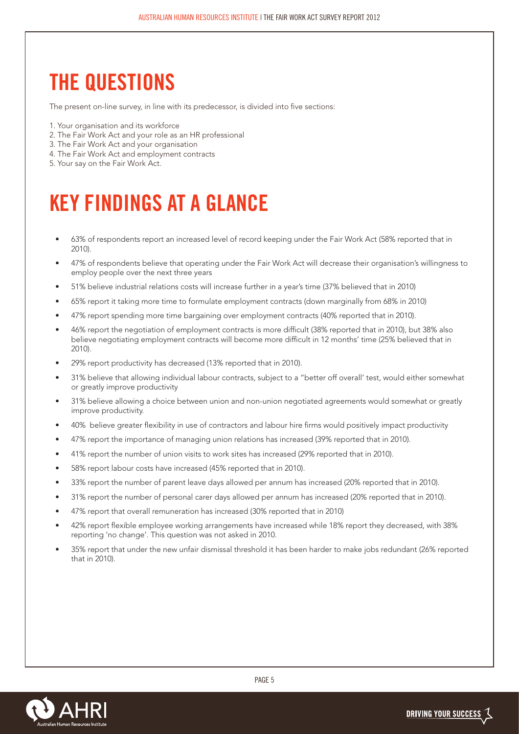# THE QUESTIONS

The present on-line survey, in line with its predecessor, is divided into five sections:

1. Your organisation and its workforce
2. The Fair Work Act and your role as an HR professional
3. The Fair Work Act and your organisation
4. The Fair Work Act and employment contracts
5. Your say on the Fair Work Act.

# KEY FINDINGS AT A GLANCE

- 63% of respondents report an increased level of record keeping under the Fair Work Act (58% reported that in 2010).
- 47% of respondents believe that operating under the Fair Work Act will decrease their organisation's willingness to employ people over the next three years
- 51% believe industrial relations costs will increase further in a year's time (37% believed that in 2010)
- 65% report it taking more time to formulate employment contracts (down marginally from 68% in 2010)
- 47% report spending more time bargaining over employment contracts (40% reported that in 2010).
- 46% report the negotiation of employment contracts is more difficult (38% reported that in 2010), but 38% also believe negotiating employment contracts will become more difficult in 12 months' time (25% believed that in 2010).
- 29% report productivity has decreased (13% reported that in 2010).
- 31% believe that allowing individual labour contracts, subject to a "better off overall' test, would either somewhat or greatly improve productivity
- 31% believe allowing a choice between union and non-union negotiated agreements would somewhat or greatly improve productivity.
- 40% believe greater flexibility in use of contractors and labour hire firms would positively impact productivity
- 47% report the importance of managing union relations has increased (39% reported that in 2010).
- 41% report the number of union visits to work sites has increased (29% reported that in 2010).
- 58% report labour costs have increased (45% reported that in 2010).
- 33% report the number of parent leave days allowed per annum has increased (20% reported that in 2010).
- 31% report the number of personal carer days allowed per annum has increased (20% reported that in 2010).
- 47% report that overall remuneration has increased (30% reported that in 2010)
- 42% report flexible employee working arrangements have increased while 18% report they decreased, with 38% reporting 'no change'. This question was not asked in 2010.
- 35% report that under the new unfair dismissal threshold it has been harder to make jobs redundant (26% reported that in 2010).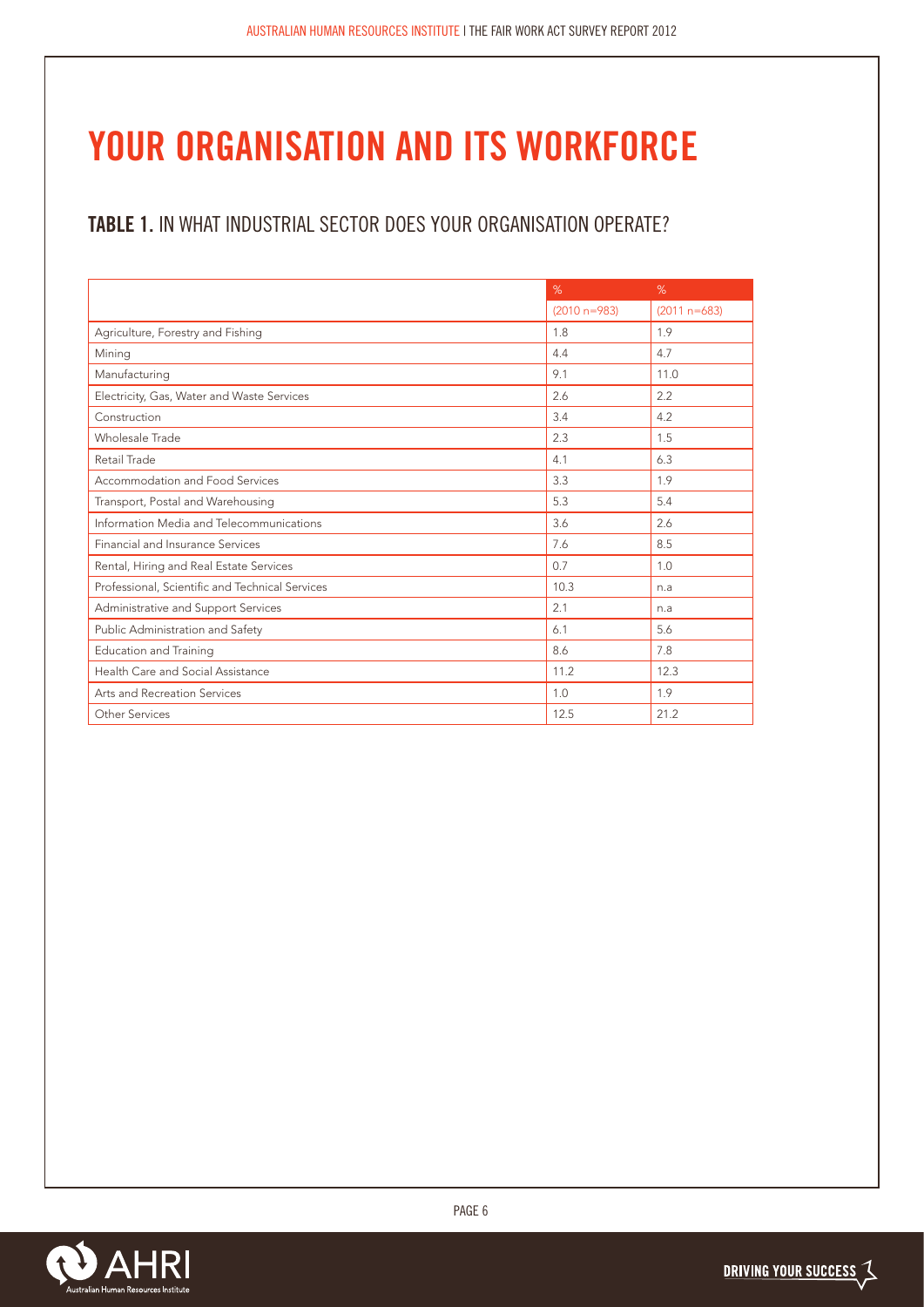# YOUR ORGANISATION AND ITS WORKFORCE

## **TABLE 1.** IN WHAT INDUSTRIAL SECTOR DOES YOUR ORGANISATION OPERATE?

| | % | % |
|---|---|---|
| | (2010 n=983) | (2011 n=683) |
| Agriculture, Forestry and Fishing | 1.8 | 1.9 |
| Mining | 4.4 | 4.7 |
| Manufacturing | 9.1 | 11.0 |
| Electricity, Gas, Water and Waste Services | 2.6 | 2.2 |
| Construction | 3.4 | 4.2 |
| Wholesale Trade | 2.3 | 1.5 |
| Retail Trade | 4.1 | 6.3 |
| Accommodation and Food Services | 3.3 | 1.9 |
| Transport, Postal and Warehousing | 5.3 | 5.4 |
| Information Media and Telecommunications | 3.6 | 2.6 |
| Financial and Insurance Services | 7.6 | 8.5 |
| Rental, Hiring and Real Estate Services | 0.7 | 1.0 |
| Professional, Scientific and Technical Services | 10.3 | n.a |
| Administrative and Support Services | 2.1 | n.a |
| Public Administration and Safety | 6.1 | 5.6 |
| Education and Training | 8.6 | 7.8 |
| Health Care and Social Assistance | 11.2 | 12.3 |
| Arts and Recreation Services | 1.0 | 1.9 |
| Other Services | 12.5 | 21.2 |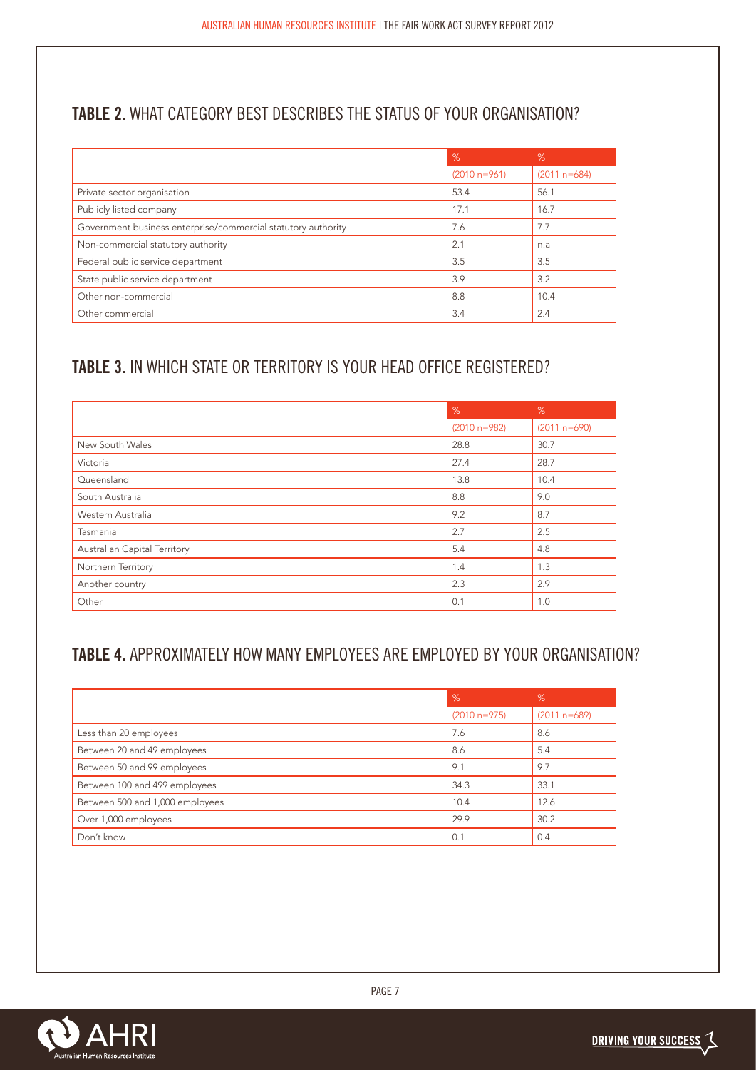## **TABLE 2.** WHAT CATEGORY BEST DESCRIBES THE STATUS OF YOUR ORGANISATION?

| | % (2010 n=961) | % (2011 n=684) |
|---|---|---|
| Private sector organisation | 53.4 | 56.1 |
| Publicly listed company | 17.1 | 16.7 |
| Government business enterprise/commercial statutory authority | 7.6 | 7.7 |
| Non-commercial statutory authority | 2.1 | n.a |
| Federal public service department | 3.5 | 3.5 |
| State public service department | 3.9 | 3.2 |
| Other non-commercial | 8.8 | 10.4 |
| Other commercial | 3.4 | 2.4 |

## **TABLE 3.** IN WHICH STATE OR TERRITORY IS YOUR HEAD OFFICE REGISTERED?

| | % (2010 n=982) | % (2011 n=690) |
|---|---|---|
| New South Wales | 28.8 | 30.7 |
| Victoria | 27.4 | 28.7 |
| Queensland | 13.8 | 10.4 |
| South Australia | 8.8 | 9.0 |
| Western Australia | 9.2 | 8.7 |
| Tasmania | 2.7 | 2.5 |
| Australian Capital Territory | 5.4 | 4.8 |
| Northern Territory | 1.4 | 1.3 |
| Another country | 2.3 | 2.9 |
| Other | 0.1 | 1.0 |

## **TABLE 4.** APPROXIMATELY HOW MANY EMPLOYEES ARE EMPLOYED BY YOUR ORGANISATION?

| | % (2010 n=975) | % (2011 n=689) |
|---|---|---|
| Less than 20 employees | 7.6 | 8.6 |
| Between 20 and 49 employees | 8.6 | 5.4 |
| Between 50 and 99 employees | 9.1 | 9.7 |
| Between 100 and 499 employees | 34.3 | 33.1 |
| Between 500 and 1,000 employees | 10.4 | 12.6 |
| Over 1,000 employees | 29.9 | 30.2 |
| Don't know | 0.1 | 0.4 |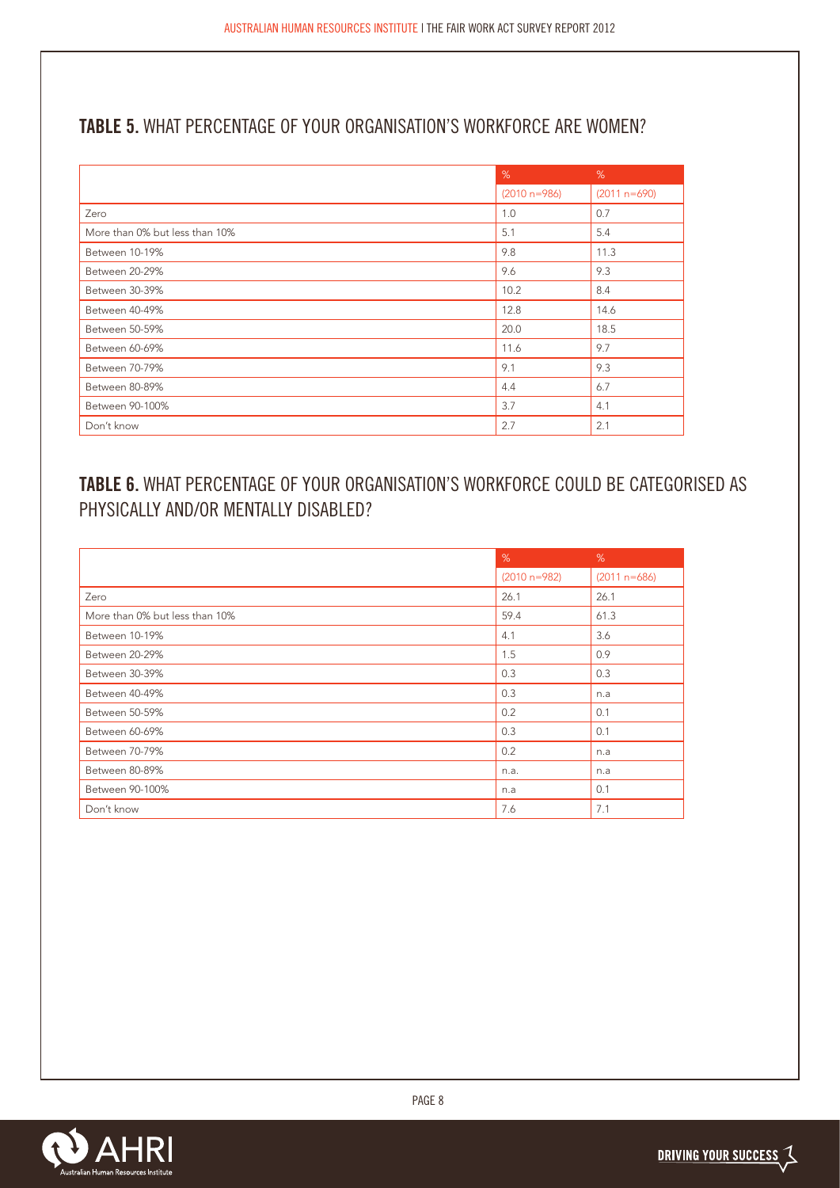## TABLE 5. WHAT PERCENTAGE OF YOUR ORGANISATION'S WORKFORCE ARE WOMEN?

| | % | % |
|---|---|---|
| | (2010 n=986) | (2011 n=690) |
| Zero | 1.0 | 0.7 |
| More than 0% but less than 10% | 5.1 | 5.4 |
| Between 10-19% | 9.8 | 11.3 |
| Between 20-29% | 9.6 | 9.3 |
| Between 30-39% | 10.2 | 8.4 |
| Between 40-49% | 12.8 | 14.6 |
| Between 50-59% | 20.0 | 18.5 |
| Between 60-69% | 11.6 | 9.7 |
| Between 70-79% | 9.1 | 9.3 |
| Between 80-89% | 4.4 | 6.7 |
| Between 90-100% | 3.7 | 4.1 |
| Don't know | 2.7 | 2.1 |

## TABLE 6. WHAT PERCENTAGE OF YOUR ORGANISATION'S WORKFORCE COULD BE CATEGORISED AS PHYSICALLY AND/OR MENTALLY DISABLED?

| | % | % |
|---|---|---|
| | (2010 n=982) | (2011 n=686) |
| Zero | 26.1 | 26.1 |
| More than 0% but less than 10% | 59.4 | 61.3 |
| Between 10-19% | 4.1 | 3.6 |
| Between 20-29% | 1.5 | 0.9 |
| Between 30-39% | 0.3 | 0.3 |
| Between 40-49% | 0.3 | n.a |
| Between 50-59% | 0.2 | 0.1 |
| Between 60-69% | 0.3 | 0.1 |
| Between 70-79% | 0.2 | n.a |
| Between 80-89% | n.a. | n.a |
| Between 90-100% | n.a | 0.1 |
| Don't know | 7.6 | 7.1 |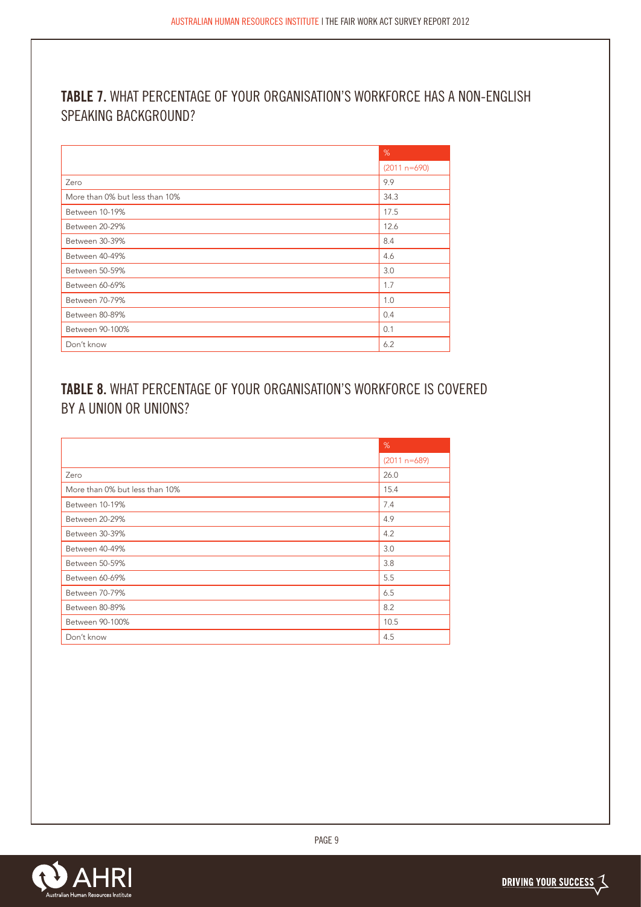## TABLE 7. WHAT PERCENTAGE OF YOUR ORGANISATION'S WORKFORCE HAS A NON-ENGLISH SPEAKING BACKGROUND?

| | % |
|---|---|
| | (2011 n=690) |
| Zero | 9.9 |
| More than 0% but less than 10% | 34.3 |
| Between 10-19% | 17.5 |
| Between 20-29% | 12.6 |
| Between 30-39% | 8.4 |
| Between 40-49% | 4.6 |
| Between 50-59% | 3.0 |
| Between 60-69% | 1.7 |
| Between 70-79% | 1.0 |
| Between 80-89% | 0.4 |
| Between 90-100% | 0.1 |
| Don't know | 6.2 |

## TABLE 8. WHAT PERCENTAGE OF YOUR ORGANISATION'S WORKFORCE IS COVERED BY A UNION OR UNIONS?

| | % |
|---|---|
| | (2011 n=689) |
| Zero | 26.0 |
| More than 0% but less than 10% | 15.4 |
| Between 10-19% | 7.4 |
| Between 20-29% | 4.9 |
| Between 30-39% | 4.2 |
| Between 40-49% | 3.0 |
| Between 50-59% | 3.8 |
| Between 60-69% | 5.5 |
| Between 70-79% | 6.5 |
| Between 80-89% | 8.2 |
| Between 90-100% | 10.5 |
| Don't know | 4.5 |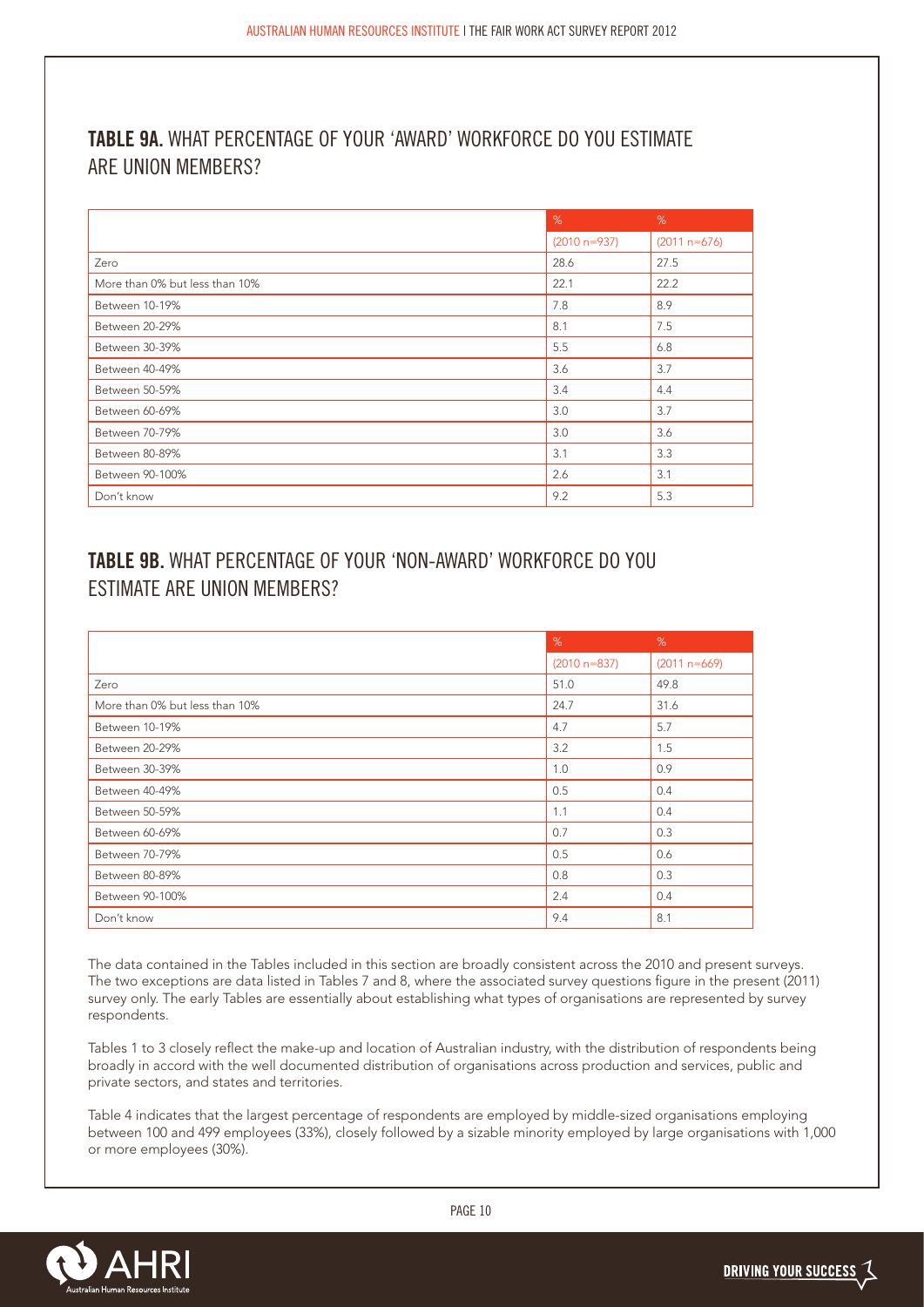## TABLE 9A. WHAT PERCENTAGE OF YOUR 'AWARD' WORKFORCE DO YOU ESTIMATE ARE UNION MEMBERS?

| | % | % |
|---|---|---|
| | (2010 n=937) | (2011 n=676) |
| Zero | 28.6 | 27.5 |
| More than 0% but less than 10% | 22.1 | 22.2 |
| Between 10-19% | 7.8 | 8.9 |
| Between 20-29% | 8.1 | 7.5 |
| Between 30-39% | 5.5 | 6.8 |
| Between 40-49% | 3.6 | 3.7 |
| Between 50-59% | 3.4 | 4.4 |
| Between 60-69% | 3.0 | 3.7 |
| Between 70-79% | 3.0 | 3.6 |
| Between 80-89% | 3.1 | 3.3 |
| Between 90-100% | 2.6 | 3.1 |
| Don't know | 9.2 | 5.3 |

## TABLE 9B. WHAT PERCENTAGE OF YOUR 'NON-AWARD' WORKFORCE DO YOU ESTIMATE ARE UNION MEMBERS?

| | % | % |
|---|---|---|
| | (2010 n=837) | (2011 n=669) |
| Zero | 51.0 | 49.8 |
| More than 0% but less than 10% | 24.7 | 31.6 |
| Between 10-19% | 4.7 | 5.7 |
| Between 20-29% | 3.2 | 1.5 |
| Between 30-39% | 1.0 | 0.9 |
| Between 40-49% | 0.5 | 0.4 |
| Between 50-59% | 1.1 | 0.4 |
| Between 60-69% | 0.7 | 0.3 |
| Between 70-79% | 0.5 | 0.6 |
| Between 80-89% | 0.8 | 0.3 |
| Between 90-100% | 2.4 | 0.4 |
| Don't know | 9.4 | 8.1 |

The data contained in the Tables included in this section are broadly consistent across the 2010 and present surveys. The two exceptions are data listed in Tables 7 and 8, where the associated survey questions figure in the present (2011) survey only. The early Tables are essentially about establishing what types of organisations are represented by survey respondents.

Tables 1 to 3 closely reflect the make-up and location of Australian industry, with the distribution of respondents being broadly in accord with the well documented distribution of organisations across production and services, public and private sectors, and states and territories.

Table 4 indicates that the largest percentage of respondents are employed by middle-sized organisations employing between 100 and 499 employees (33%), closely followed by a sizable minority employed by large organisations with 1,000 or more employees (30%).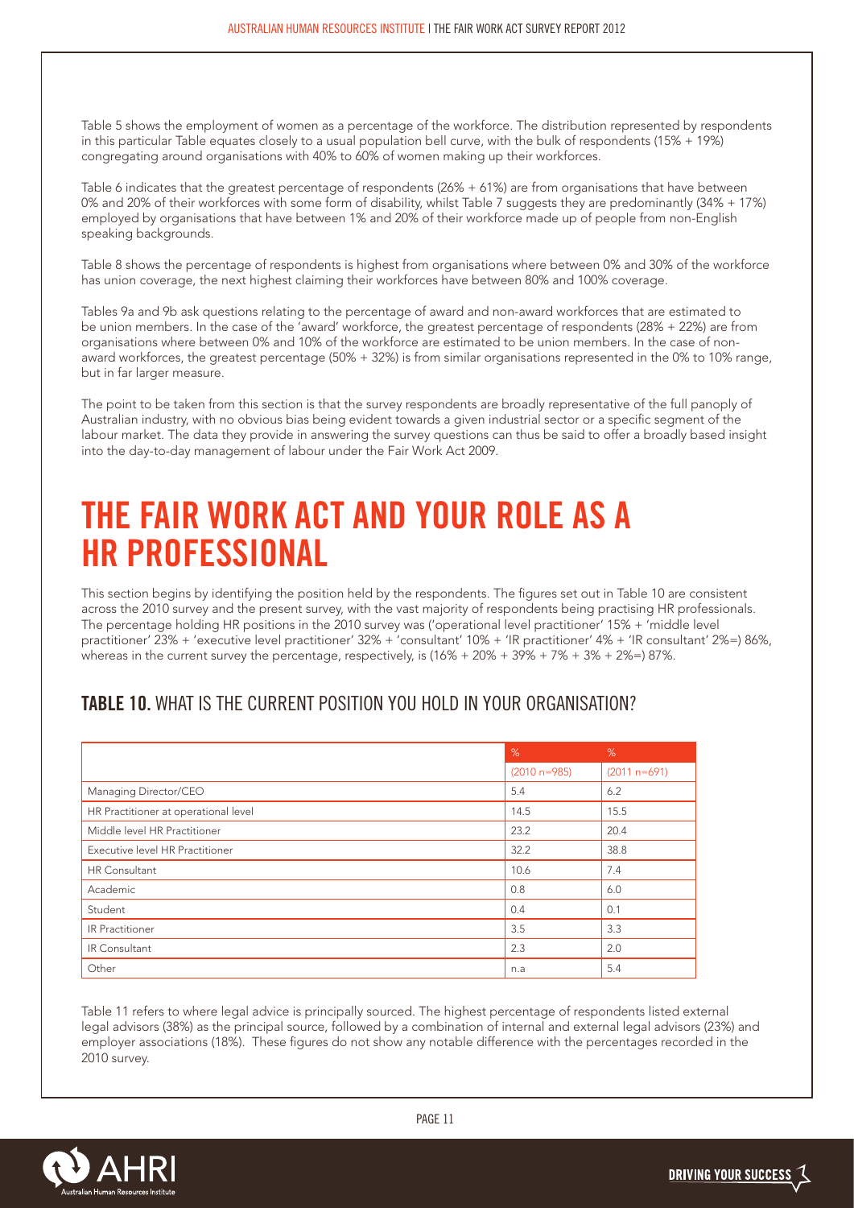Table 5 shows the employment of women as a percentage of the workforce. The distribution represented by respondents in this particular Table equates closely to a usual population bell curve, with the bulk of respondents (15% + 19%) congregating around organisations with 40% to 60% of women making up their workforces.

Table 6 indicates that the greatest percentage of respondents (26% + 61%) are from organisations that have between 0% and 20% of their workforces with some form of disability, whilst Table 7 suggests they are predominantly (34% + 17%) employed by organisations that have between 1% and 20% of their workforce made up of people from non-English speaking backgrounds.

Table 8 shows the percentage of respondents is highest from organisations where between 0% and 30% of the workforce has union coverage, the next highest claiming their workforces have between 80% and 100% coverage.

Tables 9a and 9b ask questions relating to the percentage of award and non-award workforces that are estimated to be union members. In the case of the 'award' workforce, the greatest percentage of respondents (28% + 22%) are from organisations where between 0% and 10% of the workforce are estimated to be union members. In the case of non-award workforces, the greatest percentage (50% + 32%) is from similar organisations represented in the 0% to 10% range, but in far larger measure.

The point to be taken from this section is that the survey respondents are broadly representative of the full panoply of Australian industry, with no obvious bias being evident towards a given industrial sector or a specific segment of the labour market. The data they provide in answering the survey questions can thus be said to offer a broadly based insight into the day-to-day management of labour under the Fair Work Act 2009.

# THE FAIR WORK ACT AND YOUR ROLE AS A HR PROFESSIONAL

This section begins by identifying the position held by the respondents. The figures set out in Table 10 are consistent across the 2010 survey and the present survey, with the vast majority of respondents being practising HR professionals. The percentage holding HR positions in the 2010 survey was ('operational level practitioner' 15% + 'middle level practitioner' 23% + 'executive level practitioner' 32% + 'consultant' 10% + 'IR practitioner' 4% + 'IR consultant' 2%=) 86%, whereas in the current survey the percentage, respectively, is (16% + 20% + 39% + 7% + 3% + 2%=) 87%.

## TABLE 10. WHAT IS THE CURRENT POSITION YOU HOLD IN YOUR ORGANISATION?

| | % | % |
|---|---|---|
| | (2010 n=985) | (2011 n=691) |
| Managing Director/CEO | 5.4 | 6.2 |
| HR Practitioner at operational level | 14.5 | 15.5 |
| Middle level HR Practitioner | 23.2 | 20.4 |
| Executive level HR Practitioner | 32.2 | 38.8 |
| HR Consultant | 10.6 | 7.4 |
| Academic | 0.8 | 6.0 |
| Student | 0.4 | 0.1 |
| IR Practitioner | 3.5 | 3.3 |
| IR Consultant | 2.3 | 2.0 |
| Other | n.a | 5.4 |

Table 11 refers to where legal advice is principally sourced. The highest percentage of respondents listed external legal advisors (38%) as the principal source, followed by a combination of internal and external legal advisors (23%) and employer associations (18%). These figures do not show any notable difference with the percentages recorded in the 2010 survey.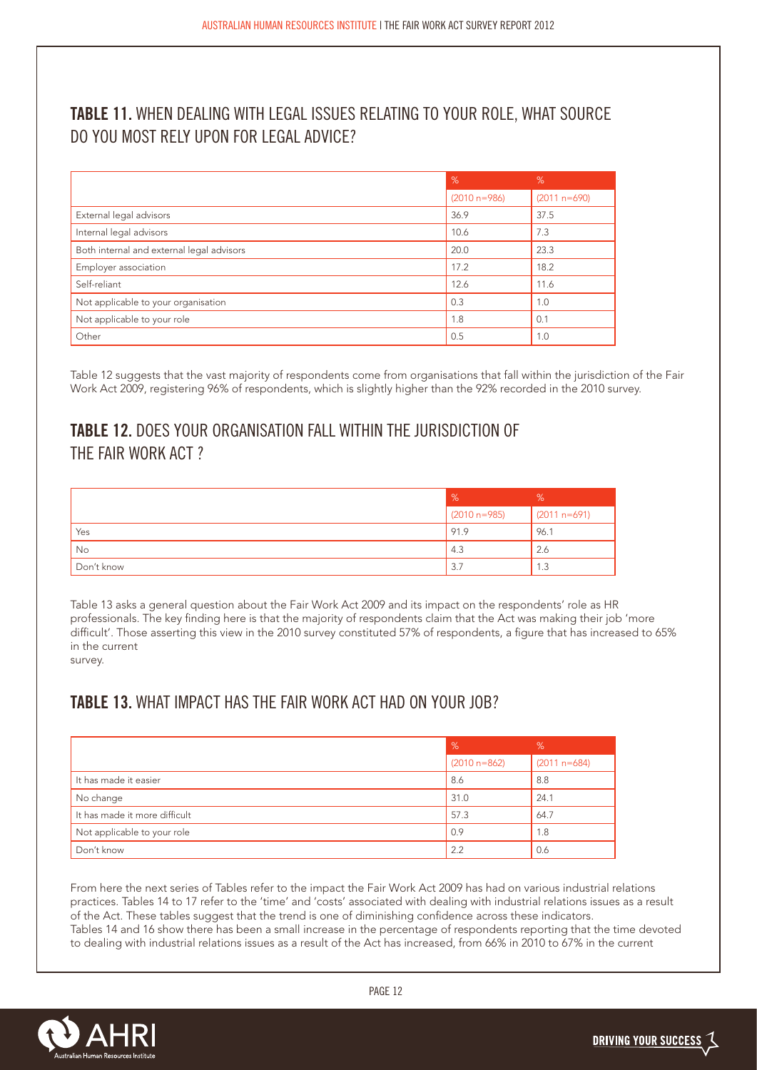## TABLE 11. WHEN DEALING WITH LEGAL ISSUES RELATING TO YOUR ROLE, WHAT SOURCE DO YOU MOST RELY UPON FOR LEGAL ADVICE?

| | % | % |
|---|---|---|
| | (2010 n=986) | (2011 n=690) |
| External legal advisors | 36.9 | 37.5 |
| Internal legal advisors | 10.6 | 7.3 |
| Both internal and external legal advisors | 20.0 | 23.3 |
| Employer association | 17.2 | 18.2 |
| Self-reliant | 12.6 | 11.6 |
| Not applicable to your organisation | 0.3 | 1.0 |
| Not applicable to your role | 1.8 | 0.1 |
| Other | 0.5 | 1.0 |

Table 12 suggests that the vast majority of respondents come from organisations that fall within the jurisdiction of the Fair Work Act 2009, registering 96% of respondents, which is slightly higher than the 92% recorded in the 2010 survey.

## TABLE 12. DOES YOUR ORGANISATION FALL WITHIN THE JURISDICTION OF THE FAIR WORK ACT ?

| | % | % |
|---|---|---|
| | (2010 n=985) | (2011 n=691) |
| Yes | 91.9 | 96.1 |
| No | 4.3 | 2.6 |
| Don't know | 3.7 | 1.3 |

Table 13 asks a general question about the Fair Work Act 2009 and its impact on the respondents' role as HR professionals. The key finding here is that the majority of respondents claim that the Act was making their job 'more difficult'. Those asserting this view in the 2010 survey constituted 57% of respondents, a figure that has increased to 65% in the current survey.

## TABLE 13. WHAT IMPACT HAS THE FAIR WORK ACT HAD ON YOUR JOB?

| | % | % |
|---|---|---|
| | (2010 n=862) | (2011 n=684) |
| It has made it easier | 8.6 | 8.8 |
| No change | 31.0 | 24.1 |
| It has made it more difficult | 57.3 | 64.7 |
| Not applicable to your role | 0.9 | 1.8 |
| Don't know | 2.2 | 0.6 |

From here the next series of Tables refer to the impact the Fair Work Act 2009 has had on various industrial relations practices. Tables 14 to 17 refer to the 'time' and 'costs' associated with dealing with industrial relations issues as a result of the Act. These tables suggest that the trend is one of diminishing confidence across these indicators. Tables 14 and 16 show there has been a small increase in the percentage of respondents reporting that the time devoted to dealing with industrial relations issues as a result of the Act has increased, from 66% in 2010 to 67% in the current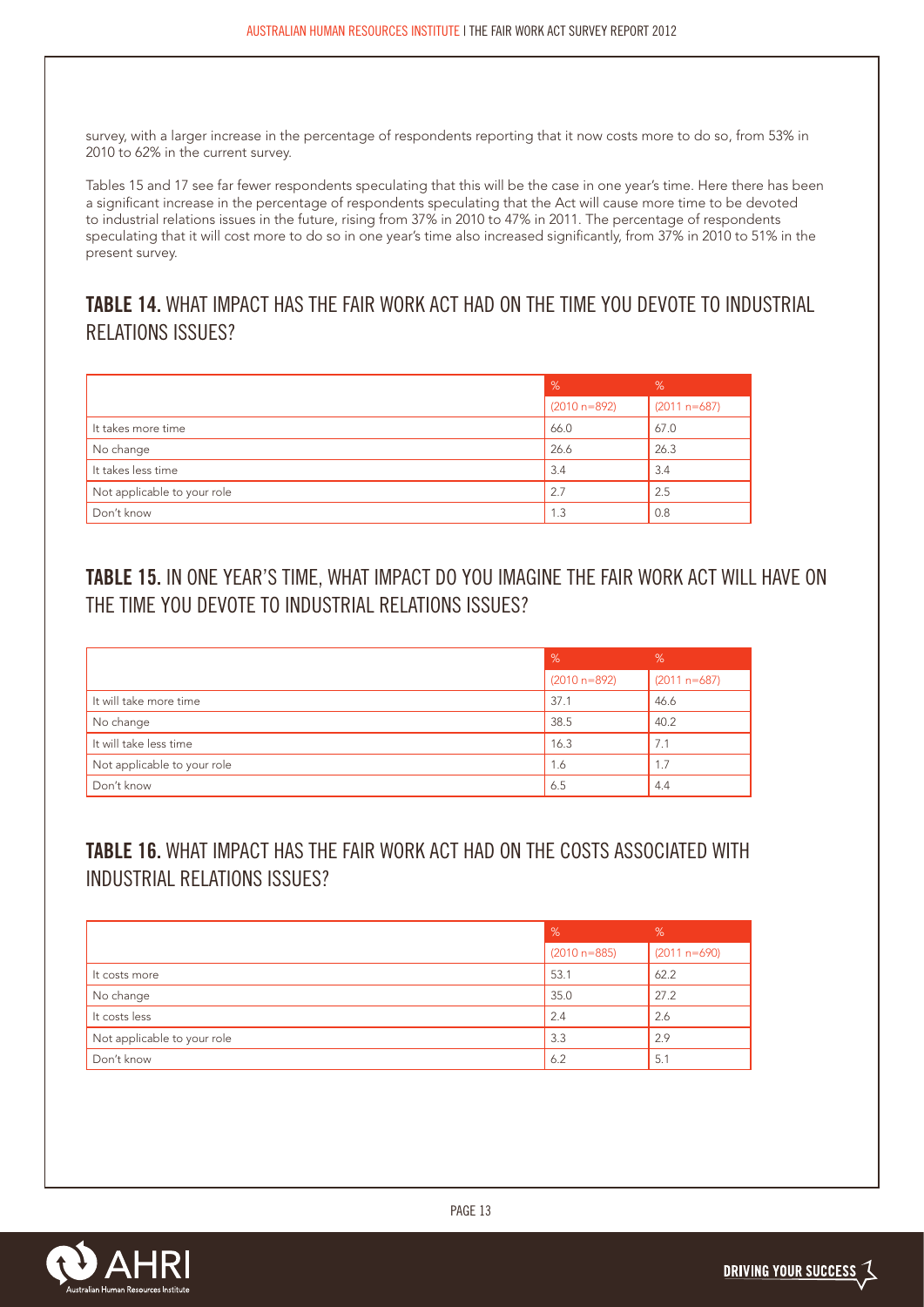survey, with a larger increase in the percentage of respondents reporting that it now costs more to do so, from 53% in 2010 to 62% in the current survey.

Tables 15 and 17 see far fewer respondents speculating that this will be the case in one year's time. Here there has been a significant increase in the percentage of respondents speculating that the Act will cause more time to be devoted to industrial relations issues in the future, rising from 37% in 2010 to 47% in 2011. The percentage of respondents speculating that it will cost more to do so in one year's time also increased significantly, from 37% in 2010 to 51% in the present survey.

## TABLE 14. WHAT IMPACT HAS THE FAIR WORK ACT HAD ON THE TIME YOU DEVOTE TO INDUSTRIAL RELATIONS ISSUES?

| | % | % |
|---|---|---|
| | (2010 n=892) | (2011 n=687) |
| It takes more time | 66.0 | 67.0 |
| No change | 26.6 | 26.3 |
| It takes less time | 3.4 | 3.4 |
| Not applicable to your role | 2.7 | 2.5 |
| Don't know | 1.3 | 0.8 |

## TABLE 15. IN ONE YEAR'S TIME, WHAT IMPACT DO YOU IMAGINE THE FAIR WORK ACT WILL HAVE ON THE TIME YOU DEVOTE TO INDUSTRIAL RELATIONS ISSUES?

| | % | % |
|---|---|---|
| | (2010 n=892) | (2011 n=687) |
| It will take more time | 37.1 | 46.6 |
| No change | 38.5 | 40.2 |
| It will take less time | 16.3 | 7.1 |
| Not applicable to your role | 1.6 | 1.7 |
| Don't know | 6.5 | 4.4 |

## TABLE 16. WHAT IMPACT HAS THE FAIR WORK ACT HAD ON THE COSTS ASSOCIATED WITH INDUSTRIAL RELATIONS ISSUES?

| | % | % |
|---|---|---|
| | (2010 n=885) | (2011 n=690) |
| It costs more | 53.1 | 62.2 |
| No change | 35.0 | 27.2 |
| It costs less | 2.4 | 2.6 |
| Not applicable to your role | 3.3 | 2.9 |
| Don't know | 6.2 | 5.1 |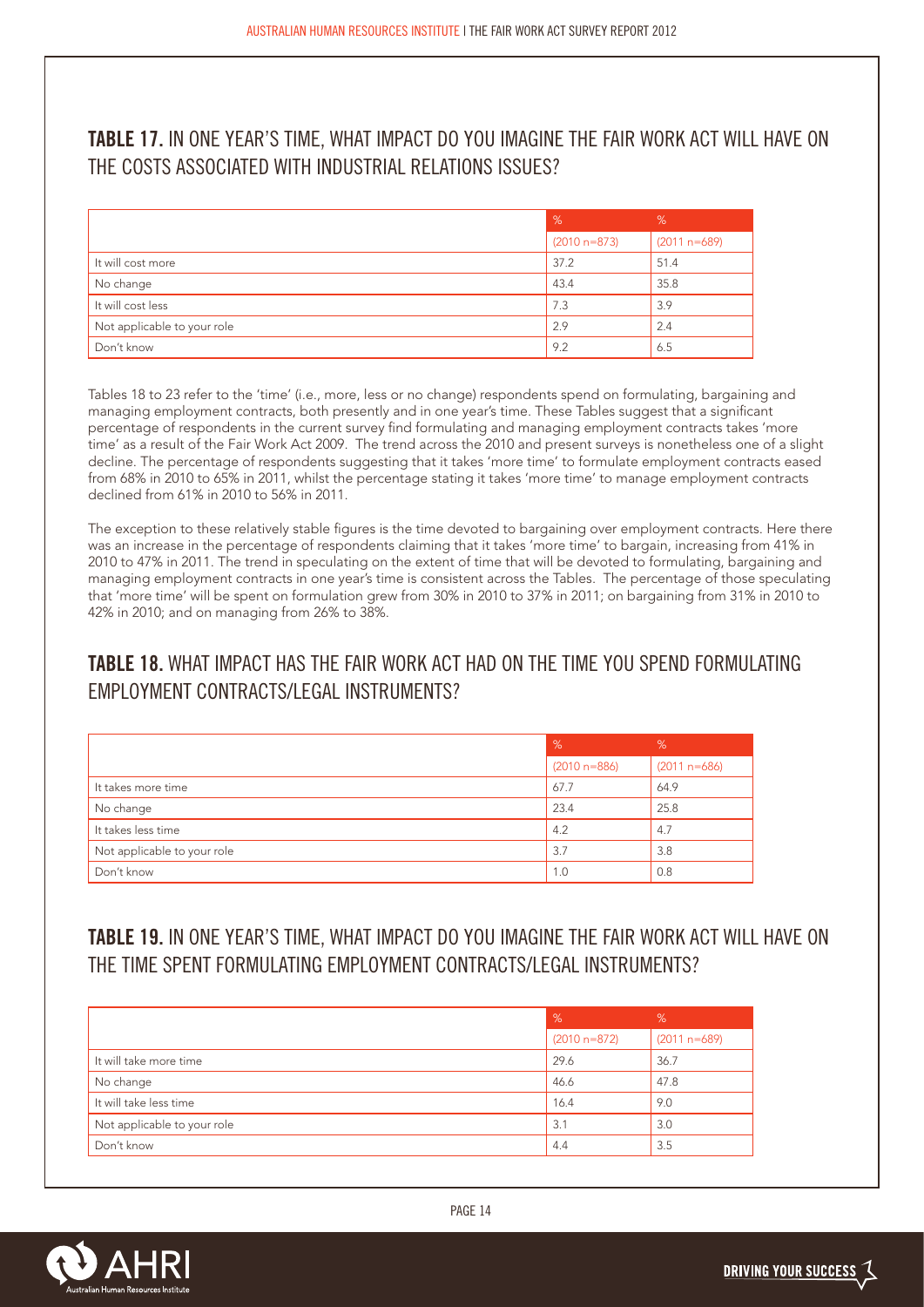## TABLE 17. IN ONE YEAR'S TIME, WHAT IMPACT DO YOU IMAGINE THE FAIR WORK ACT WILL HAVE ON THE COSTS ASSOCIATED WITH INDUSTRIAL RELATIONS ISSUES?

| | % | % |
|---|---|---|
| | (2010 n=873) | (2011 n=689) |
| It will cost more | 37.2 | 51.4 |
| No change | 43.4 | 35.8 |
| It will cost less | 7.3 | 3.9 |
| Not applicable to your role | 2.9 | 2.4 |
| Don't know | 9.2 | 6.5 |

Tables 18 to 23 refer to the 'time' (i.e., more, less or no change) respondents spend on formulating, bargaining and managing employment contracts, both presently and in one year's time. These Tables suggest that a significant percentage of respondents in the current survey find formulating and managing employment contracts takes 'more time' as a result of the Fair Work Act 2009. The trend across the 2010 and present surveys is nonetheless one of a slight decline. The percentage of respondents suggesting that it takes 'more time' to formulate employment contracts eased from 68% in 2010 to 65% in 2011, whilst the percentage stating it takes 'more time' to manage employment contracts declined from 61% in 2010 to 56% in 2011.

The exception to these relatively stable figures is the time devoted to bargaining over employment contracts. Here there was an increase in the percentage of respondents claiming that it takes 'more time' to bargain, increasing from 41% in 2010 to 47% in 2011. The trend in speculating on the extent of time that will be devoted to formulating, bargaining and managing employment contracts in one year's time is consistent across the Tables. The percentage of those speculating that 'more time' will be spent on formulation grew from 30% in 2010 to 37% in 2011; on bargaining from 31% in 2010 to 42% in 2010; and on managing from 26% to 38%.

## TABLE 18. WHAT IMPACT HAS THE FAIR WORK ACT HAD ON THE TIME YOU SPEND FORMULATING EMPLOYMENT CONTRACTS/LEGAL INSTRUMENTS?

| | % | % |
|---|---|---|
| | (2010 n=886) | (2011 n=686) |
| It takes more time | 67.7 | 64.9 |
| No change | 23.4 | 25.8 |
| It takes less time | 4.2 | 4.7 |
| Not applicable to your role | 3.7 | 3.8 |
| Don't know | 1.0 | 0.8 |

## TABLE 19. IN ONE YEAR'S TIME, WHAT IMPACT DO YOU IMAGINE THE FAIR WORK ACT WILL HAVE ON THE TIME SPENT FORMULATING EMPLOYMENT CONTRACTS/LEGAL INSTRUMENTS?

| | % | % |
|---|---|---|
| | (2010 n=872) | (2011 n=689) |
| It will take more time | 29.6 | 36.7 |
| No change | 46.6 | 47.8 |
| It will take less time | 16.4 | 9.0 |
| Not applicable to your role | 3.1 | 3.0 |
| Don't know | 4.4 | 3.5 |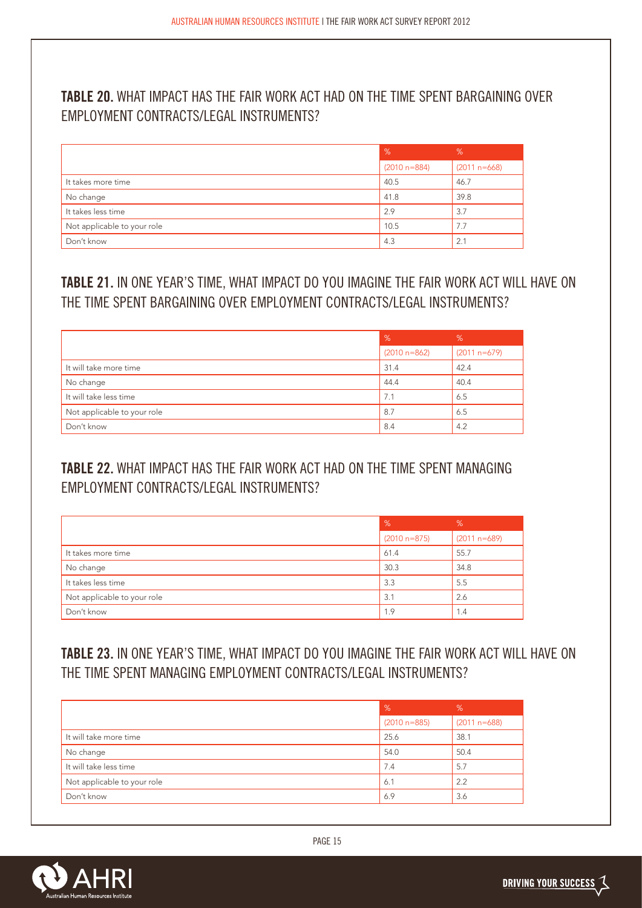## TABLE 20. WHAT IMPACT HAS THE FAIR WORK ACT HAD ON THE TIME SPENT BARGAINING OVER EMPLOYMENT CONTRACTS/LEGAL INSTRUMENTS?

| | % | % |
|---|---|---|
| | (2010 n=884) | (2011 n=668) |
| It takes more time | 40.5 | 46.7 |
| No change | 41.8 | 39.8 |
| It takes less time | 2.9 | 3.7 |
| Not applicable to your role | 10.5 | 7.7 |
| Don't know | 4.3 | 2.1 |

## TABLE 21. IN ONE YEAR'S TIME, WHAT IMPACT DO YOU IMAGINE THE FAIR WORK ACT WILL HAVE ON THE TIME SPENT BARGAINING OVER EMPLOYMENT CONTRACTS/LEGAL INSTRUMENTS?

| | % | % |
|---|---|---|
| | (2010 n=862) | (2011 n=679) |
| It will take more time | 31.4 | 42.4 |
| No change | 44.4 | 40.4 |
| It will take less time | 7.1 | 6.5 |
| Not applicable to your role | 8.7 | 6.5 |
| Don't know | 8.4 | 4.2 |

## TABLE 22. WHAT IMPACT HAS THE FAIR WORK ACT HAD ON THE TIME SPENT MANAGING EMPLOYMENT CONTRACTS/LEGAL INSTRUMENTS?

| | % | % |
|---|---|---|
| | (2010 n=875) | (2011 n=689) |
| It takes more time | 61.4 | 55.7 |
| No change | 30.3 | 34.8 |
| It takes less time | 3.3 | 5.5 |
| Not applicable to your role | 3.1 | 2.6 |
| Don't know | 1.9 | 1.4 |

## TABLE 23. IN ONE YEAR'S TIME, WHAT IMPACT DO YOU IMAGINE THE FAIR WORK ACT WILL HAVE ON THE TIME SPENT MANAGING EMPLOYMENT CONTRACTS/LEGAL INSTRUMENTS?

| | % | % |
|---|---|---|
| | (2010 n=885) | (2011 n=688) |
| It will take more time | 25.6 | 38.1 |
| No change | 54.0 | 50.4 |
| It will take less time | 7.4 | 5.7 |
| Not applicable to your role | 6.1 | 2.2 |
| Don't know | 6.9 | 3.6 |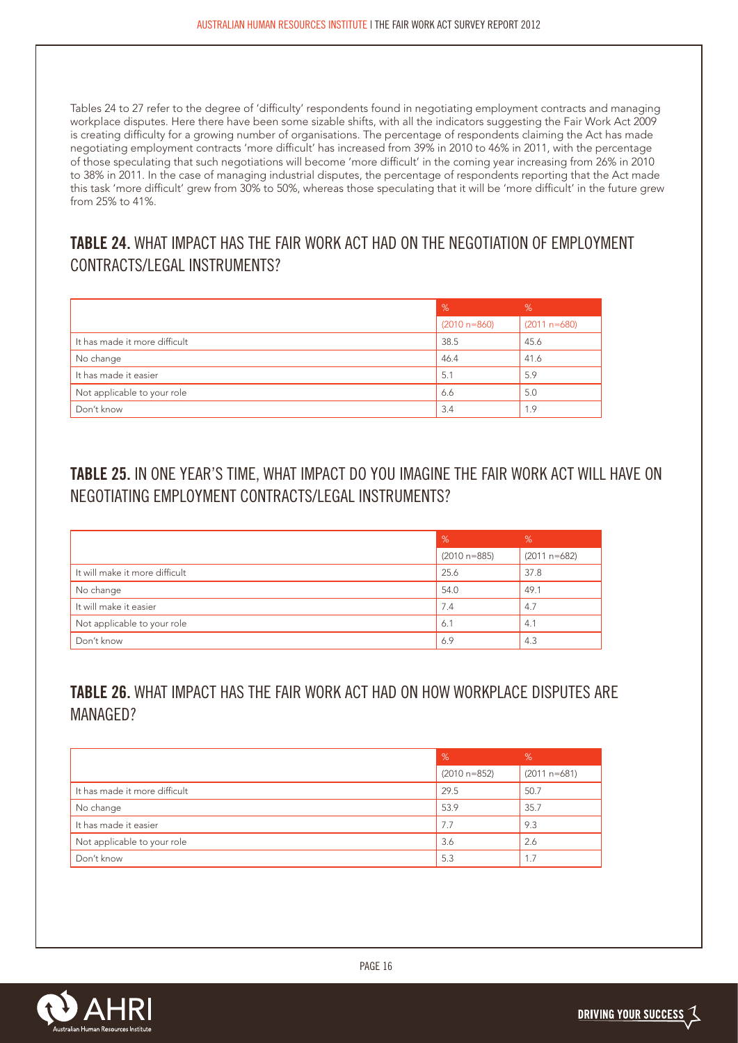Tables 24 to 27 refer to the degree of 'difficulty' respondents found in negotiating employment contracts and managing workplace disputes. Here there have been some sizable shifts, with all the indicators suggesting the Fair Work Act 2009 is creating difficulty for a growing number of organisations. The percentage of respondents claiming the Act has made negotiating employment contracts 'more difficult' has increased from 39% in 2010 to 46% in 2011, with the percentage of those speculating that such negotiations will become 'more difficult' in the coming year increasing from 26% in 2010 to 38% in 2011. In the case of managing industrial disputes, the percentage of respondents reporting that the Act made this task 'more difficult' grew from 30% to 50%, whereas those speculating that it will be 'more difficult' in the future grew from 25% to 41%.

## TABLE 24. WHAT IMPACT HAS THE FAIR WORK ACT HAD ON THE NEGOTIATION OF EMPLOYMENT CONTRACTS/LEGAL INSTRUMENTS?

| | % (2010 n=860) | % (2011 n=680) |
|---|---|---|
| It has made it more difficult | 38.5 | 45.6 |
| No change | 46.4 | 41.6 |
| It has made it easier | 5.1 | 5.9 |
| Not applicable to your role | 6.6 | 5.0 |
| Don't know | 3.4 | 1.9 |

## TABLE 25. IN ONE YEAR'S TIME, WHAT IMPACT DO YOU IMAGINE THE FAIR WORK ACT WILL HAVE ON NEGOTIATING EMPLOYMENT CONTRACTS/LEGAL INSTRUMENTS?

| | % (2010 n=885) | % (2011 n=682) |
|---|---|---|
| It will make it more difficult | 25.6 | 37.8 |
| No change | 54.0 | 49.1 |
| It will make it easier | 7.4 | 4.7 |
| Not applicable to your role | 6.1 | 4.1 |
| Don't know | 6.9 | 4.3 |

## TABLE 26. WHAT IMPACT HAS THE FAIR WORK ACT HAD ON HOW WORKPLACE DISPUTES ARE MANAGED?

| | % (2010 n=852) | % (2011 n=681) |
|---|---|---|
| It has made it more difficult | 29.5 | 50.7 |
| No change | 53.9 | 35.7 |
| It has made it easier | 7.7 | 9.3 |
| Not applicable to your role | 3.6 | 2.6 |
| Don't know | 5.3 | 1.7 |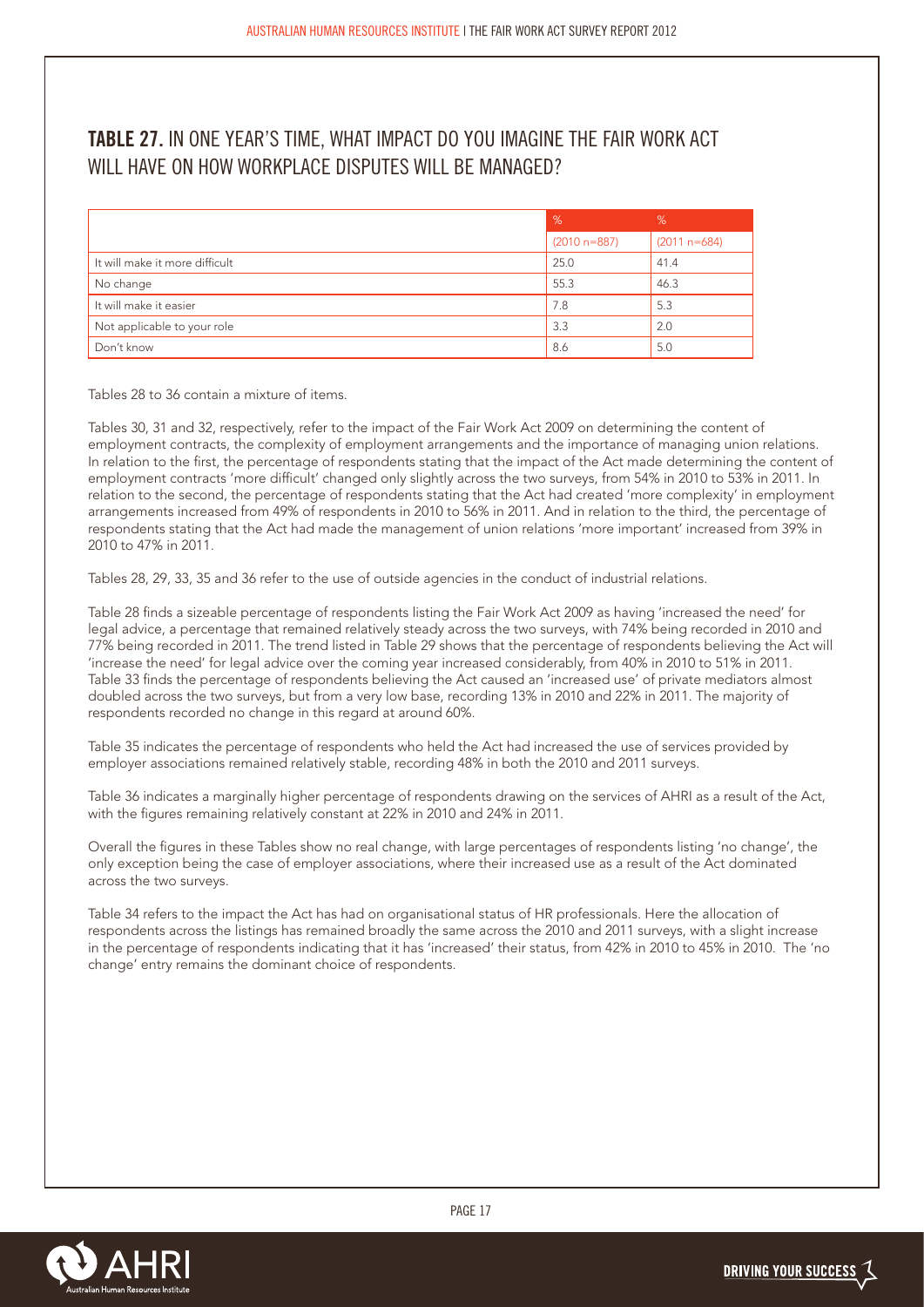## TABLE 27. IN ONE YEAR'S TIME, WHAT IMPACT DO YOU IMAGINE THE FAIR WORK ACT WILL HAVE ON HOW WORKPLACE DISPUTES WILL BE MANAGED?

| | % | % |
|---|---|---|
| | (2010 n=887) | (2011 n=684) |
| It will make it more difficult | 25.0 | 41.4 |
| No change | 55.3 | 46.3 |
| It will make it easier | 7.8 | 5.3 |
| Not applicable to your role | 3.3 | 2.0 |
| Don't know | 8.6 | 5.0 |

Tables 28 to 36 contain a mixture of items.

Tables 30, 31 and 32, respectively, refer to the impact of the Fair Work Act 2009 on determining the content of employment contracts, the complexity of employment arrangements and the importance of managing union relations. In relation to the first, the percentage of respondents stating that the impact of the Act made determining the content of employment contracts 'more difficult' changed only slightly across the two surveys, from 54% in 2010 to 53% in 2011. In relation to the second, the percentage of respondents stating that the Act had created 'more complexity' in employment arrangements increased from 49% of respondents in 2010 to 56% in 2011. And in relation to the third, the percentage of respondents stating that the Act had made the management of union relations 'more important' increased from 39% in 2010 to 47% in 2011.

Tables 28, 29, 33, 35 and 36 refer to the use of outside agencies in the conduct of industrial relations.

Table 28 finds a sizeable percentage of respondents listing the Fair Work Act 2009 as having 'increased the need' for legal advice, a percentage that remained relatively steady across the two surveys, with 74% being recorded in 2010 and 77% being recorded in 2011. The trend listed in Table 29 shows that the percentage of respondents believing the Act will 'increase the need' for legal advice over the coming year increased considerably, from 40% in 2010 to 51% in 2011. Table 33 finds the percentage of respondents believing the Act caused an 'increased use' of private mediators almost doubled across the two surveys, but from a very low base, recording 13% in 2010 and 22% in 2011. The majority of respondents recorded no change in this regard at around 60%.

Table 35 indicates the percentage of respondents who held the Act had increased the use of services provided by employer associations remained relatively stable, recording 48% in both the 2010 and 2011 surveys.

Table 36 indicates a marginally higher percentage of respondents drawing on the services of AHRI as a result of the Act, with the figures remaining relatively constant at 22% in 2010 and 24% in 2011.

Overall the figures in these Tables show no real change, with large percentages of respondents listing 'no change', the only exception being the case of employer associations, where their increased use as a result of the Act dominated across the two surveys.

Table 34 refers to the impact the Act has had on organisational status of HR professionals. Here the allocation of respondents across the listings has remained broadly the same across the 2010 and 2011 surveys, with a slight increase in the percentage of respondents indicating that it has 'increased' their status, from 42% in 2010 to 45% in 2010. The 'no change' entry remains the dominant choice of respondents.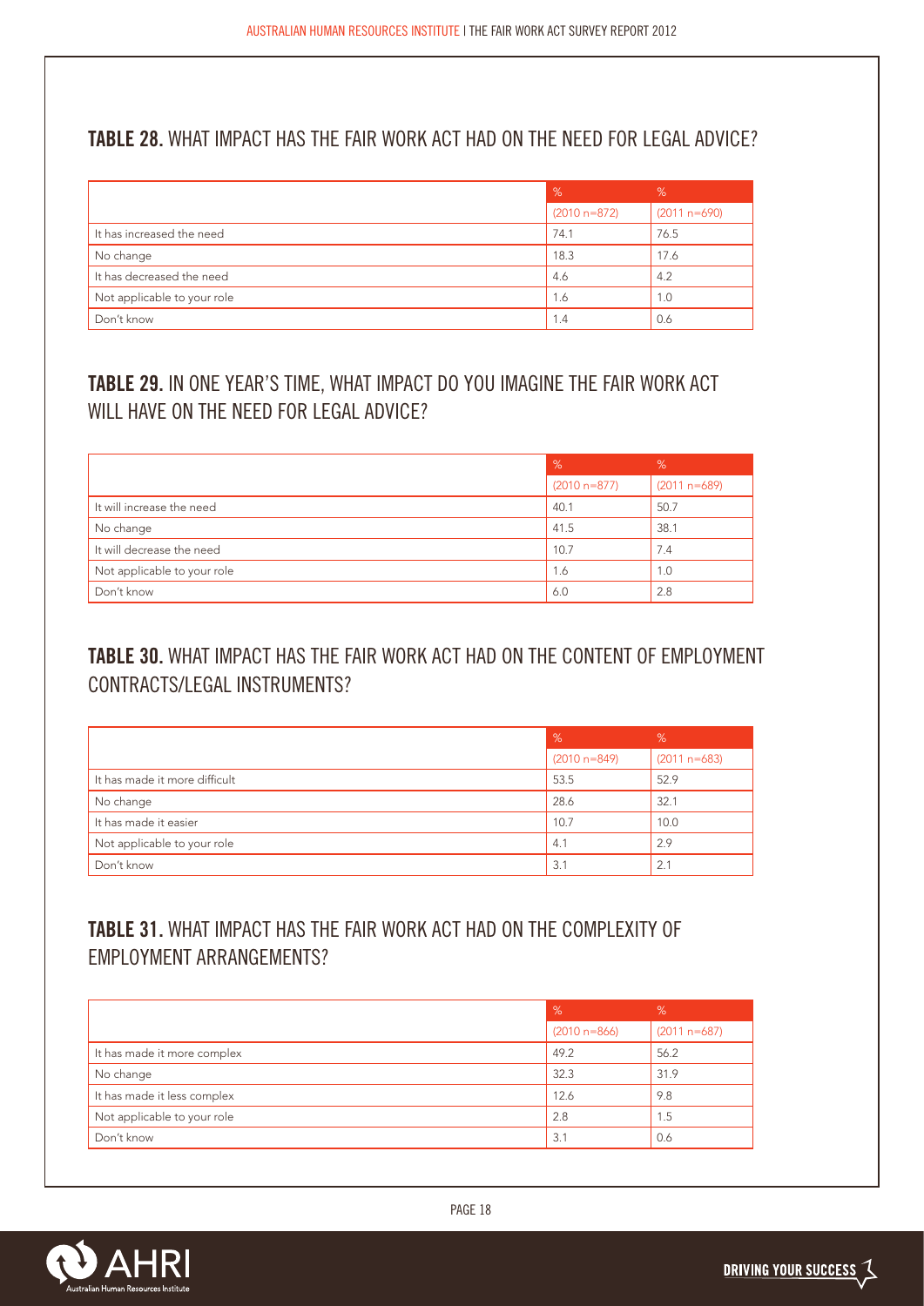## **TABLE 28.** WHAT IMPACT HAS THE FAIR WORK ACT HAD ON THE NEED FOR LEGAL ADVICE?

| | % | % |
|---|---|---|
| | (2010 n=872) | (2011 n=690) |
| It has increased the need | 74.1 | 76.5 |
| No change | 18.3 | 17.6 |
| It has decreased the need | 4.6 | 4.2 |
| Not applicable to your role | 1.6 | 1.0 |
| Don't know | 1.4 | 0.6 |

## **TABLE 29.** IN ONE YEAR'S TIME, WHAT IMPACT DO YOU IMAGINE THE FAIR WORK ACT WILL HAVE ON THE NEED FOR LEGAL ADVICE?

| | % | % |
|---|---|---|
| | (2010 n=877) | (2011 n=689) |
| It will increase the need | 40.1 | 50.7 |
| No change | 41.5 | 38.1 |
| It will decrease the need | 10.7 | 7.4 |
| Not applicable to your role | 1.6 | 1.0 |
| Don't know | 6.0 | 2.8 |

## **TABLE 30.** WHAT IMPACT HAS THE FAIR WORK ACT HAD ON THE CONTENT OF EMPLOYMENT CONTRACTS/LEGAL INSTRUMENTS?

| | % | % |
|---|---|---|
| | (2010 n=849) | (2011 n=683) |
| It has made it more difficult | 53.5 | 52.9 |
| No change | 28.6 | 32.1 |
| It has made it easier | 10.7 | 10.0 |
| Not applicable to your role | 4.1 | 2.9 |
| Don't know | 3.1 | 2.1 |

## **TABLE 31.** WHAT IMPACT HAS THE FAIR WORK ACT HAD ON THE COMPLEXITY OF EMPLOYMENT ARRANGEMENTS?

| | % | % |
|---|---|---|
| | (2010 n=866) | (2011 n=687) |
| It has made it more complex | 49.2 | 56.2 |
| No change | 32.3 | 31.9 |
| It has made it less complex | 12.6 | 9.8 |
| Not applicable to your role | 2.8 | 1.5 |
| Don't know | 3.1 | 0.6 |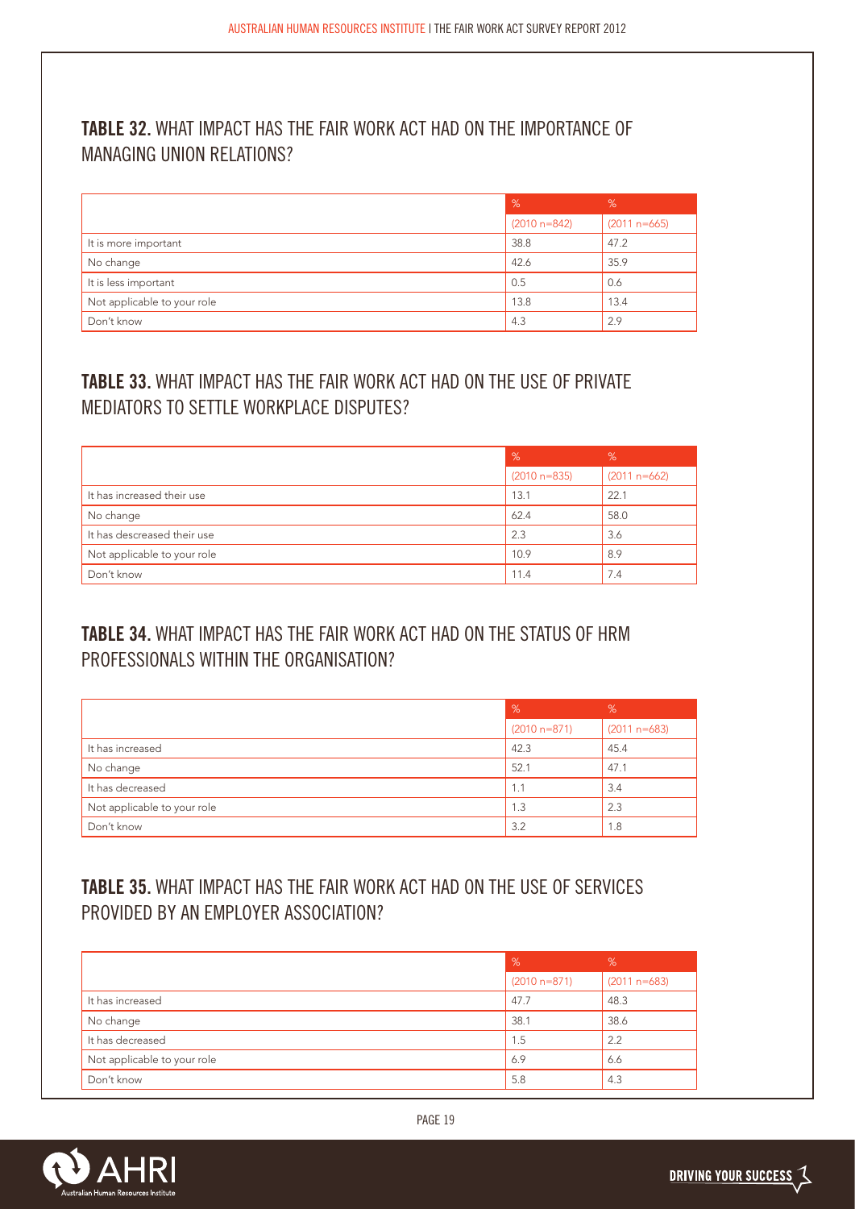## TABLE 32. WHAT IMPACT HAS THE FAIR WORK ACT HAD ON THE IMPORTANCE OF MANAGING UNION RELATIONS?

| | % | % |
|---|---|---|
| | (2010 n=842) | (2011 n=665) |
| It is more important | 38.8 | 47.2 |
| No change | 42.6 | 35.9 |
| It is less important | 0.5 | 0.6 |
| Not applicable to your role | 13.8 | 13.4 |
| Don't know | 4.3 | 2.9 |

## TABLE 33. WHAT IMPACT HAS THE FAIR WORK ACT HAD ON THE USE OF PRIVATE MEDIATORS TO SETTLE WORKPLACE DISPUTES?

| | % | % |
|---|---|---|
| | (2010 n=835) | (2011 n=662) |
| It has increased their use | 13.1 | 22.1 |
| No change | 62.4 | 58.0 |
| It has descreased their use | 2.3 | 3.6 |
| Not applicable to your role | 10.9 | 8.9 |
| Don't know | 11.4 | 7.4 |

## TABLE 34. WHAT IMPACT HAS THE FAIR WORK ACT HAD ON THE STATUS OF HRM PROFESSIONALS WITHIN THE ORGANISATION?

| | % | % |
|---|---|---|
| | (2010 n=871) | (2011 n=683) |
| It has increased | 42.3 | 45.4 |
| No change | 52.1 | 47.1 |
| It has decreased | 1.1 | 3.4 |
| Not applicable to your role | 1.3 | 2.3 |
| Don't know | 3.2 | 1.8 |

## TABLE 35. WHAT IMPACT HAS THE FAIR WORK ACT HAD ON THE USE OF SERVICES PROVIDED BY AN EMPLOYER ASSOCIATION?

| | % | % |
|---|---|---|
| | (2010 n=871) | (2011 n=683) |
| It has increased | 47.7 | 48.3 |
| No change | 38.1 | 38.6 |
| It has decreased | 1.5 | 2.2 |
| Not applicable to your role | 6.9 | 6.6 |
| Don't know | 5.8 | 4.3 |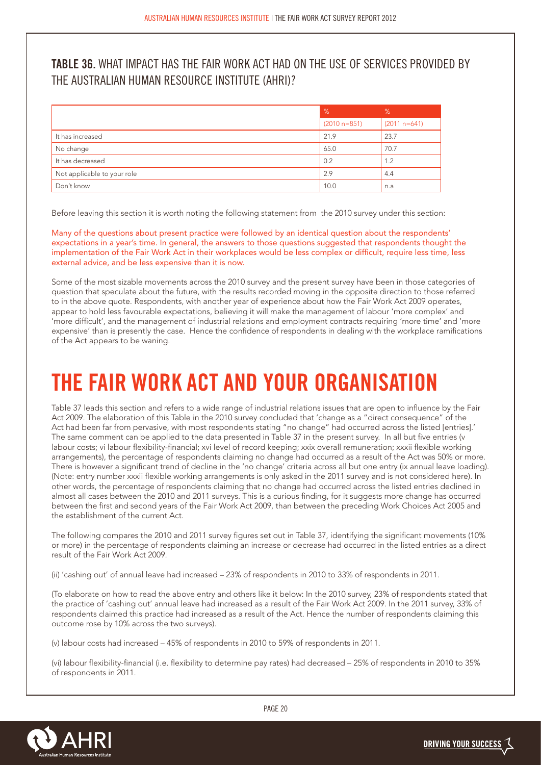## TABLE 36. WHAT IMPACT HAS THE FAIR WORK ACT HAD ON THE USE OF SERVICES PROVIDED BY THE AUSTRALIAN HUMAN RESOURCE INSTITUTE (AHRI)?

| | % | % |
|---|---|---|
| | (2010 n=851) | (2011 n=641) |
| It has increased | 21.9 | 23.7 |
| No change | 65.0 | 70.7 |
| It has decreased | 0.2 | 1.2 |
| Not applicable to your role | 2.9 | 4.4 |
| Don't know | 10.0 | n.a |

Before leaving this section it is worth noting the following statement from the 2010 survey under this section:

Many of the questions about present practice were followed by an identical question about the respondents' expectations in a year's time. In general, the answers to those questions suggested that respondents thought the implementation of the Fair Work Act in their workplaces would be less complex or difficult, require less time, less external advice, and be less expensive than it is now.

Some of the most sizable movements across the 2010 survey and the present survey have been in those categories of question that speculate about the future, with the results recorded moving in the opposite direction to those referred to in the above quote. Respondents, with another year of experience about how the Fair Work Act 2009 operates, appear to hold less favourable expectations, believing it will make the management of labour 'more complex' and 'more difficult', and the management of industrial relations and employment contracts requiring 'more time' and 'more expensive' than is presently the case. Hence the confidence of respondents in dealing with the workplace ramifications of the Act appears to be waning.

# THE FAIR WORK ACT AND YOUR ORGANISATION

Table 37 leads this section and refers to a wide range of industrial relations issues that are open to influence by the Fair Act 2009. The elaboration of this Table in the 2010 survey concluded that 'change as a "direct consequence" of the Act had been far from pervasive, with most respondents stating "no change" had occurred across the listed [entries].' The same comment can be applied to the data presented in Table 37 in the present survey. In all but five entries (v labour costs; vi labour flexibility-financial; xvi level of record keeping; xxix overall remuneration; xxxii flexible working arrangements), the percentage of respondents claiming no change had occurred as a result of the Act was 50% or more. There is however a significant trend of decline in the 'no change' criteria across all but one entry (ix annual leave loading). (Note: entry number xxxii flexible working arrangements is only asked in the 2011 survey and is not considered here). In other words, the percentage of respondents claiming that no change had occurred across the listed entries declined in almost all cases between the 2010 and 2011 surveys. This is a curious finding, for it suggests more change has occurred between the first and second years of the Fair Work Act 2009, than between the preceding Work Choices Act 2005 and the establishment of the current Act.

The following compares the 2010 and 2011 survey figures set out in Table 37, identifying the significant movements (10% or more) in the percentage of respondents claiming an increase or decrease had occurred in the listed entries as a direct result of the Fair Work Act 2009.

(ii) 'cashing out' of annual leave had increased – 23% of respondents in 2010 to 33% of respondents in 2011.

(To elaborate on how to read the above entry and others like it below: In the 2010 survey, 23% of respondents stated that the practice of 'cashing out' annual leave had increased as a result of the Fair Work Act 2009. In the 2011 survey, 33% of respondents claimed this practice had increased as a result of the Act. Hence the number of respondents claiming this outcome rose by 10% across the two surveys).

(v) labour costs had increased – 45% of respondents in 2010 to 59% of respondents in 2011.

(vi) labour flexibility-financial (i.e. flexibility to determine pay rates) had decreased – 25% of respondents in 2010 to 35% of respondents in 2011.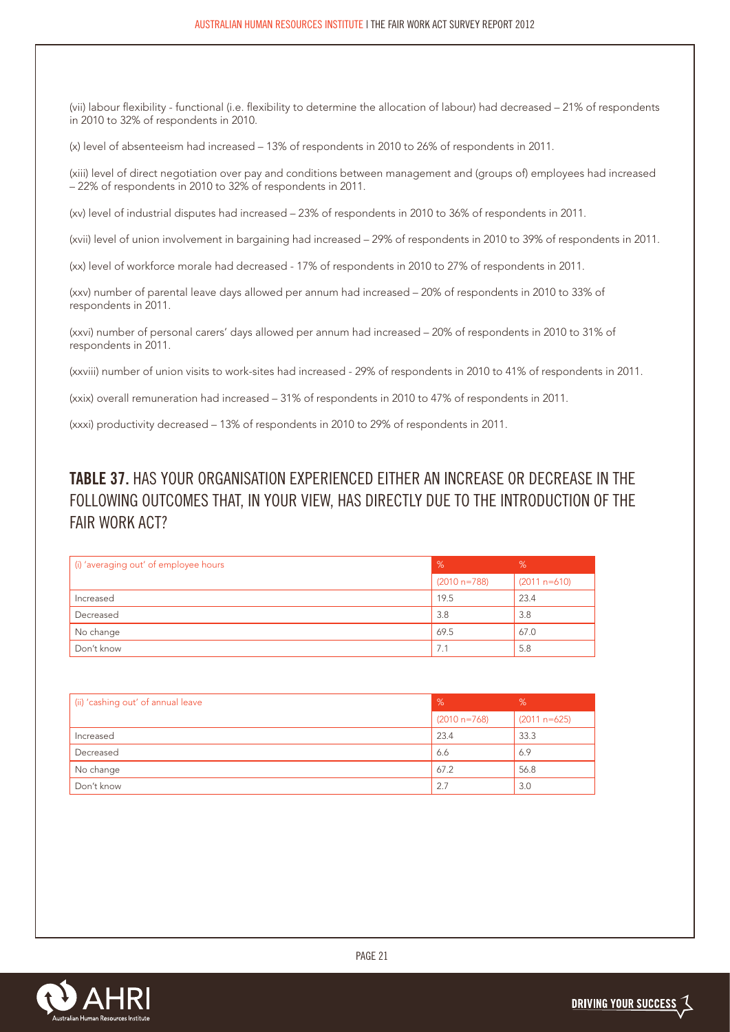(vii) labour flexibility - functional (i.e. flexibility to determine the allocation of labour) had decreased – 21% of respondents in 2010 to 32% of respondents in 2010.

(x) level of absenteeism had increased – 13% of respondents in 2010 to 26% of respondents in 2011.

(xiii) level of direct negotiation over pay and conditions between management and (groups of) employees had increased – 22% of respondents in 2010 to 32% of respondents in 2011.

(xv) level of industrial disputes had increased – 23% of respondents in 2010 to 36% of respondents in 2011.

(xvii) level of union involvement in bargaining had increased – 29% of respondents in 2010 to 39% of respondents in 2011.

(xx) level of workforce morale had decreased - 17% of respondents in 2010 to 27% of respondents in 2011.

(xxv) number of parental leave days allowed per annum had increased – 20% of respondents in 2010 to 33% of respondents in 2011.

(xxvi) number of personal carers' days allowed per annum had increased – 20% of respondents in 2010 to 31% of respondents in 2011.

(xxviii) number of union visits to work-sites had increased - 29% of respondents in 2010 to 41% of respondents in 2011.

(xxix) overall remuneration had increased – 31% of respondents in 2010 to 47% of respondents in 2011.

(xxxi) productivity decreased – 13% of respondents in 2010 to 29% of respondents in 2011.

## TABLE 37. HAS YOUR ORGANISATION EXPERIENCED EITHER AN INCREASE OR DECREASE IN THE FOLLOWING OUTCOMES THAT, IN YOUR VIEW, HAS DIRECTLY DUE TO THE INTRODUCTION OF THE FAIR WORK ACT?

| (i) 'averaging out' of employee hours | % | % |
|---|---|---|
| | (2010 n=788) | (2011 n=610) |
| Increased | 19.5 | 23.4 |
| Decreased | 3.8 | 3.8 |
| No change | 69.5 | 67.0 |
| Don't know | 7.1 | 5.8 |

| (ii) 'cashing out' of annual leave | % | % |
|---|---|---|
| | (2010 n=768) | (2011 n=625) |
| Increased | 23.4 | 33.3 |
| Decreased | 6.6 | 6.9 |
| No change | 67.2 | 56.8 |
| Don't know | 2.7 | 3.0 |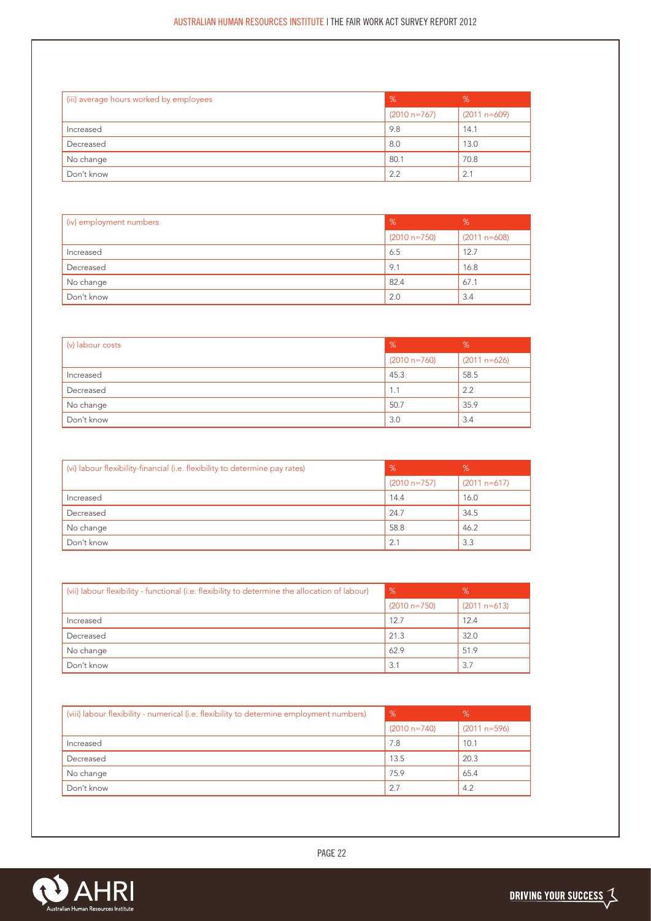| (iii) average hours worked by employees | % | % |
|---|---|---|
| | (2010 n=767) | (2011 n=609) |
| Increased | 9.8 | 14.1 |
| Decreased | 8.0 | 13.0 |
| No change | 80.1 | 70.8 |
| Don't know | 2.2 | 2.1 |

| (iv) employment numbers | % | % |
|---|---|---|
| | (2010 n=750) | (2011 n=608) |
| Increased | 6.5 | 12.7 |
| Decreased | 9.1 | 16.8 |
| No change | 82.4 | 67.1 |
| Don't know | 2.0 | 3.4 |

| (v) labour costs | % | % |
|---|---|---|
| | (2010 n=760) | (2011 n=626) |
| Increased | 45.3 | 58.5 |
| Decreased | 1.1 | 2.2 |
| No change | 50.7 | 35.9 |
| Don't know | 3.0 | 3.4 |

| (vi) labour flexibility-financial (i.e. flexibility to determine pay rates) | % | % |
|---|---|---|
| | (2010 n=757) | (2011 n=617) |
| Increased | 14.4 | 16.0 |
| Decreased | 24.7 | 34.5 |
| No change | 58.8 | 46.2 |
| Don't know | 2.1 | 3.3 |

| (vii) labour flexibility - functional (i.e. flexibility to determine the allocation of labour) | % | % |
|---|---|---|
| | (2010 n=750) | (2011 n=613) |
| Increased | 12.7 | 12.4 |
| Decreased | 21.3 | 32.0 |
| No change | 62.9 | 51.9 |
| Don't know | 3.1 | 3.7 |

| (viii) labour flexibility - numerical (i.e. flexibility to determine employment numbers) | % | % |
|---|---|---|
| | (2010 n=740) | (2011 n=596) |
| Increased | 7.8 | 10.1 |
| Decreased | 13.5 | 20.3 |
| No change | 75.9 | 65.4 |
| Don't know | 2.7 | 4.2 |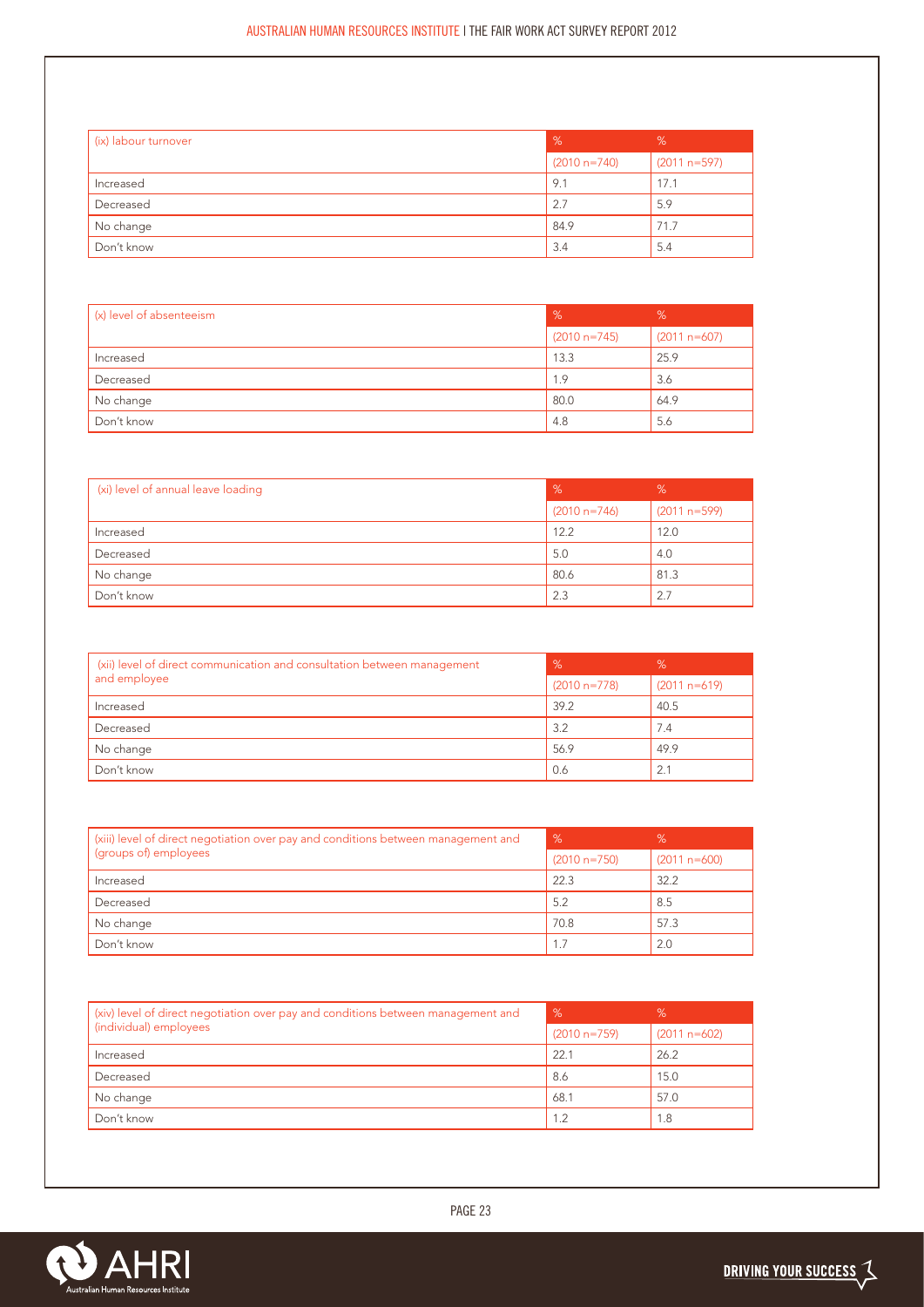| (ix) labour turnover | % | % |
|---|---|---|
| | (2010 n=740) | (2011 n=597) |
| Increased | 9.1 | 17.1 |
| Decreased | 2.7 | 5.9 |
| No change | 84.9 | 71.7 |
| Don't know | 3.4 | 5.4 |

| (x) level of absenteeism | % | % |
|---|---|---|
| | (2010 n=745) | (2011 n=607) |
| Increased | 13.3 | 25.9 |
| Decreased | 1.9 | 3.6 |
| No change | 80.0 | 64.9 |
| Don't know | 4.8 | 5.6 |

| (xi) level of annual leave loading | % | % |
|---|---|---|
| | (2010 n=746) | (2011 n=599) |
| Increased | 12.2 | 12.0 |
| Decreased | 5.0 | 4.0 |
| No change | 80.6 | 81.3 |
| Don't know | 2.3 | 2.7 |

| (xii) level of direct communication and consultation between management and employee | % | % |
|---|---|---|
| | (2010 n=778) | (2011 n=619) |
| Increased | 39.2 | 40.5 |
| Decreased | 3.2 | 7.4 |
| No change | 56.9 | 49.9 |
| Don't know | 0.6 | 2.1 |

| (xiii) level of direct negotiation over pay and conditions between management and (groups of) employees | % | % |
|---|---|---|
| | (2010 n=750) | (2011 n=600) |
| Increased | 22.3 | 32.2 |
| Decreased | 5.2 | 8.5 |
| No change | 70.8 | 57.3 |
| Don't know | 1.7 | 2.0 |

| (xiv) level of direct negotiation over pay and conditions between management and (individual) employees | % | % |
|---|---|---|
| | (2010 n=759) | (2011 n=602) |
| Increased | 22.1 | 26.2 |
| Decreased | 8.6 | 15.0 |
| No change | 68.1 | 57.0 |
| Don't know | 1.2 | 1.8 |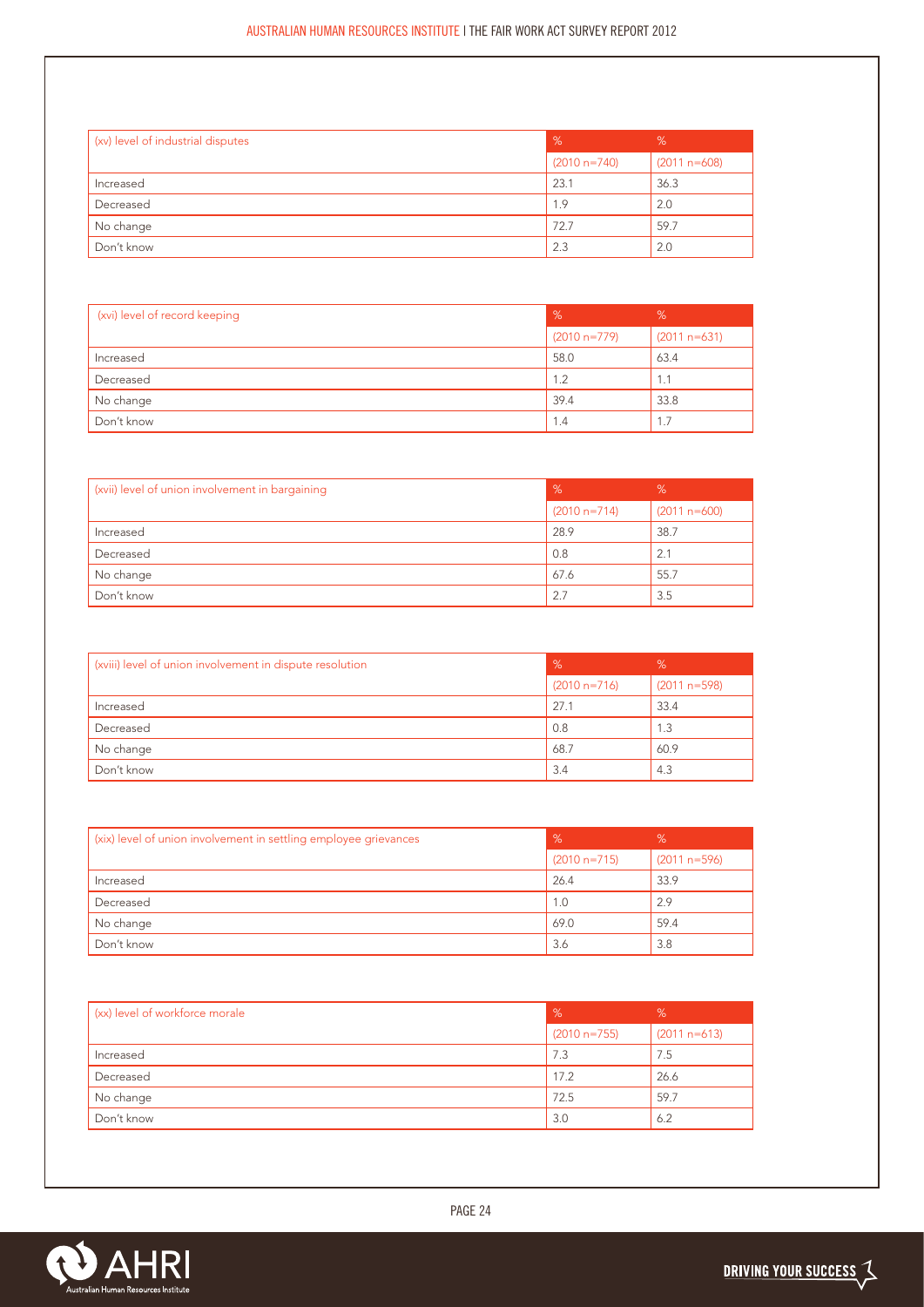| (xv) level of industrial disputes | % | % |
| --- | --- | --- |
| | (2010 n=740) | (2011 n=608) |
| Increased | 23.1 | 36.3 |
| Decreased | 1.9 | 2.0 |
| No change | 72.7 | 59.7 |
| Don't know | 2.3 | 2.0 |

| (xvi) level of record keeping | % | % |
| --- | --- | --- |
| | (2010 n=779) | (2011 n=631) |
| Increased | 58.0 | 63.4 |
| Decreased | 1.2 | 1.1 |
| No change | 39.4 | 33.8 |
| Don't know | 1.4 | 1.7 |

| (xvii) level of union involvement in bargaining | % | % |
| --- | --- | --- |
| | (2010 n=714) | (2011 n=600) |
| Increased | 28.9 | 38.7 |
| Decreased | 0.8 | 2.1 |
| No change | 67.6 | 55.7 |
| Don't know | 2.7 | 3.5 |

| (xviii) level of union involvement in dispute resolution | % | % |
| --- | --- | --- |
| | (2010 n=716) | (2011 n=598) |
| Increased | 27.1 | 33.4 |
| Decreased | 0.8 | 1.3 |
| No change | 68.7 | 60.9 |
| Don't know | 3.4 | 4.3 |

| (xix) level of union involvement in settling employee grievances | % | % |
| --- | --- | --- |
| | (2010 n=715) | (2011 n=596) |
| Increased | 26.4 | 33.9 |
| Decreased | 1.0 | 2.9 |
| No change | 69.0 | 59.4 |
| Don't know | 3.6 | 3.8 |

| (xx) level of workforce morale | % | % |
| --- | --- | --- |
| | (2010 n=755) | (2011 n=613) |
| Increased | 7.3 | 7.5 |
| Decreased | 17.2 | 26.6 |
| No change | 72.5 | 59.7 |
| Don't know | 3.0 | 6.2 |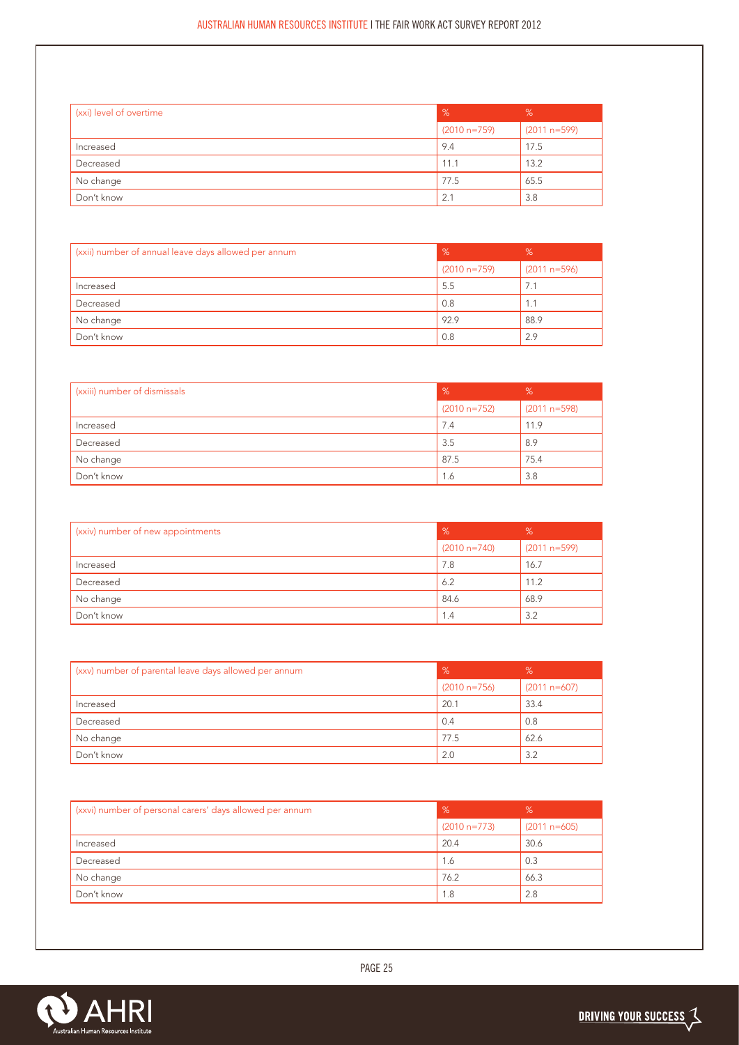| (xxi) level of overtime | % | % |
|---|---|---|
| | (2010 n=759) | (2011 n=599) |
| Increased | 9.4 | 17.5 |
| Decreased | 11.1 | 13.2 |
| No change | 77.5 | 65.5 |
| Don't know | 2.1 | 3.8 |

| (xxii) number of annual leave days allowed per annum | % | % |
|---|---|---|
| | (2010 n=759) | (2011 n=596) |
| Increased | 5.5 | 7.1 |
| Decreased | 0.8 | 1.1 |
| No change | 92.9 | 88.9 |
| Don't know | 0.8 | 2.9 |

| (xxiii) number of dismissals | % | % |
|---|---|---|
| | (2010 n=752) | (2011 n=598) |
| Increased | 7.4 | 11.9 |
| Decreased | 3.5 | 8.9 |
| No change | 87.5 | 75.4 |
| Don't know | 1.6 | 3.8 |

| (xxiv) number of new appointments | % | % |
|---|---|---|
| | (2010 n=740) | (2011 n=599) |
| Increased | 7.8 | 16.7 |
| Decreased | 6.2 | 11.2 |
| No change | 84.6 | 68.9 |
| Don't know | 1.4 | 3.2 |

| (xxv) number of parental leave days allowed per annum | % | % |
|---|---|---|
| | (2010 n=756) | (2011 n=607) |
| Increased | 20.1 | 33.4 |
| Decreased | 0.4 | 0.8 |
| No change | 77.5 | 62.6 |
| Don't know | 2.0 | 3.2 |

| (xxvi) number of personal carers' days allowed per annum | % | % |
|---|---|---|
| | (2010 n=773) | (2011 n=605) |
| Increased | 20.4 | 30.6 |
| Decreased | 1.6 | 0.3 |
| No change | 76.2 | 66.3 |
| Don't know | 1.8 | 2.8 |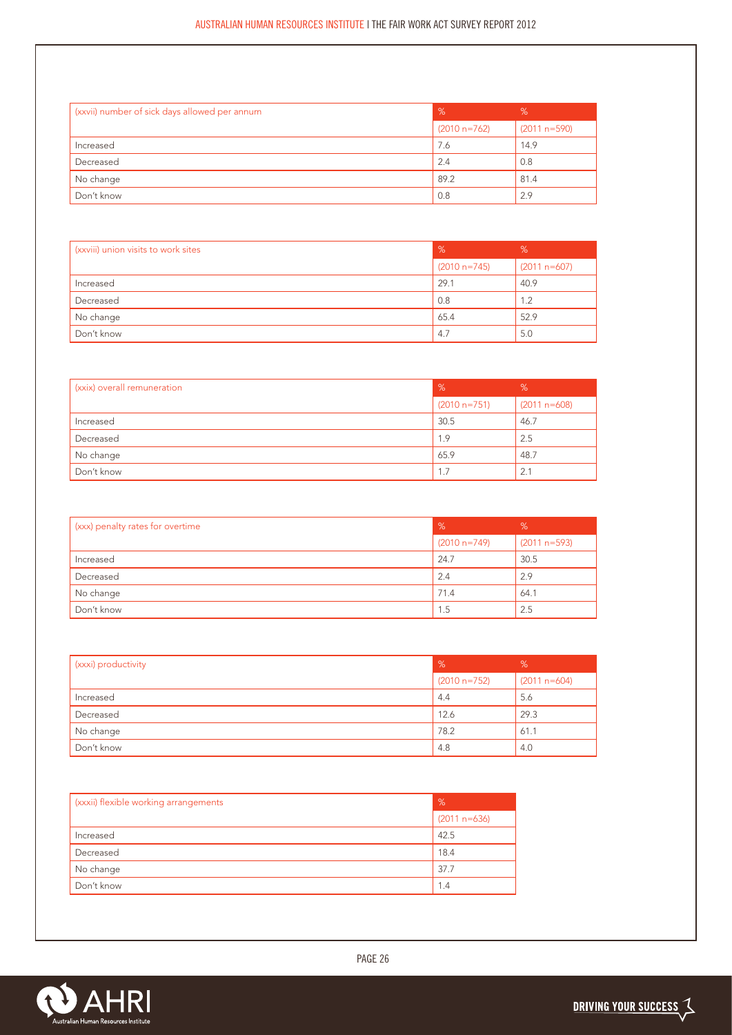| (xxvii) number of sick days allowed per annum | % | % |
|---|---|---|
| | (2010 n=762) | (2011 n=590) |
| Increased | 7.6 | 14.9 |
| Decreased | 2.4 | 0.8 |
| No change | 89.2 | 81.4 |
| Don't know | 0.8 | 2.9 |

| (xxviii) union visits to work sites | % | % |
|---|---|---|
| | (2010 n=745) | (2011 n=607) |
| Increased | 29.1 | 40.9 |
| Decreased | 0.8 | 1.2 |
| No change | 65.4 | 52.9 |
| Don't know | 4.7 | 5.0 |

| (xxix) overall remuneration | % | % |
|---|---|---|
| | (2010 n=751) | (2011 n=608) |
| Increased | 30.5 | 46.7 |
| Decreased | 1.9 | 2.5 |
| No change | 65.9 | 48.7 |
| Don't know | 1.7 | 2.1 |

| (xxx) penalty rates for overtime | % | % |
|---|---|---|
| | (2010 n=749) | (2011 n=593) |
| Increased | 24.7 | 30.5 |
| Decreased | 2.4 | 2.9 |
| No change | 71.4 | 64.1 |
| Don't know | 1.5 | 2.5 |

| (xxxi) productivity | % | % |
|---|---|---|
| | (2010 n=752) | (2011 n=604) |
| Increased | 4.4 | 5.6 |
| Decreased | 12.6 | 29.3 |
| No change | 78.2 | 61.1 |
| Don't know | 4.8 | 4.0 |

| (xxxii) flexible working arrangements | % |
|---|---|
| | (2011 n=636) |
| Increased | 42.5 |
| Decreased | 18.4 |
| No change | 37.7 |
| Don't know | 1.4 |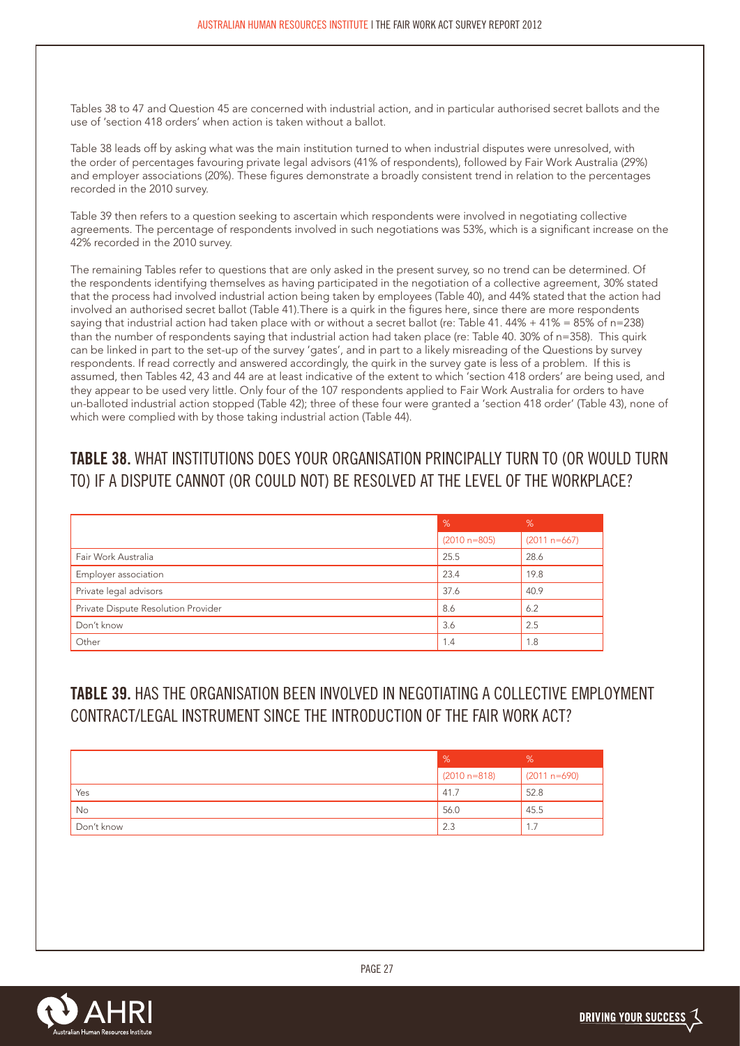Tables 38 to 47 and Question 45 are concerned with industrial action, and in particular authorised secret ballots and the use of 'section 418 orders' when action is taken without a ballot.

Table 38 leads off by asking what was the main institution turned to when industrial disputes were unresolved, with the order of percentages favouring private legal advisors (41% of respondents), followed by Fair Work Australia (29%) and employer associations (20%). These figures demonstrate a broadly consistent trend in relation to the percentages recorded in the 2010 survey.

Table 39 then refers to a question seeking to ascertain which respondents were involved in negotiating collective agreements. The percentage of respondents involved in such negotiations was 53%, which is a significant increase on the 42% recorded in the 2010 survey.

The remaining Tables refer to questions that are only asked in the present survey, so no trend can be determined. Of the respondents identifying themselves as having participated in the negotiation of a collective agreement, 30% stated that the process had involved industrial action being taken by employees (Table 40), and 44% stated that the action had involved an authorised secret ballot (Table 41).There is a quirk in the figures here, since there are more respondents saying that industrial action had taken place with or without a secret ballot (re: Table 41. 44% + 41% = 85% of n=238) than the number of respondents saying that industrial action had taken place (re: Table 40. 30% of n=358). This quirk can be linked in part to the set-up of the survey 'gates', and in part to a likely misreading of the Questions by survey respondents. If read correctly and answered accordingly, the quirk in the survey gate is less of a problem. If this is assumed, then Tables 42, 43 and 44 are at least indicative of the extent to which 'section 418 orders' are being used, and they appear to be used very little. Only four of the 107 respondents applied to Fair Work Australia for orders to have un-balloted industrial action stopped (Table 42); three of these four were granted a 'section 418 order' (Table 43), none of which were complied with by those taking industrial action (Table 44).

## TABLE 38. WHAT INSTITUTIONS DOES YOUR ORGANISATION PRINCIPALLY TURN TO (OR WOULD TURN TO) IF A DISPUTE CANNOT (OR COULD NOT) BE RESOLVED AT THE LEVEL OF THE WORKPLACE?

| | % (2010 n=805) | % (2011 n=667) |
|---|---|---|
| Fair Work Australia | 25.5 | 28.6 |
| Employer association | 23.4 | 19.8 |
| Private legal advisors | 37.6 | 40.9 |
| Private Dispute Resolution Provider | 8.6 | 6.2 |
| Don't know | 3.6 | 2.5 |
| Other | 1.4 | 1.8 |

## TABLE 39. HAS THE ORGANISATION BEEN INVOLVED IN NEGOTIATING A COLLECTIVE EMPLOYMENT CONTRACT/LEGAL INSTRUMENT SINCE THE INTRODUCTION OF THE FAIR WORK ACT?

| | % (2010 n=818) | % (2011 n=690) |
|---|---|---|
| Yes | 41.7 | 52.8 |
| No | 56.0 | 45.5 |
| Don't know | 2.3 | 1.7 |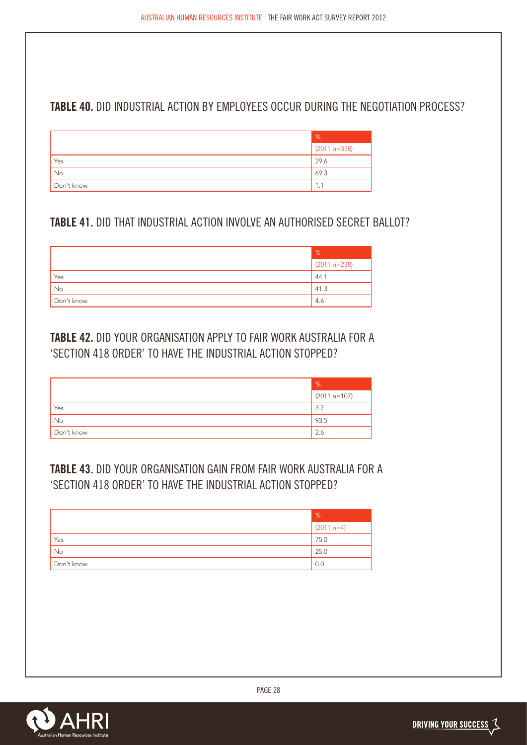## TABLE 40. DID INDUSTRIAL ACTION BY EMPLOYEES OCCUR DURING THE NEGOTIATION PROCESS?

| | % |
|---|---|
| | (2011 n=358) |
| Yes | 29.6 |
| No | 69.3 |
| Don't know | 1.1 |

## TABLE 41. DID THAT INDUSTRIAL ACTION INVOLVE AN AUTHORISED SECRET BALLOT?

| | % |
|---|---|
| | (2011 n=238) |
| Yes | 44.1 |
| No | 41.3 |
| Don't know | 4.6 |

## TABLE 42. DID YOUR ORGANISATION APPLY TO FAIR WORK AUSTRALIA FOR A 'SECTION 418 ORDER' TO HAVE THE INDUSTRIAL ACTION STOPPED?

| | % |
|---|---|
| | (2011 n=107) |
| Yes | 3.7 |
| No | 93.5 |
| Don't know | 2.6 |

## TABLE 43. DID YOUR ORGANISATION GAIN FROM FAIR WORK AUSTRALIA FOR A 'SECTION 418 ORDER' TO HAVE THE INDUSTRIAL ACTION STOPPED?

| | % |
|---|---|
| | (2011 n=4) |
| Yes | 75.0 |
| No | 25.0 |
| Don't know | 0.0 |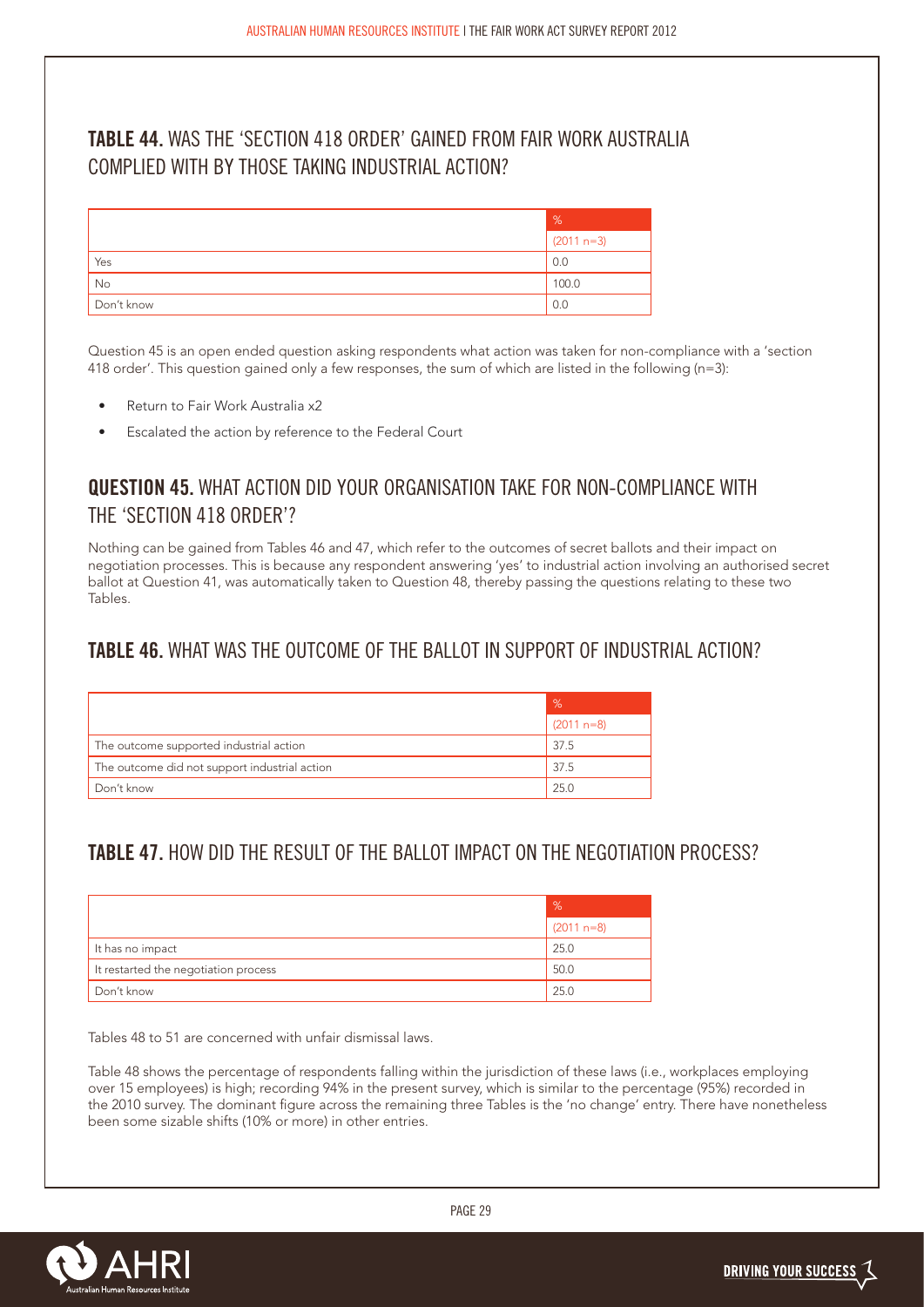## TABLE 44. WAS THE 'SECTION 418 ORDER' GAINED FROM FAIR WORK AUSTRALIA COMPLIED WITH BY THOSE TAKING INDUSTRIAL ACTION?

| | % |
|---|---|
| | (2011 n=3) |
| Yes | 0.0 |
| No | 100.0 |
| Don't know | 0.0 |

Question 45 is an open ended question asking respondents what action was taken for non-compliance with a 'section 418 order'. This question gained only a few responses, the sum of which are listed in the following (n=3):

- Return to Fair Work Australia x2
- Escalated the action by reference to the Federal Court

## QUESTION 45. WHAT ACTION DID YOUR ORGANISATION TAKE FOR NON-COMPLIANCE WITH THE 'SECTION 418 ORDER'?

Nothing can be gained from Tables 46 and 47, which refer to the outcomes of secret ballots and their impact on negotiation processes. This is because any respondent answering 'yes' to industrial action involving an authorised secret ballot at Question 41, was automatically taken to Question 48, thereby passing the questions relating to these two Tables.

## TABLE 46. WHAT WAS THE OUTCOME OF THE BALLOT IN SUPPORT OF INDUSTRIAL ACTION?

| | % |
|---|---|
| | (2011 n=8) |
| The outcome supported industrial action | 37.5 |
| The outcome did not support industrial action | 37.5 |
| Don't know | 25.0 |

## TABLE 47. HOW DID THE RESULT OF THE BALLOT IMPACT ON THE NEGOTIATION PROCESS?

| | % |
|---|---|
| | (2011 n=8) |
| It has no impact | 25.0 |
| It restarted the negotiation process | 50.0 |
| Don't know | 25.0 |

Tables 48 to 51 are concerned with unfair dismissal laws.

Table 48 shows the percentage of respondents falling within the jurisdiction of these laws (i.e., workplaces employing over 15 employees) is high; recording 94% in the present survey, which is similar to the percentage (95%) recorded in the 2010 survey. The dominant figure across the remaining three Tables is the 'no change' entry. There have nonetheless been some sizable shifts (10% or more) in other entries.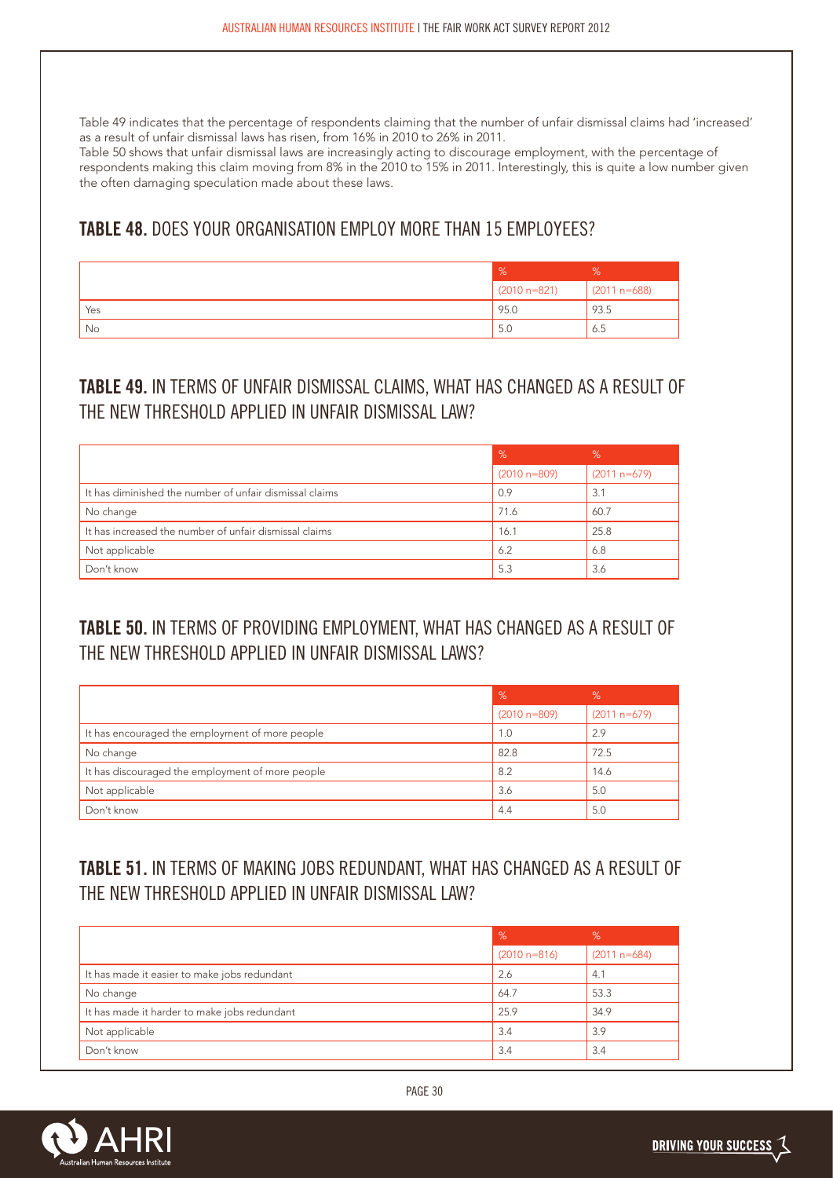Table 49 indicates that the percentage of respondents claiming that the number of unfair dismissal claims had 'increased' as a result of unfair dismissal laws has risen, from 16% in 2010 to 26% in 2011.
Table 50 shows that unfair dismissal laws are increasingly acting to discourage employment, with the percentage of respondents making this claim moving from 8% in the 2010 to 15% in 2011. Interestingly, this is quite a low number given the often damaging speculation made about these laws.

## TABLE 48. DOES YOUR ORGANISATION EMPLOY MORE THAN 15 EMPLOYEES?

| | % | % |
|---|---|---|
| | (2010 n=821) | (2011 n=688) |
| Yes | 95.0 | 93.5 |
| No | 5.0 | 6.5 |

## TABLE 49. IN TERMS OF UNFAIR DISMISSAL CLAIMS, WHAT HAS CHANGED AS A RESULT OF THE NEW THRESHOLD APPLIED IN UNFAIR DISMISSAL LAW?

| | % | % |
|---|---|---|
| | (2010 n=809) | (2011 n=679) |
| It has diminished the number of unfair dismissal claims | 0.9 | 3.1 |
| No change | 71.6 | 60.7 |
| It has increased the number of unfair dismissal claims | 16.1 | 25.8 |
| Not applicable | 6.2 | 6.8 |
| Don't know | 5.3 | 3.6 |

## TABLE 50. IN TERMS OF PROVIDING EMPLOYMENT, WHAT HAS CHANGED AS A RESULT OF THE NEW THRESHOLD APPLIED IN UNFAIR DISMISSAL LAWS?

| | % | % |
|---|---|---|
| | (2010 n=809) | (2011 n=679) |
| It has encouraged the employment of more people | 1.0 | 2.9 |
| No change | 82.8 | 72.5 |
| It has discouraged the employment of more people | 8.2 | 14.6 |
| Not applicable | 3.6 | 5.0 |
| Don't know | 4.4 | 5.0 |

## TABLE 51. IN TERMS OF MAKING JOBS REDUNDANT, WHAT HAS CHANGED AS A RESULT OF THE NEW THRESHOLD APPLIED IN UNFAIR DISMISSAL LAW?

| | % | % |
|---|---|---|
| | (2010 n=816) | (2011 n=684) |
| It has made it easier to make jobs redundant | 2.6 | 4.1 |
| No change | 64.7 | 53.3 |
| It has made it harder to make jobs redundant | 25.9 | 34.9 |
| Not applicable | 3.4 | 3.9 |
| Don't know | 3.4 | 3.4 |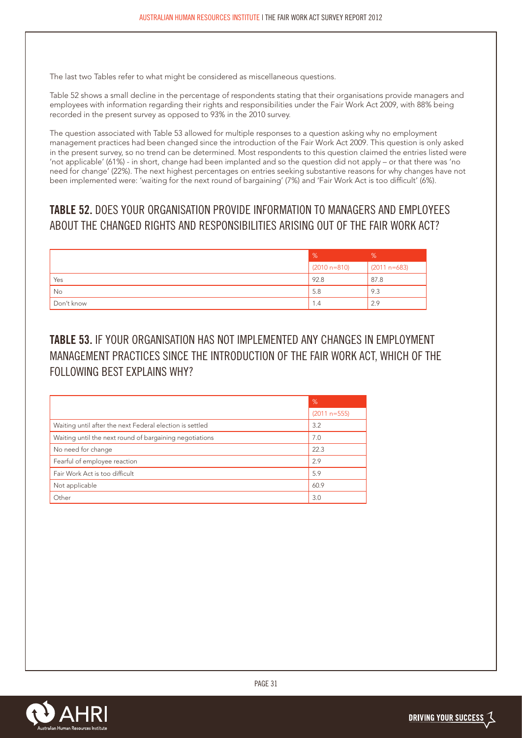The last two Tables refer to what might be considered as miscellaneous questions.

Table 52 shows a small decline in the percentage of respondents stating that their organisations provide managers and employees with information regarding their rights and responsibilities under the Fair Work Act 2009, with 88% being recorded in the present survey as opposed to 93% in the 2010 survey.

The question associated with Table 53 allowed for multiple responses to a question asking why no employment management practices had been changed since the introduction of the Fair Work Act 2009. This question is only asked in the present survey, so no trend can be determined. Most respondents to this question claimed the entries listed were 'not applicable' (61%) - in short, change had been implanted and so the question did not apply – or that there was 'no need for change' (22%). The next highest percentages on entries seeking substantive reasons for why changes have not been implemented were: 'waiting for the next round of bargaining' (7%) and 'Fair Work Act is too difficult' (6%).

## TABLE 52. DOES YOUR ORGANISATION PROVIDE INFORMATION TO MANAGERS AND EMPLOYEES ABOUT THE CHANGED RIGHTS AND RESPONSIBILITIES ARISING OUT OF THE FAIR WORK ACT?

| | % | % |
|---|---|---|
| | (2010 n=810) | (2011 n=683) |
| Yes | 92.8 | 87.8 |
| No | 5.8 | 9.3 |
| Don't know | 1.4 | 2.9 |

## TABLE 53. IF YOUR ORGANISATION HAS NOT IMPLEMENTED ANY CHANGES IN EMPLOYMENT MANAGEMENT PRACTICES SINCE THE INTRODUCTION OF THE FAIR WORK ACT, WHICH OF THE FOLLOWING BEST EXPLAINS WHY?

| | % |
|---|---|
| | (2011 n=555) |
| Waiting until after the next Federal election is settled | 3.2 |
| Waiting until the next round of bargaining negotiations | 7.0 |
| No need for change | 22.3 |
| Fearful of employee reaction | 2.9 |
| Fair Work Act is too difficult | 5.9 |
| Not applicable | 60.9 |
| Other | 3.0 |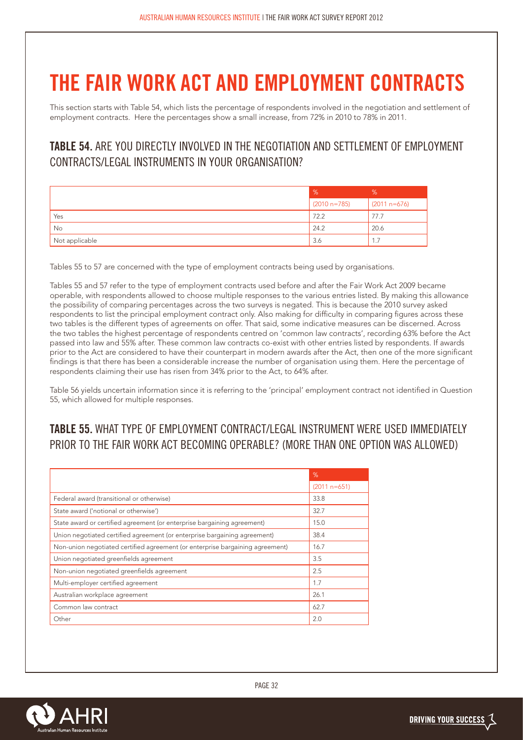# THE FAIR WORK ACT AND EMPLOYMENT CONTRACTS

This section starts with Table 54, which lists the percentage of respondents involved in the negotiation and settlement of employment contracts. Here the percentages show a small increase, from 72% in 2010 to 78% in 2011.

## TABLE 54. ARE YOU DIRECTLY INVOLVED IN THE NEGOTIATION AND SETTLEMENT OF EMPLOYMENT CONTRACTS/LEGAL INSTRUMENTS IN YOUR ORGANISATION?

| | % | % |
|---|---|---|
| | (2010 n=785) | (2011 n=676) |
| Yes | 72.2 | 77.7 |
| No | 24.2 | 20.6 |
| Not applicable | 3.6 | 1.7 |

Tables 55 to 57 are concerned with the type of employment contracts being used by organisations.

Tables 55 and 57 refer to the type of employment contracts used before and after the Fair Work Act 2009 became operable, with respondents allowed to choose multiple responses to the various entries listed. By making this allowance the possibility of comparing percentages across the two surveys is negated. This is because the 2010 survey asked respondents to list the principal employment contract only. Also making for difficulty in comparing figures across these two tables is the different types of agreements on offer. That said, some indicative measures can be discerned. Across the two tables the highest percentage of respondents centred on 'common law contracts', recording 63% before the Act passed into law and 55% after. These common law contracts co-exist with other entries listed by respondents. If awards prior to the Act are considered to have their counterpart in modern awards after the Act, then one of the more significant findings is that there has been a considerable increase the number of organisation using them. Here the percentage of respondents claiming their use has risen from 34% prior to the Act, to 64% after.

Table 56 yields uncertain information since it is referring to the 'principal' employment contract not identified in Question 55, which allowed for multiple responses.

## TABLE 55. WHAT TYPE OF EMPLOYMENT CONTRACT/LEGAL INSTRUMENT WERE USED IMMEDIATELY PRIOR TO THE FAIR WORK ACT BECOMING OPERABLE? (MORE THAN ONE OPTION WAS ALLOWED)

| | % |
|---|---|
| | (2011 n=651) |
| Federal award (transitional or otherwise) | 33.8 |
| State award ('notional or otherwise') | 32.7 |
| State award or certified agreement (or enterprise bargaining agreement) | 15.0 |
| Union negotiated certified agreement (or enterprise bargaining agreement) | 38.4 |
| Non-union negotiated certified agreement (or enterprise bargaining agreement) | 16.7 |
| Union negotiated greenfields agreement | 3.5 |
| Non-union negotiated greenfields agreement | 2.5 |
| Multi-employer certified agreement | 1.7 |
| Australian workplace agreement | 26.1 |
| Common law contract | 62.7 |
| Other | 2.0 |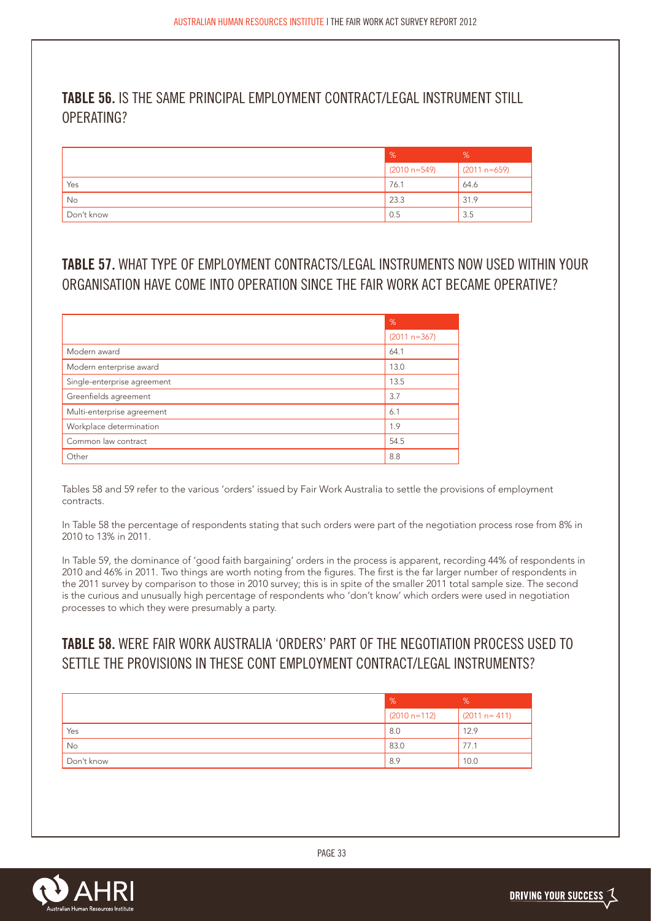## TABLE 56. IS THE SAME PRINCIPAL EMPLOYMENT CONTRACT/LEGAL INSTRUMENT STILL OPERATING?

| | % | % |
|---|---|---|
| | (2010 n=549) | (2011 n=659) |
| Yes | 76.1 | 64.6 |
| No | 23.3 | 31.9 |
| Don't know | 0.5 | 3.5 |

## TABLE 57. WHAT TYPE OF EMPLOYMENT CONTRACTS/LEGAL INSTRUMENTS NOW USED WITHIN YOUR ORGANISATION HAVE COME INTO OPERATION SINCE THE FAIR WORK ACT BECAME OPERATIVE?

| | % |
|---|---|
| | (2011 n=367) |
| Modern award | 64.1 |
| Modern enterprise award | 13.0 |
| Single-enterprise agreement | 13.5 |
| Greenfields agreement | 3.7 |
| Multi-enterprise agreement | 6.1 |
| Workplace determination | 1.9 |
| Common law contract | 54.5 |
| Other | 8.8 |

Tables 58 and 59 refer to the various 'orders' issued by Fair Work Australia to settle the provisions of employment contracts.

In Table 58 the percentage of respondents stating that such orders were part of the negotiation process rose from 8% in 2010 to 13% in 2011.

In Table 59, the dominance of 'good faith bargaining' orders in the process is apparent, recording 44% of respondents in 2010 and 46% in 2011. Two things are worth noting from the figures. The first is the far larger number of respondents in the 2011 survey by comparison to those in 2010 survey; this is in spite of the smaller 2011 total sample size. The second is the curious and unusually high percentage of respondents who 'don't know' which orders were used in negotiation processes to which they were presumably a party.

## TABLE 58. WERE FAIR WORK AUSTRALIA 'ORDERS' PART OF THE NEGOTIATION PROCESS USED TO SETTLE THE PROVISIONS IN THESE CONT EMPLOYMENT CONTRACT/LEGAL INSTRUMENTS?

| | % | % |
|---|---|---|
| | (2010 n=112) | (2011 n= 411) |
| Yes | 8.0 | 12.9 |
| No | 83.0 | 77.1 |
| Don't know | 8.9 | 10.0 |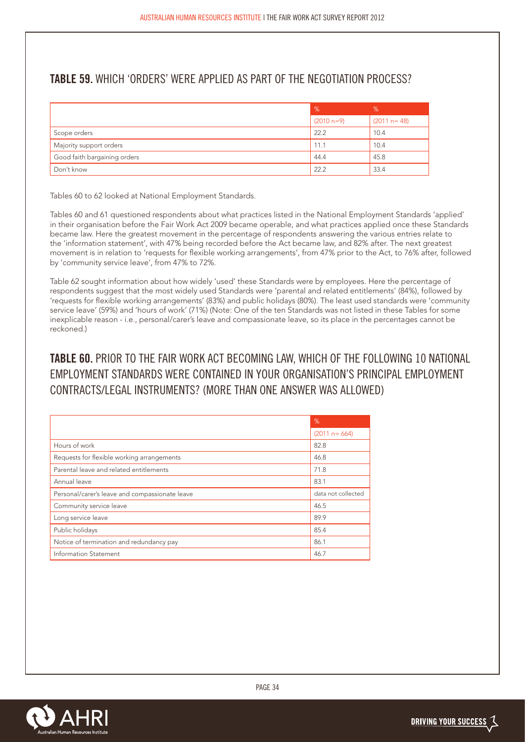## **TABLE 59.** WHICH 'ORDERS' WERE APPLIED AS PART OF THE NEGOTIATION PROCESS?

| | % | % |
|---|---|---|
| | (2010 n=9) | (2011 n= 48) |
| Scope orders | 22.2 | 10.4 |
| Majority support orders | 11.1 | 10.4 |
| Good faith bargaining orders | 44.4 | 45.8 |
| Don't know | 22.2 | 33.4 |

Tables 60 to 62 looked at National Employment Standards.

Tables 60 and 61 questioned respondents about what practices listed in the National Employment Standards 'applied' in their organisation before the Fair Work Act 2009 became operable, and what practices applied once these Standards became law. Here the greatest movement in the percentage of respondents answering the various entries relate to the 'information statement', with 47% being recorded before the Act became law, and 82% after. The next greatest movement is in relation to 'requests for flexible working arrangements', from 47% prior to the Act, to 76% after, followed by 'community service leave', from 47% to 72%.

Table 62 sought information about how widely 'used' these Standards were by employees. Here the percentage of respondents suggest that the most widely used Standards were 'parental and related entitlements' (84%), followed by 'requests for flexible working arrangements' (83%) and public holidays (80%). The least used standards were 'community service leave' (59%) and 'hours of work' (71%) (Note: One of the ten Standards was not listed in these Tables for some inexplicable reason - i.e., personal/carer's leave and compassionate leave, so its place in the percentages cannot be reckoned.)

## **TABLE 60.** PRIOR TO THE FAIR WORK ACT BECOMING LAW, WHICH OF THE FOLLOWING 10 NATIONAL EMPLOYMENT STANDARDS WERE CONTAINED IN YOUR ORGANISATION'S PRINCIPAL EMPLOYMENT CONTRACTS/LEGAL INSTRUMENTS? (MORE THAN ONE ANSWER WAS ALLOWED)

| | % |
|---|---|
| | (2011 n= 664) |
| Hours of work | 82.8 |
| Requests for flexible working arrangements | 46.8 |
| Parental leave and related entitlements | 71.8 |
| Annual leave | 83.1 |
| Personal/carer's leave and compassionate leave | data not collected |
| Community service leave | 46.5 |
| Long service leave | 89.9 |
| Public holidays | 85.4 |
| Notice of termination and redundancy pay | 86.1 |
| Information Statement | 46.7 |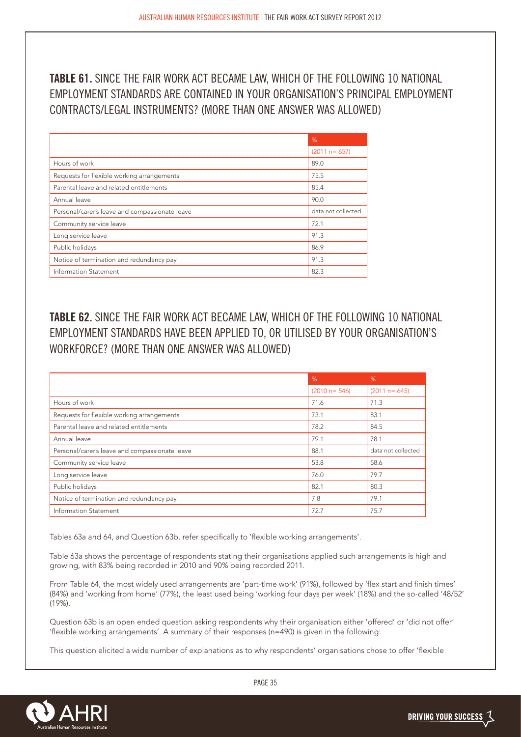**TABLE 61.** SINCE THE FAIR WORK ACT BECAME LAW, WHICH OF THE FOLLOWING 10 NATIONAL EMPLOYMENT STANDARDS ARE CONTAINED IN YOUR ORGANISATION'S PRINCIPAL EMPLOYMENT CONTRACTS/LEGAL INSTRUMENTS? (MORE THAN ONE ANSWER WAS ALLOWED)

| | % |
|---|---|
| | (2011 n= 657) |
| Hours of work | 89.0 |
| Requests for flexible working arrangements | 75.5 |
| Parental leave and related entitlements | 85.4 |
| Annual leave | 90.0 |
| Personal/carer's leave and compassionate leave | data not collected |
| Community service leave | 72.1 |
| Long service leave | 91.3 |
| Public holidays | 86.9 |
| Notice of termination and redundancy pay | 91.3 |
| Information Statement | 82.3 |

**TABLE 62.** SINCE THE FAIR WORK ACT BECAME LAW, WHICH OF THE FOLLOWING 10 NATIONAL EMPLOYMENT STANDARDS HAVE BEEN APPLIED TO, OR UTILISED BY YOUR ORGANISATION'S WORKFORCE? (MORE THAN ONE ANSWER WAS ALLOWED)

| | % | % |
|---|---|---|
| | (2010 n= 546) | (2011 n= 645) |
| Hours of work | 71.6 | 71.3 |
| Requests for flexible working arrangements | 73.1 | 83.1 |
| Parental leave and related entitlements | 78.2 | 84.5 |
| Annual leave | 79.1 | 78.1 |
| Personal/carer's leave and compassionate leave | 88.1 | data not collected |
| Community service leave | 53.8 | 58.6 |
| Long service leave | 76.0 | 79.7 |
| Public holidays | 82.1 | 80.3 |
| Notice of termination and redundancy pay | 7.8 | 79.1 |
| Information Statement | 72.7 | 75.7 |

Tables 63a and 64, and Question 63b, refer specifically to 'flexible working arrangements'.

Table 63a shows the percentage of respondents stating their organisations applied such arrangements is high and growing, with 83% being recorded in 2010 and 90% being recorded 2011.

From Table 64, the most widely used arrangements are 'part-time work' (91%), followed by 'flex start and finish times' (84%) and 'working from home' (77%), the least used being 'working four days per week' (18%) and the so-called '48/52' (19%).

Question 63b is an open ended question asking respondents why their organisation either 'offered' or 'did not offer' 'flexible working arrangements'. A summary of their responses (n=490) is given in the following:

This question elicited a wide number of explanations as to why respondents' organisations chose to offer 'flexible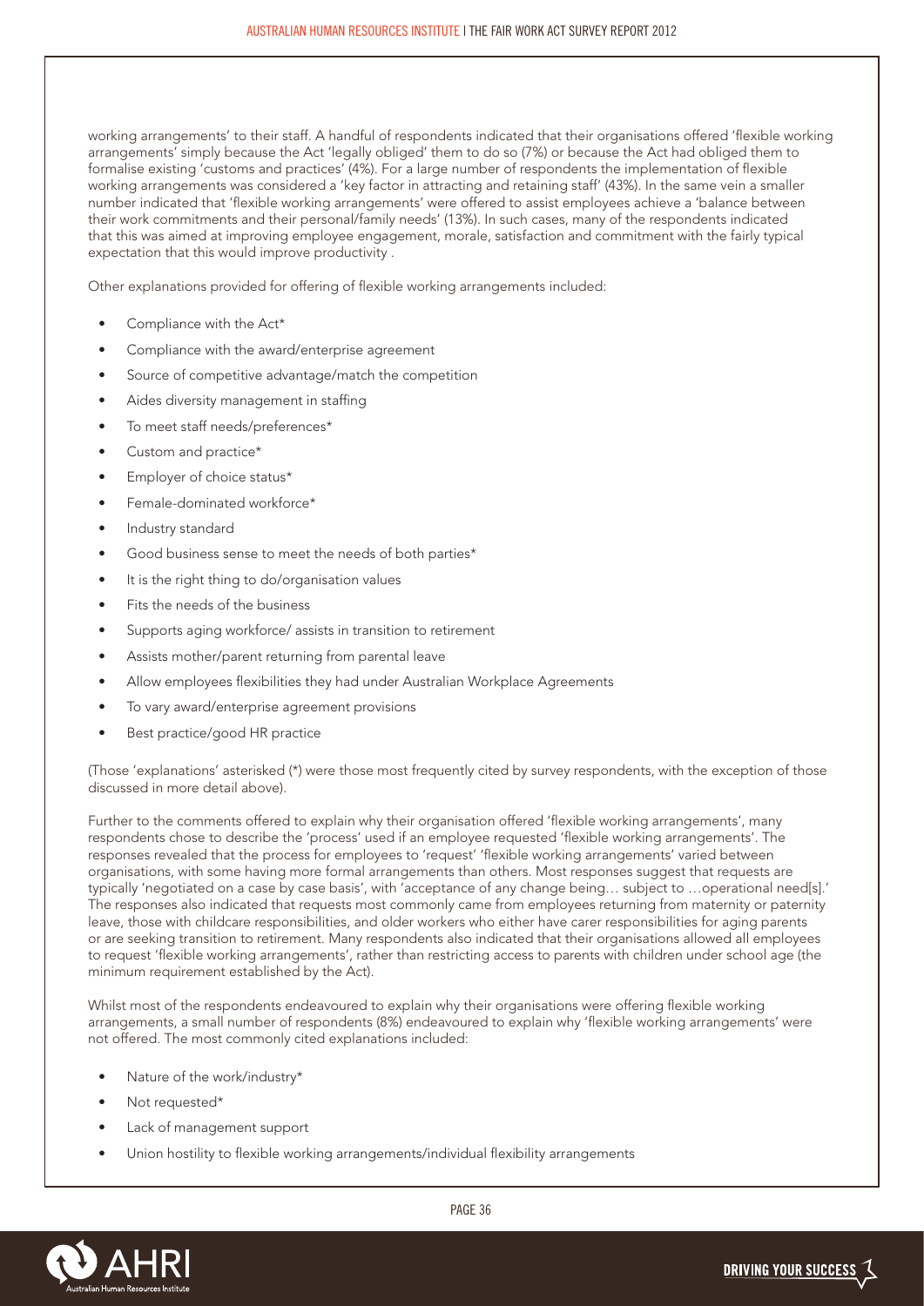working arrangements' to their staff. A handful of respondents indicated that their organisations offered 'flexible working arrangements' simply because the Act 'legally obliged' them to do so (7%) or because the Act had obliged them to formalise existing 'customs and practices' (4%). For a large number of respondents the implementation of flexible working arrangements was considered a 'key factor in attracting and retaining staff' (43%). In the same vein a smaller number indicated that 'flexible working arrangements' were offered to assist employees achieve a 'balance between their work commitments and their personal/family needs' (13%). In such cases, many of the respondents indicated that this was aimed at improving employee engagement, morale, satisfaction and commitment with the fairly typical expectation that this would improve productivity .

Other explanations provided for offering of flexible working arrangements included:

- Compliance with the Act*
- Compliance with the award/enterprise agreement
- Source of competitive advantage/match the competition
- Aides diversity management in staffing
- To meet staff needs/preferences*
- Custom and practice*
- Employer of choice status*
- Female-dominated workforce*
- Industry standard
- Good business sense to meet the needs of both parties*
- It is the right thing to do/organisation values
- Fits the needs of the business
- Supports aging workforce/ assists in transition to retirement
- Assists mother/parent returning from parental leave
- Allow employees flexibilities they had under Australian Workplace Agreements
- To vary award/enterprise agreement provisions
- Best practice/good HR practice

(Those 'explanations' asterisked (*) were those most frequently cited by survey respondents, with the exception of those discussed in more detail above).

Further to the comments offered to explain why their organisation offered 'flexible working arrangements', many respondents chose to describe the 'process' used if an employee requested 'flexible working arrangements'. The responses revealed that the process for employees to 'request' 'flexible working arrangements' varied between organisations, with some having more formal arrangements than others. Most responses suggest that requests are typically 'negotiated on a case by case basis', with 'acceptance of any change being… subject to …operational need[s].' The responses also indicated that requests most commonly came from employees returning from maternity or paternity leave, those with childcare responsibilities, and older workers who either have carer responsibilities for aging parents or are seeking transition to retirement. Many respondents also indicated that their organisations allowed all employees to request 'flexible working arrangements', rather than restricting access to parents with children under school age (the minimum requirement established by the Act).

Whilst most of the respondents endeavoured to explain why their organisations were offering flexible working arrangements, a small number of respondents (8%) endeavoured to explain why 'flexible working arrangements' were not offered. The most commonly cited explanations included:

- Nature of the work/industry*
- Not requested*
- Lack of management support
- Union hostility to flexible working arrangements/individual flexibility arrangements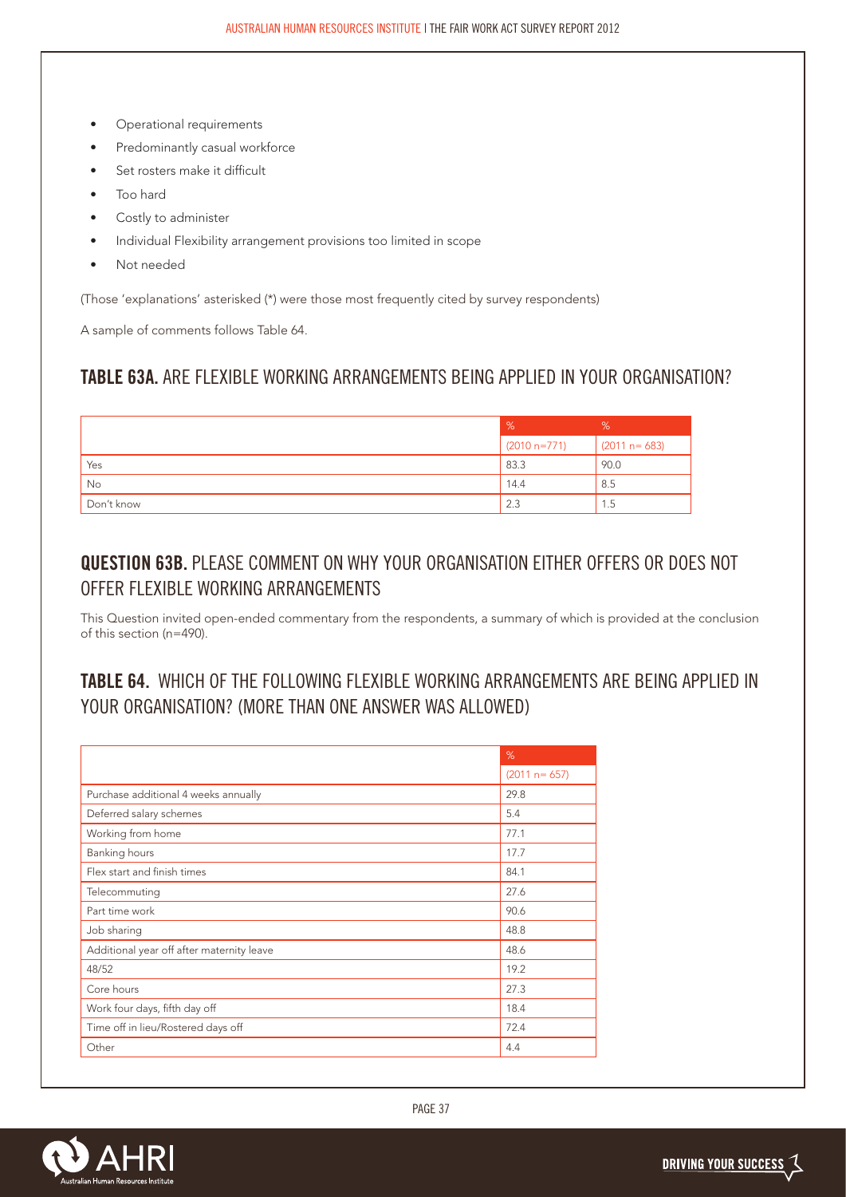- Operational requirements
- Predominantly casual workforce
- Set rosters make it difficult
- Too hard
- Costly to administer
- Individual Flexibility arrangement provisions too limited in scope
- Not needed

(Those 'explanations' asterisked (*) were those most frequently cited by survey respondents)

A sample of comments follows Table 64.

## TABLE 63A. ARE FLEXIBLE WORKING ARRANGEMENTS BEING APPLIED IN YOUR ORGANISATION?

| | % | % |
|---|---|---|
| | (2010 n=771) | (2011 n= 683) |
| Yes | 83.3 | 90.0 |
| No | 14.4 | 8.5 |
| Don't know | 2.3 | 1.5 |

## QUESTION 63B. PLEASE COMMENT ON WHY YOUR ORGANISATION EITHER OFFERS OR DOES NOT OFFER FLEXIBLE WORKING ARRANGEMENTS

This Question invited open-ended commentary from the respondents, a summary of which is provided at the conclusion of this section (n=490).

## TABLE 64. WHICH OF THE FOLLOWING FLEXIBLE WORKING ARRANGEMENTS ARE BEING APPLIED IN YOUR ORGANISATION? (MORE THAN ONE ANSWER WAS ALLOWED)

| | % |
|---|---|
| | (2011 n= 657) |
| Purchase additional 4 weeks annually | 29.8 |
| Deferred salary schemes | 5.4 |
| Working from home | 77.1 |
| Banking hours | 17.7 |
| Flex start and finish times | 84.1 |
| Telecommuting | 27.6 |
| Part time work | 90.6 |
| Job sharing | 48.8 |
| Additional year off after maternity leave | 48.6 |
| 48/52 | 19.2 |
| Core hours | 27.3 |
| Work four days, fifth day off | 18.4 |
| Time off in lieu/Rostered days off | 72.4 |
| Other | 4.4 |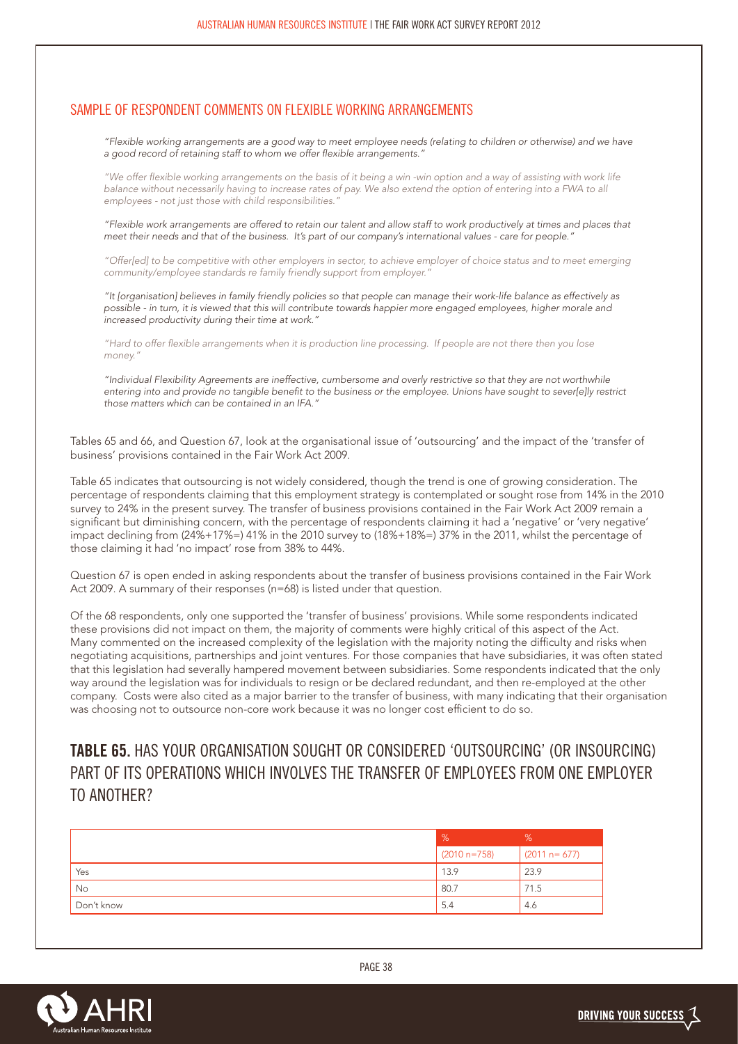## SAMPLE OF RESPONDENT COMMENTS ON FLEXIBLE WORKING ARRANGEMENTS

*"Flexible working arrangements are a good way to meet employee needs (relating to children or otherwise) and we have a good record of retaining staff to whom we offer flexible arrangements."*

*"We offer flexible working arrangements on the basis of it being a win -win option and a way of assisting with work life balance without necessarily having to increase rates of pay. We also extend the option of entering into a FWA to all employees - not just those with child responsibilities."*

*"Flexible work arrangements are offered to retain our talent and allow staff to work productively at times and places that meet their needs and that of the business. It's part of our company's international values - care for people."*

*"Offer[ed] to be competitive with other employers in sector, to achieve employer of choice status and to meet emerging community/employee standards re family friendly support from employer."*

*"It [organisation] believes in family friendly policies so that people can manage their work-life balance as effectively as possible - in turn, it is viewed that this will contribute towards happier more engaged employees, higher morale and increased productivity during their time at work."*

*"Hard to offer flexible arrangements when it is production line processing. If people are not there then you lose money."*

*"Individual Flexibility Agreements are ineffective, cumbersome and overly restrictive so that they are not worthwhile entering into and provide no tangible benefit to the business or the employee. Unions have sought to sever[e]ly restrict those matters which can be contained in an IFA."*

Tables 65 and 66, and Question 67, look at the organisational issue of 'outsourcing' and the impact of the 'transfer of business' provisions contained in the Fair Work Act 2009.

Table 65 indicates that outsourcing is not widely considered, though the trend is one of growing consideration. The percentage of respondents claiming that this employment strategy is contemplated or sought rose from 14% in the 2010 survey to 24% in the present survey. The transfer of business provisions contained in the Fair Work Act 2009 remain a significant but diminishing concern, with the percentage of respondents claiming it had a 'negative' or 'very negative' impact declining from (24%+17%=) 41% in the 2010 survey to (18%+18%=) 37% in the 2011, whilst the percentage of those claiming it had 'no impact' rose from 38% to 44%.

Question 67 is open ended in asking respondents about the transfer of business provisions contained in the Fair Work Act 2009. A summary of their responses (n=68) is listed under that question.

Of the 68 respondents, only one supported the 'transfer of business' provisions. While some respondents indicated these provisions did not impact on them, the majority of comments were highly critical of this aspect of the Act. Many commented on the increased complexity of the legislation with the majority noting the difficulty and risks when negotiating acquisitions, partnerships and joint ventures. For those companies that have subsidiaries, it was often stated that this legislation had severally hampered movement between subsidiaries. Some respondents indicated that the only way around the legislation was for individuals to resign or be declared redundant, and then re-employed at the other company. Costs were also cited as a major barrier to the transfer of business, with many indicating that their organisation was choosing not to outsource non-core work because it was no longer cost efficient to do so.

## TABLE 65. HAS YOUR ORGANISATION SOUGHT OR CONSIDERED 'OUTSOURCING' (OR INSOURCING) PART OF ITS OPERATIONS WHICH INVOLVES THE TRANSFER OF EMPLOYEES FROM ONE EMPLOYER TO ANOTHER?

| | % | % |
|---|---|---|
| | (2010 n=758) | (2011 n= 677) |
| Yes | 13.9 | 23.9 |
| No | 80.7 | 71.5 |
| Don't know | 5.4 | 4.6 |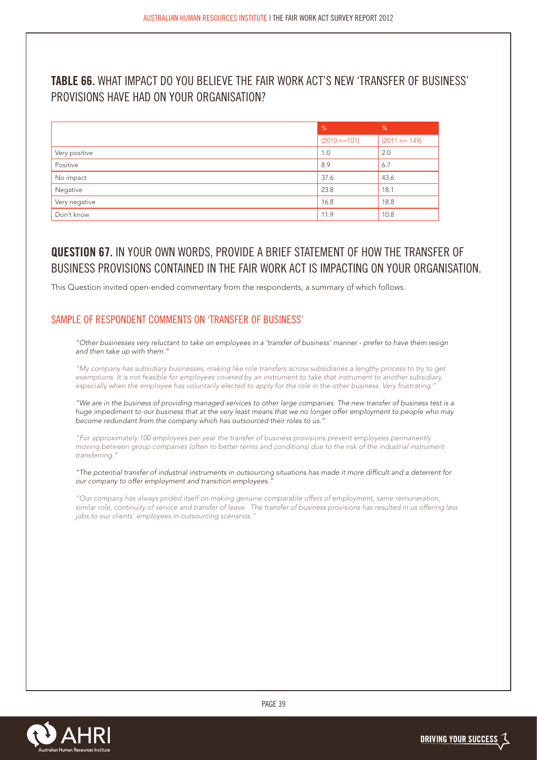## TABLE 66. WHAT IMPACT DO YOU BELIEVE THE FAIR WORK ACT'S NEW 'TRANSFER OF BUSINESS' PROVISIONS HAVE HAD ON YOUR ORGANISATION?

| | % | % |
|---|---|---|
| | (2010 n=101) | (2011 n= 149) |
| Very positive | 1.0 | 2.0 |
| Positive | 8.9 | 6.7 |
| No impact | 37.6 | 43.6 |
| Negative | 23.8 | 18.1 |
| Very negative | 16.8 | 18.8 |
| Don't know | 11.9 | 10.8 |

## QUESTION 67. IN YOUR OWN WORDS, PROVIDE A BRIEF STATEMENT OF HOW THE TRANSFER OF BUSINESS PROVISIONS CONTAINED IN THE FAIR WORK ACT IS IMPACTING ON YOUR ORGANISATION.

This Question invited open-ended commentary from the respondents, a summary of which follows.

### SAMPLE OF RESPONDENT COMMENTS ON 'TRANSFER OF BUSINESS'

*"Other businesses very reluctant to take on employees in a 'transfer of business' manner - prefer to have them resign and then take up with them."*

*"My company has subsidiary businesses, making like role transfers across subsidiaries a lengthy process to try to get exemptions. It is not feasible for employees covered by an instrument to take that instrument to another subsidiary, especially when the employee has voluntarily elected to apply for the role in the other business. Very frustrating."*

*"We are in the business of providing managed services to other large companies. The new transfer of business test is a huge impediment to our business that at the very least means that we no longer offer employment to people who may become redundant from the company which has outsourced their roles to us."*

*"For approximately 100 employees per year the transfer of business provisions prevent employees permanently moving between group companies (often to better terms and conditions) due to the risk of the industrial instrument transferring."*

*"The potential transfer of industrial instruments in outsourcing situations has made it more difficult and a deterrent for our company to offer employment and transition employees."*

*"Our company has always prided itself on making genuine comparable offers of employment, same remuneration, similar role, continuity of service and transfer of leave. The transfer of business provisions has resulted in us offering less jobs to our clients' employees in outsourcing scenarios."*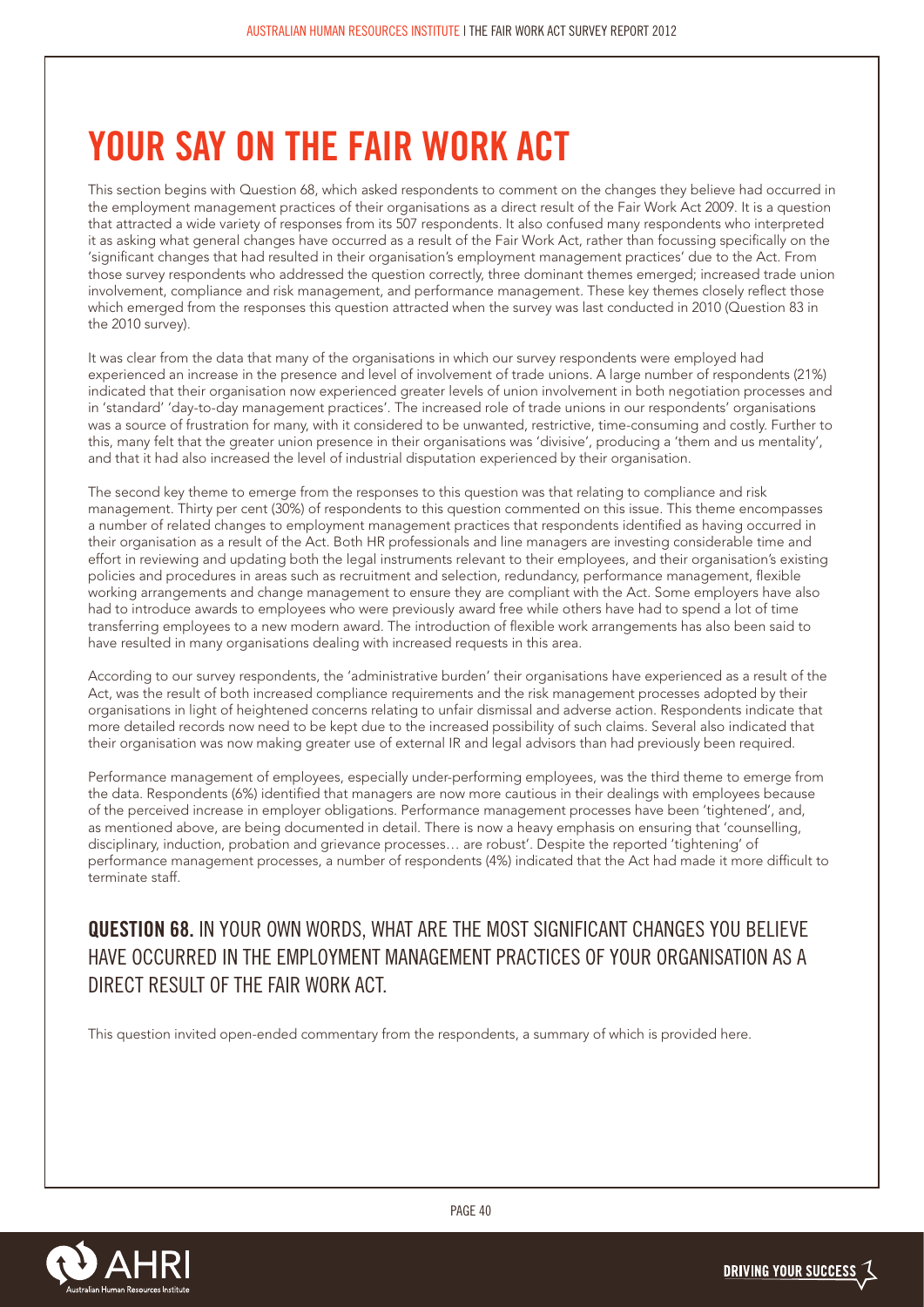# YOUR SAY ON THE FAIR WORK ACT

This section begins with Question 68, which asked respondents to comment on the changes they believe had occurred in the employment management practices of their organisations as a direct result of the Fair Work Act 2009. It is a question that attracted a wide variety of responses from its 507 respondents. It also confused many respondents who interpreted it as asking what general changes have occurred as a result of the Fair Work Act, rather than focussing specifically on the 'significant changes that had resulted in their organisation's employment management practices' due to the Act. From those survey respondents who addressed the question correctly, three dominant themes emerged; increased trade union involvement, compliance and risk management, and performance management. These key themes closely reflect those which emerged from the responses this question attracted when the survey was last conducted in 2010 (Question 83 in the 2010 survey).

It was clear from the data that many of the organisations in which our survey respondents were employed had experienced an increase in the presence and level of involvement of trade unions. A large number of respondents (21%) indicated that their organisation now experienced greater levels of union involvement in both negotiation processes and in 'standard' 'day-to-day management practices'. The increased role of trade unions in our respondents' organisations was a source of frustration for many, with it considered to be unwanted, restrictive, time-consuming and costly. Further to this, many felt that the greater union presence in their organisations was 'divisive', producing a 'them and us mentality', and that it had also increased the level of industrial disputation experienced by their organisation.

The second key theme to emerge from the responses to this question was that relating to compliance and risk management. Thirty per cent (30%) of respondents to this question commented on this issue. This theme encompasses a number of related changes to employment management practices that respondents identified as having occurred in their organisation as a result of the Act. Both HR professionals and line managers are investing considerable time and effort in reviewing and updating both the legal instruments relevant to their employees, and their organisation's existing policies and procedures in areas such as recruitment and selection, redundancy, performance management, flexible working arrangements and change management to ensure they are compliant with the Act. Some employers have also had to introduce awards to employees who were previously award free while others have had to spend a lot of time transferring employees to a new modern award. The introduction of flexible work arrangements has also been said to have resulted in many organisations dealing with increased requests in this area.

According to our survey respondents, the 'administrative burden' their organisations have experienced as a result of the Act, was the result of both increased compliance requirements and the risk management processes adopted by their organisations in light of heightened concerns relating to unfair dismissal and adverse action. Respondents indicate that more detailed records now need to be kept due to the increased possibility of such claims. Several also indicated that their organisation was now making greater use of external IR and legal advisors than had previously been required.

Performance management of employees, especially under-performing employees, was the third theme to emerge from the data. Respondents (6%) identified that managers are now more cautious in their dealings with employees because of the perceived increase in employer obligations. Performance management processes have been 'tightened', and, as mentioned above, are being documented in detail. There is now a heavy emphasis on ensuring that 'counselling, disciplinary, induction, probation and grievance processes… are robust'. Despite the reported 'tightening' of performance management processes, a number of respondents (4%) indicated that the Act had made it more difficult to terminate staff.

## QUESTION 68. IN YOUR OWN WORDS, WHAT ARE THE MOST SIGNIFICANT CHANGES YOU BELIEVE HAVE OCCURRED IN THE EMPLOYMENT MANAGEMENT PRACTICES OF YOUR ORGANISATION AS A DIRECT RESULT OF THE FAIR WORK ACT.

This question invited open-ended commentary from the respondents, a summary of which is provided here.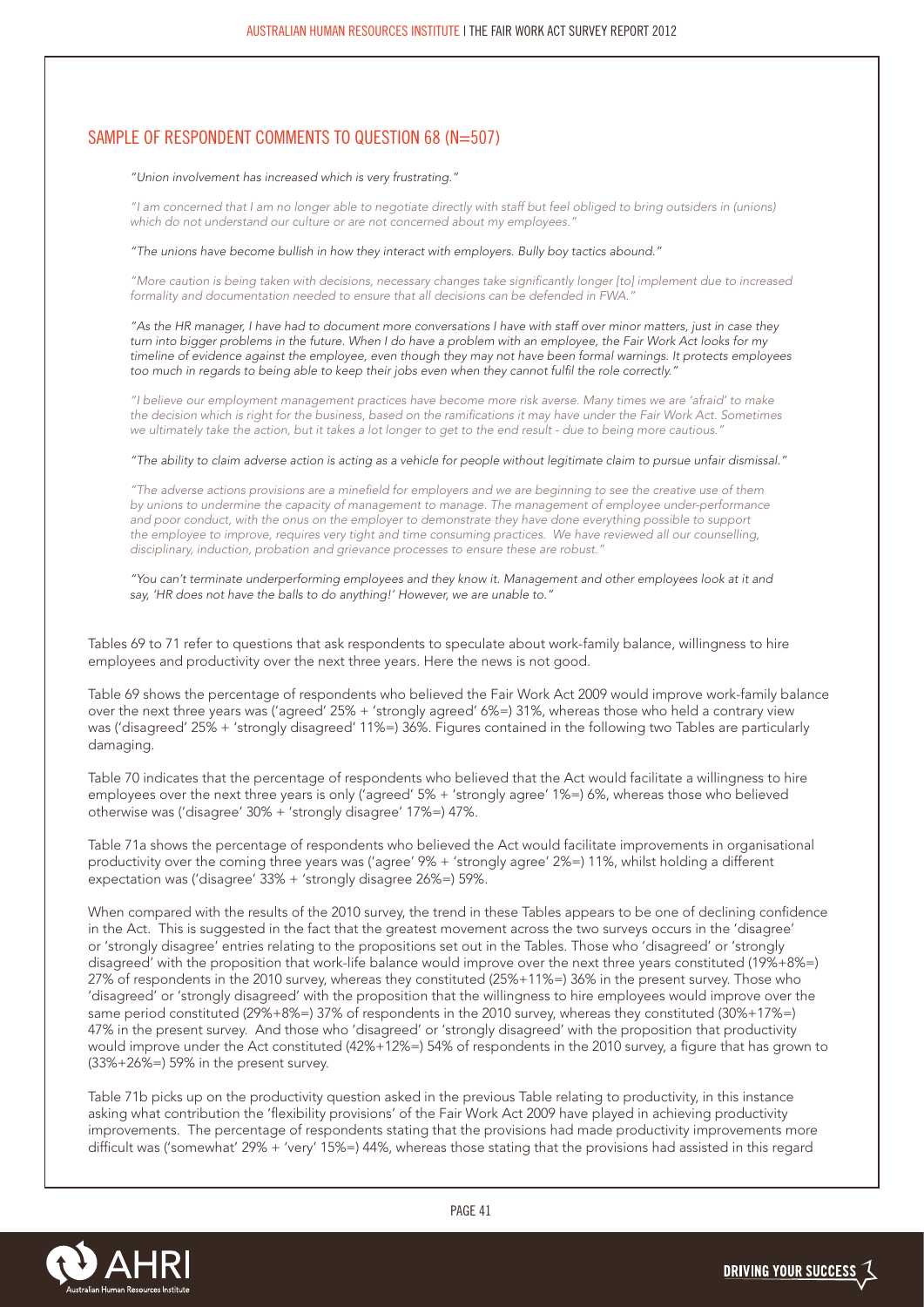## SAMPLE OF RESPONDENT COMMENTS TO QUESTION 68 (N=507)

*"Union involvement has increased which is very frustrating."*

*"I am concerned that I am no longer able to negotiate directly with staff but feel obliged to bring outsiders in (unions) which do not understand our culture or are not concerned about my employees."*

*"The unions have become bullish in how they interact with employers. Bully boy tactics abound."*

*"More caution is being taken with decisions, necessary changes take significantly longer [to] implement due to increased formality and documentation needed to ensure that all decisions can be defended in FWA."*

*"As the HR manager, I have had to document more conversations I have with staff over minor matters, just in case they turn into bigger problems in the future. When I do have a problem with an employee, the Fair Work Act looks for my timeline of evidence against the employee, even though they may not have been formal warnings. It protects employees too much in regards to being able to keep their jobs even when they cannot fulfil the role correctly."*

*"I believe our employment management practices have become more risk averse. Many times we are 'afraid' to make the decision which is right for the business, based on the ramifications it may have under the Fair Work Act. Sometimes we ultimately take the action, but it takes a lot longer to get to the end result - due to being more cautious."*

*"The ability to claim adverse action is acting as a vehicle for people without legitimate claim to pursue unfair dismissal."*

*"The adverse actions provisions are a minefield for employers and we are beginning to see the creative use of them by unions to undermine the capacity of management to manage. The management of employee under-performance and poor conduct, with the onus on the employer to demonstrate they have done everything possible to support the employee to improve, requires very tight and time consuming practices. We have reviewed all our counselling, disciplinary, induction, probation and grievance processes to ensure these are robust."*

*"You can't terminate underperforming employees and they know it. Management and other employees look at it and say, 'HR does not have the balls to do anything!' However, we are unable to."*

Tables 69 to 71 refer to questions that ask respondents to speculate about work-family balance, willingness to hire employees and productivity over the next three years. Here the news is not good.

Table 69 shows the percentage of respondents who believed the Fair Work Act 2009 would improve work-family balance over the next three years was ('agreed' 25% + 'strongly agreed' 6%=) 31%, whereas those who held a contrary view was ('disagreed' 25% + 'strongly disagreed' 11%=) 36%. Figures contained in the following two Tables are particularly damaging.

Table 70 indicates that the percentage of respondents who believed that the Act would facilitate a willingness to hire employees over the next three years is only ('agreed' 5% + 'strongly agree' 1%=) 6%, whereas those who believed otherwise was ('disagree' 30% + 'strongly disagree' 17%=) 47%.

Table 71a shows the percentage of respondents who believed the Act would facilitate improvements in organisational productivity over the coming three years was ('agree' 9% + 'strongly agree' 2%=) 11%, whilst holding a different expectation was ('disagree' 33% + 'strongly disagree 26%=) 59%.

When compared with the results of the 2010 survey, the trend in these Tables appears to be one of declining confidence in the Act. This is suggested in the fact that the greatest movement across the two surveys occurs in the 'disagree' or 'strongly disagree' entries relating to the propositions set out in the Tables. Those who 'disagreed' or 'strongly disagreed' with the proposition that work-life balance would improve over the next three years constituted (19%+8%=) 27% of respondents in the 2010 survey, whereas they constituted (25%+11%=) 36% in the present survey. Those who 'disagreed' or 'strongly disagreed' with the proposition that the willingness to hire employees would improve over the same period constituted (29%+8%=) 37% of respondents in the 2010 survey, whereas they constituted (30%+17%=) 47% in the present survey. And those who 'disagreed' or 'strongly disagreed' with the proposition that productivity would improve under the Act constituted (42%+12%=) 54% of respondents in the 2010 survey, a figure that has grown to (33%+26%=) 59% in the present survey.

Table 71b picks up on the productivity question asked in the previous Table relating to productivity, in this instance asking what contribution the 'flexibility provisions' of the Fair Work Act 2009 have played in achieving productivity improvements. The percentage of respondents stating that the provisions had made productivity improvements more difficult was ('somewhat' 29% + 'very' 15%=) 44%, whereas those stating that the provisions had assisted in this regard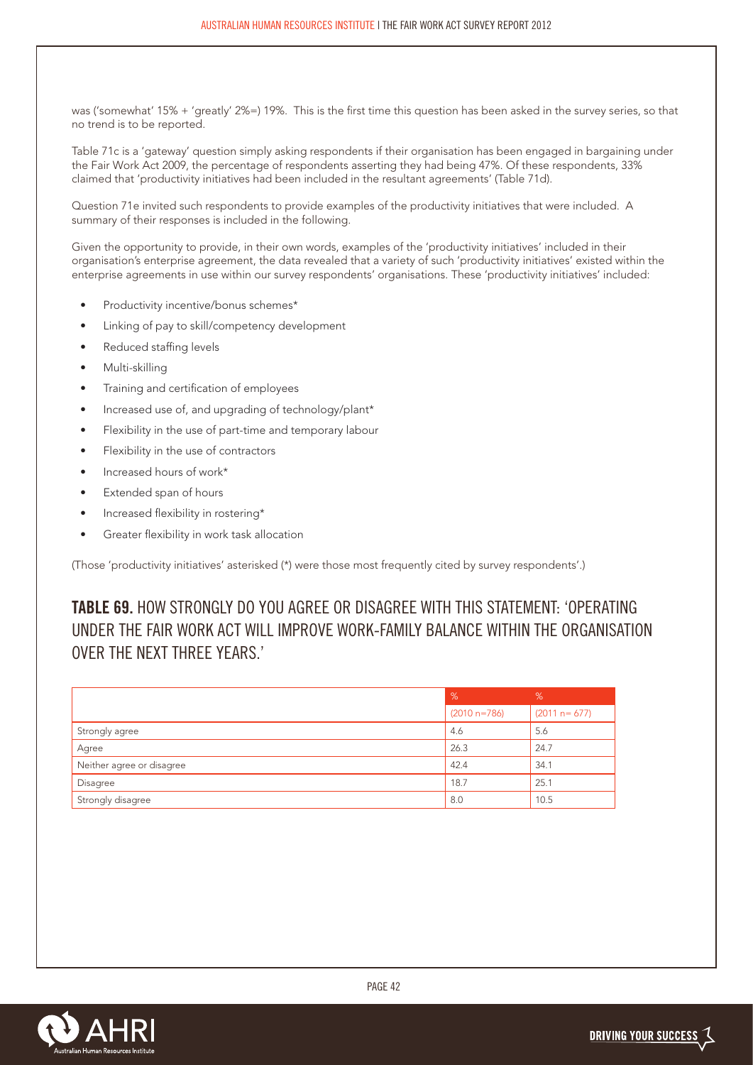was ('somewhat' 15% + 'greatly' 2%=) 19%. This is the first time this question has been asked in the survey series, so that no trend is to be reported.

Table 71c is a 'gateway' question simply asking respondents if their organisation has been engaged in bargaining under the Fair Work Act 2009, the percentage of respondents asserting they had being 47%. Of these respondents, 33% claimed that 'productivity initiatives had been included in the resultant agreements' (Table 71d).

Question 71e invited such respondents to provide examples of the productivity initiatives that were included. A summary of their responses is included in the following.

Given the opportunity to provide, in their own words, examples of the 'productivity initiatives' included in their organisation's enterprise agreement, the data revealed that a variety of such 'productivity initiatives' existed within the enterprise agreements in use within our survey respondents' organisations. These 'productivity initiatives' included:

- Productivity incentive/bonus schemes*
- Linking of pay to skill/competency development
- Reduced staffing levels
- Multi-skilling
- Training and certification of employees
- Increased use of, and upgrading of technology/plant*
- Flexibility in the use of part-time and temporary labour
- Flexibility in the use of contractors
- Increased hours of work*
- Extended span of hours
- Increased flexibility in rostering*
- Greater flexibility in work task allocation

(Those 'productivity initiatives' asterisked (*) were those most frequently cited by survey respondents'.)

## TABLE 69. HOW STRONGLY DO YOU AGREE OR DISAGREE WITH THIS STATEMENT: 'OPERATING UNDER THE FAIR WORK ACT WILL IMPROVE WORK-FAMILY BALANCE WITHIN THE ORGANISATION OVER THE NEXT THREE YEARS.'

| | % (2010 n=786) | % (2011 n= 677) |
|---|---|---|
| Strongly agree | 4.6 | 5.6 |
| Agree | 26.3 | 24.7 |
| Neither agree or disagree | 42.4 | 34.1 |
| Disagree | 18.7 | 25.1 |
| Strongly disagree | 8.0 | 10.5 |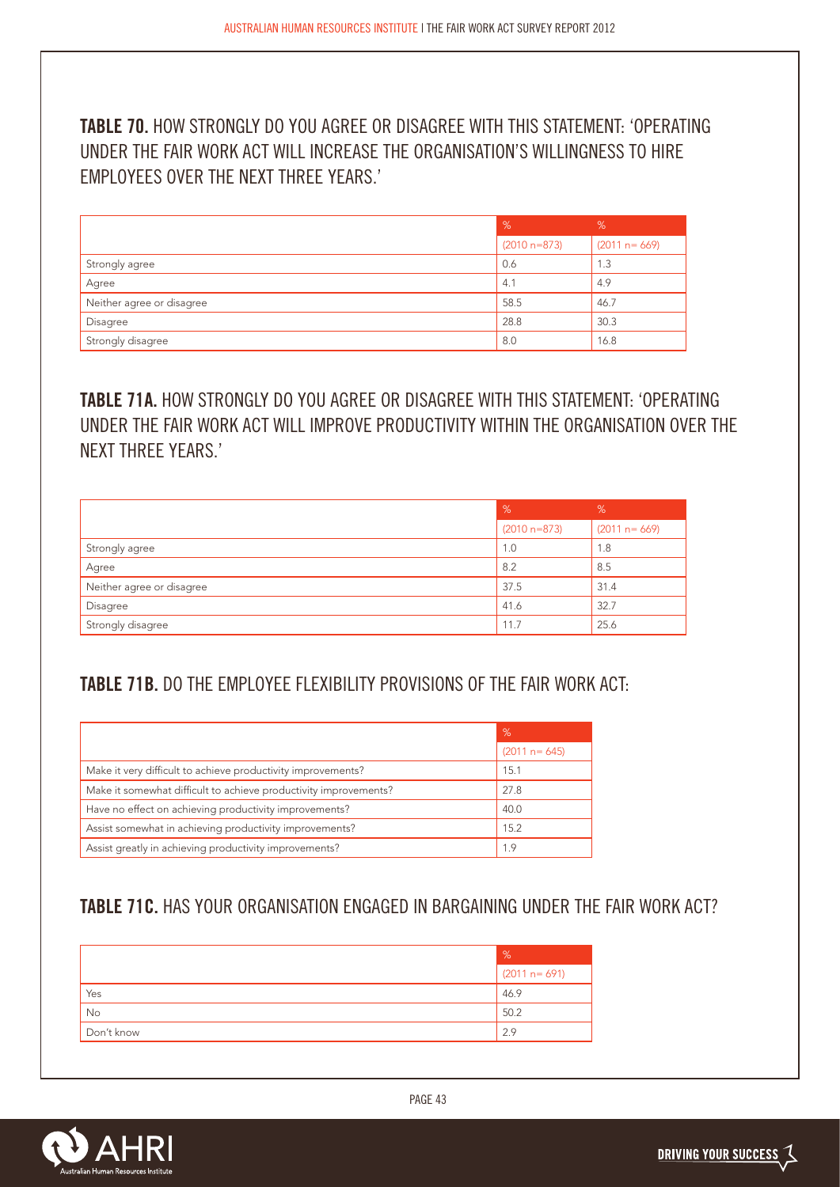## TABLE 70. HOW STRONGLY DO YOU AGREE OR DISAGREE WITH THIS STATEMENT: 'OPERATING UNDER THE FAIR WORK ACT WILL INCREASE THE ORGANISATION'S WILLINGNESS TO HIRE EMPLOYEES OVER THE NEXT THREE YEARS.'

| | % | % |
|---|---|---|
| | (2010 n=873) | (2011 n= 669) |
| Strongly agree | 0.6 | 1.3 |
| Agree | 4.1 | 4.9 |
| Neither agree or disagree | 58.5 | 46.7 |
| Disagree | 28.8 | 30.3 |
| Strongly disagree | 8.0 | 16.8 |

## TABLE 71A. HOW STRONGLY DO YOU AGREE OR DISAGREE WITH THIS STATEMENT: 'OPERATING UNDER THE FAIR WORK ACT WILL IMPROVE PRODUCTIVITY WITHIN THE ORGANISATION OVER THE NEXT THREE YEARS.'

| | % | % |
|---|---|---|
| | (2010 n=873) | (2011 n= 669) |
| Strongly agree | 1.0 | 1.8 |
| Agree | 8.2 | 8.5 |
| Neither agree or disagree | 37.5 | 31.4 |
| Disagree | 41.6 | 32.7 |
| Strongly disagree | 11.7 | 25.6 |

## TABLE 71B. DO THE EMPLOYEE FLEXIBILITY PROVISIONS OF THE FAIR WORK ACT:

| | % |
|---|---|
| | (2011 n= 645) |
| Make it very difficult to achieve productivity improvements? | 15.1 |
| Make it somewhat difficult to achieve productivity improvements? | 27.8 |
| Have no effect on achieving productivity improvements? | 40.0 |
| Assist somewhat in achieving productivity improvements? | 15.2 |
| Assist greatly in achieving productivity improvements? | 1.9 |

## TABLE 71C. HAS YOUR ORGANISATION ENGAGED IN BARGAINING UNDER THE FAIR WORK ACT?

| | % |
|---|---|
| | (2011 n= 691) |
| Yes | 46.9 |
| No | 50.2 |
| Don't know | 2.9 |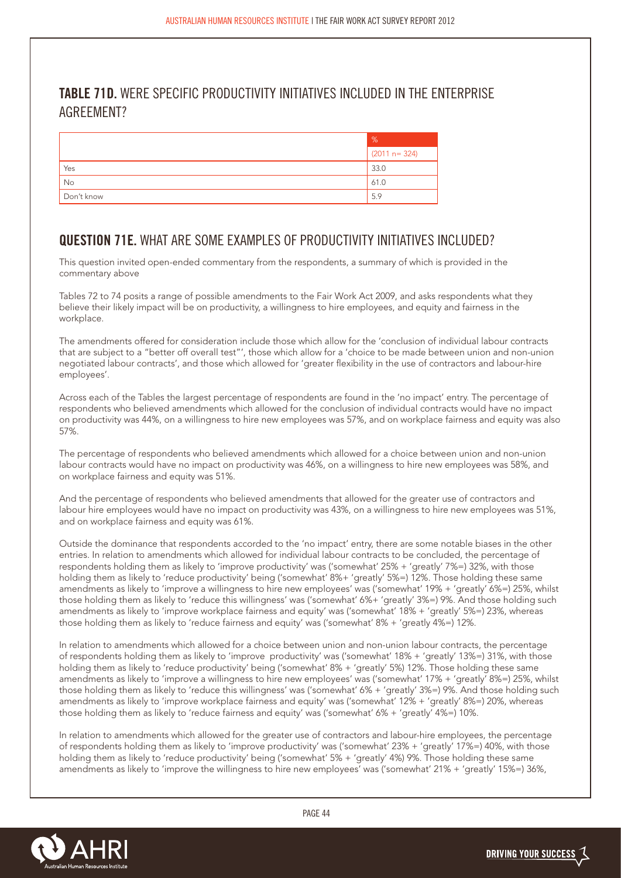## TABLE 71D. WERE SPECIFIC PRODUCTIVITY INITIATIVES INCLUDED IN THE ENTERPRISE AGREEMENT?

| | % |
|---|---|
| | (2011 n= 324) |
| Yes | 33.0 |
| No | 61.0 |
| Don't know | 5.9 |

## QUESTION 71E. WHAT ARE SOME EXAMPLES OF PRODUCTIVITY INITIATIVES INCLUDED?

This question invited open-ended commentary from the respondents, a summary of which is provided in the commentary above

Tables 72 to 74 posits a range of possible amendments to the Fair Work Act 2009, and asks respondents what they believe their likely impact will be on productivity, a willingness to hire employees, and equity and fairness in the workplace.

The amendments offered for consideration include those which allow for the 'conclusion of individual labour contracts that are subject to a "better off overall test"', those which allow for a 'choice to be made between union and non-union negotiated labour contracts', and those which allowed for 'greater flexibility in the use of contractors and labour-hire employees'.

Across each of the Tables the largest percentage of respondents are found in the 'no impact' entry. The percentage of respondents who believed amendments which allowed for the conclusion of individual contracts would have no impact on productivity was 44%, on a willingness to hire new employees was 57%, and on workplace fairness and equity was also 57%.

The percentage of respondents who believed amendments which allowed for a choice between union and non-union labour contracts would have no impact on productivity was 46%, on a willingness to hire new employees was 58%, and on workplace fairness and equity was 51%.

And the percentage of respondents who believed amendments that allowed for the greater use of contractors and labour hire employees would have no impact on productivity was 43%, on a willingness to hire new employees was 51%, and on workplace fairness and equity was 61%.

Outside the dominance that respondents accorded to the 'no impact' entry, there are some notable biases in the other entries. In relation to amendments which allowed for individual labour contracts to be concluded, the percentage of respondents holding them as likely to 'improve productivity' was ('somewhat' 25% + 'greatly' 7%=) 32%, with those holding them as likely to 'reduce productivity' being ('somewhat' 8%+ 'greatly' 5%=) 12%. Those holding these same amendments as likely to 'improve a willingness to hire new employees' was ('somewhat' 19% + 'greatly' 6%=) 25%, whilst those holding them as likely to 'reduce this willingness' was ('somewhat' 6%+ 'greatly' 3%=) 9%. And those holding such amendments as likely to 'improve workplace fairness and equity' was ('somewhat' 18% + 'greatly' 5%=) 23%, whereas those holding them as likely to 'reduce fairness and equity' was ('somewhat' 8% + 'greatly 4%=) 12%.

In relation to amendments which allowed for a choice between union and non-union labour contracts, the percentage of respondents holding them as likely to 'improve productivity' was ('somewhat' 18% + 'greatly' 13%=) 31%, with those holding them as likely to 'reduce productivity' being ('somewhat' 8% + 'greatly' 5%) 12%. Those holding these same amendments as likely to 'improve a willingness to hire new employees' was ('somewhat' 17% + 'greatly' 8%=) 25%, whilst those holding them as likely to 'reduce this willingness' was ('somewhat' 6% + 'greatly' 3%=) 9%. And those holding such amendments as likely to 'improve workplace fairness and equity' was ('somewhat' 12% + 'greatly' 8%=) 20%, whereas those holding them as likely to 'reduce fairness and equity' was ('somewhat' 6% + 'greatly' 4%=) 10%.

In relation to amendments which allowed for the greater use of contractors and labour-hire employees, the percentage of respondents holding them as likely to 'improve productivity' was ('somewhat' 23% + 'greatly' 17%=) 40%, with those holding them as likely to 'reduce productivity' being ('somewhat' 5% + 'greatly' 4%) 9%. Those holding these same amendments as likely to 'improve the willingness to hire new employees' was ('somewhat' 21% + 'greatly' 15%=) 36%,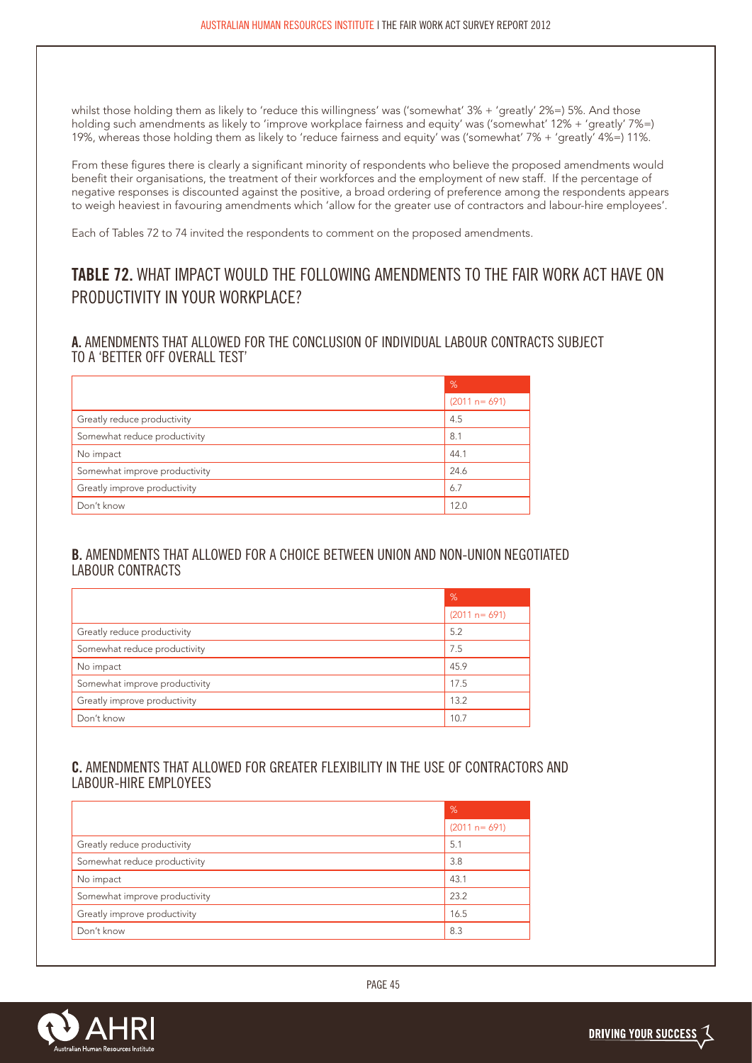whilst those holding them as likely to 'reduce this willingness' was ('somewhat' 3% + 'greatly' 2%=) 5%. And those holding such amendments as likely to 'improve workplace fairness and equity' was ('somewhat' 12% + 'greatly' 7%=) 19%, whereas those holding them as likely to 'reduce fairness and equity' was ('somewhat' 7% + 'greatly' 4%=) 11%.

From these figures there is clearly a significant minority of respondents who believe the proposed amendments would benefit their organisations, the treatment of their workforces and the employment of new staff. If the percentage of negative responses is discounted against the positive, a broad ordering of preference among the respondents appears to weigh heaviest in favouring amendments which 'allow for the greater use of contractors and labour-hire employees'.

Each of Tables 72 to 74 invited the respondents to comment on the proposed amendments.

## TABLE 72. WHAT IMPACT WOULD THE FOLLOWING AMENDMENTS TO THE FAIR WORK ACT HAVE ON PRODUCTIVITY IN YOUR WORKPLACE?

### A. AMENDMENTS THAT ALLOWED FOR THE CONCLUSION OF INDIVIDUAL LABOUR CONTRACTS SUBJECT TO A 'BETTER OFF OVERALL TEST'

| | % |
|---|---|
| | (2011 n= 691) |
| Greatly reduce productivity | 4.5 |
| Somewhat reduce productivity | 8.1 |
| No impact | 44.1 |
| Somewhat improve productivity | 24.6 |
| Greatly improve productivity | 6.7 |
| Don't know | 12.0 |

### B. AMENDMENTS THAT ALLOWED FOR A CHOICE BETWEEN UNION AND NON-UNION NEGOTIATED LABOUR CONTRACTS

| | % |
|---|---|
| | (2011 n= 691) |
| Greatly reduce productivity | 5.2 |
| Somewhat reduce productivity | 7.5 |
| No impact | 45.9 |
| Somewhat improve productivity | 17.5 |
| Greatly improve productivity | 13.2 |
| Don't know | 10.7 |

### C. AMENDMENTS THAT ALLOWED FOR GREATER FLEXIBILITY IN THE USE OF CONTRACTORS AND LABOUR-HIRE EMPLOYEES

| | % |
|---|---|
| | (2011 n= 691) |
| Greatly reduce productivity | 5.1 |
| Somewhat reduce productivity | 3.8 |
| No impact | 43.1 |
| Somewhat improve productivity | 23.2 |
| Greatly improve productivity | 16.5 |
| Don't know | 8.3 |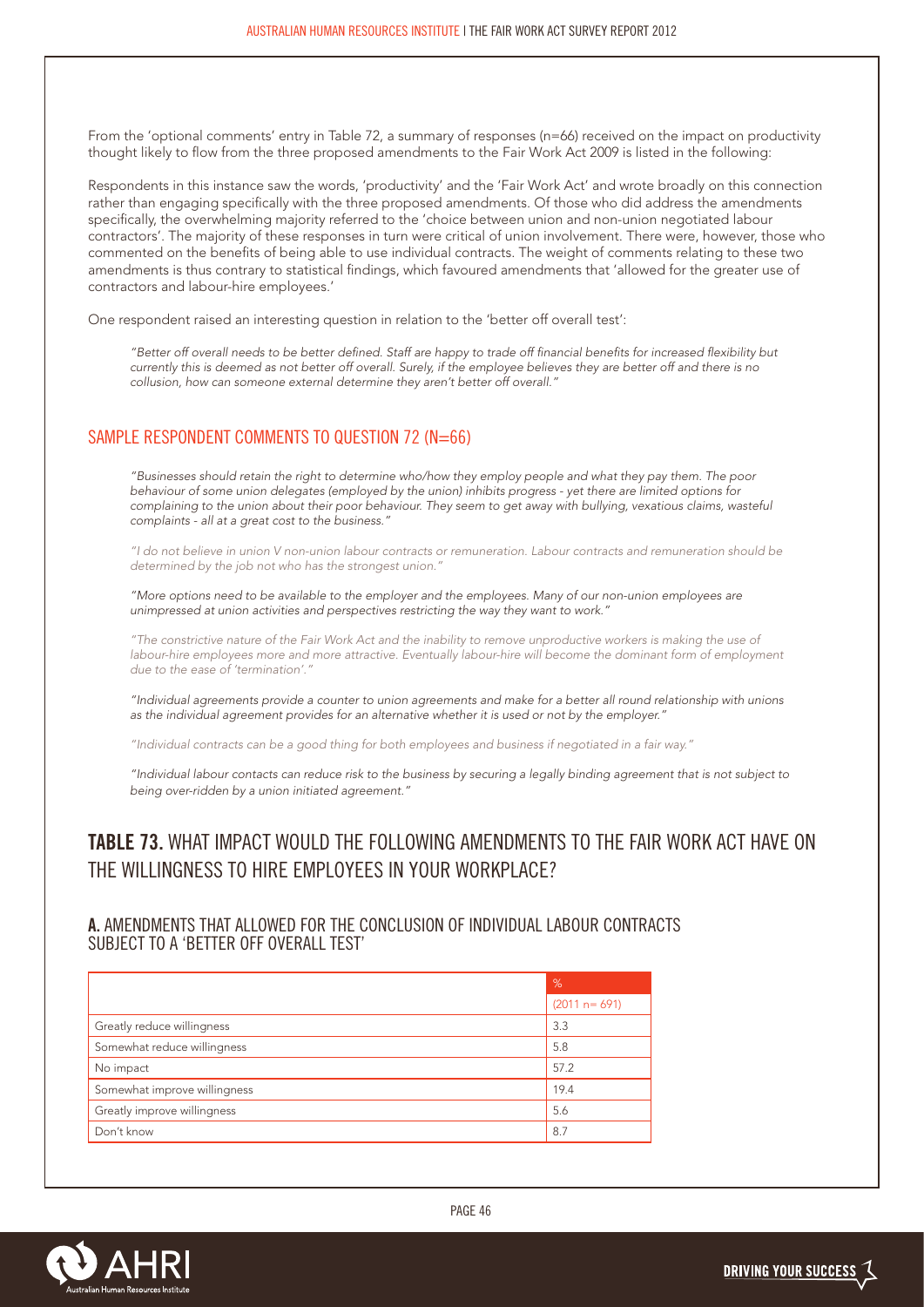From the 'optional comments' entry in Table 72, a summary of responses (n=66) received on the impact on productivity thought likely to flow from the three proposed amendments to the Fair Work Act 2009 is listed in the following:

Respondents in this instance saw the words, 'productivity' and the 'Fair Work Act' and wrote broadly on this connection rather than engaging specifically with the three proposed amendments. Of those who did address the amendments specifically, the overwhelming majority referred to the 'choice between union and non-union negotiated labour contractors'. The majority of these responses in turn were critical of union involvement. There were, however, those who commented on the benefits of being able to use individual contracts. The weight of comments relating to these two amendments is thus contrary to statistical findings, which favoured amendments that 'allowed for the greater use of contractors and labour-hire employees.'

One respondent raised an interesting question in relation to the 'better off overall test':

> *"Better off overall needs to be better defined. Staff are happy to trade off financial benefits for increased flexibility but currently this is deemed as not better off overall. Surely, if the employee believes they are better off and there is no collusion, how can someone external determine they aren't better off overall."*

## SAMPLE RESPONDENT COMMENTS TO QUESTION 72 (N=66)

> *"Businesses should retain the right to determine who/how they employ people and what they pay them. The poor behaviour of some union delegates (employed by the union) inhibits progress - yet there are limited options for complaining to the union about their poor behaviour. They seem to get away with bullying, vexatious claims, wasteful complaints - all at a great cost to the business."*

> *"I do not believe in union V non-union labour contracts or remuneration. Labour contracts and remuneration should be determined by the job not who has the strongest union."*

> *"More options need to be available to the employer and the employees. Many of our non-union employees are unimpressed at union activities and perspectives restricting the way they want to work."*

> *"The constrictive nature of the Fair Work Act and the inability to remove unproductive workers is making the use of labour-hire employees more and more attractive. Eventually labour-hire will become the dominant form of employment due to the ease of 'termination'."*

> *"Individual agreements provide a counter to union agreements and make for a better all round relationship with unions as the individual agreement provides for an alternative whether it is used or not by the employer."*

> *"Individual contracts can be a good thing for both employees and business if negotiated in a fair way."*

> *"Individual labour contacts can reduce risk to the business by securing a legally binding agreement that is not subject to being over-ridden by a union initiated agreement."*

## TABLE 73. WHAT IMPACT WOULD THE FOLLOWING AMENDMENTS TO THE FAIR WORK ACT HAVE ON THE WILLINGNESS TO HIRE EMPLOYEES IN YOUR WORKPLACE?

### A. AMENDMENTS THAT ALLOWED FOR THE CONCLUSION OF INDIVIDUAL LABOUR CONTRACTS SUBJECT TO A 'BETTER OFF OVERALL TEST'

| | % |
|---|---|
| | (2011 n= 691) |
| Greatly reduce willingness | 3.3 |
| Somewhat reduce willingness | 5.8 |
| No impact | 57.2 |
| Somewhat improve willingness | 19.4 |
| Greatly improve willingness | 5.6 |
| Don't know | 8.7 |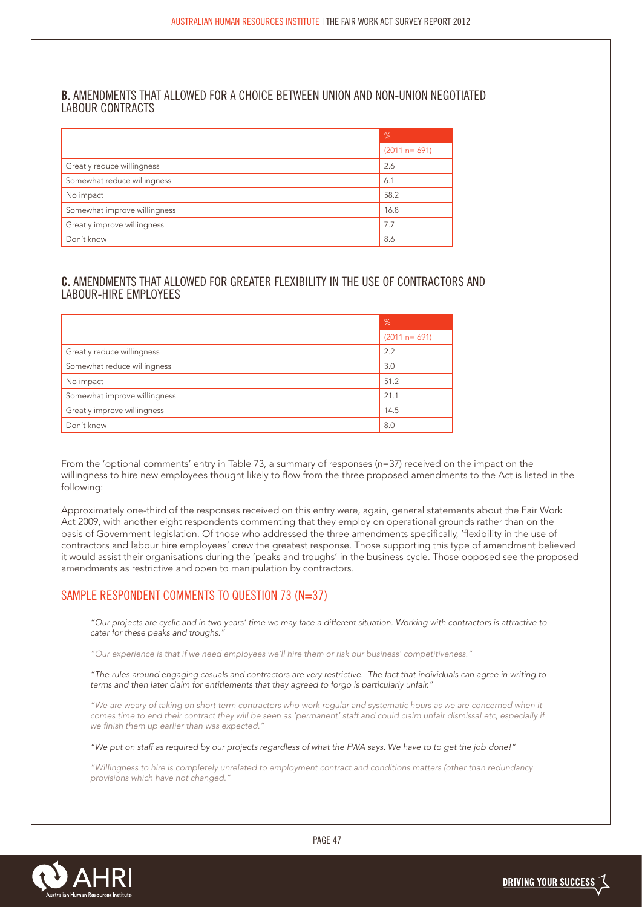## B. AMENDMENTS THAT ALLOWED FOR A CHOICE BETWEEN UNION AND NON-UNION NEGOTIATED LABOUR CONTRACTS

| | % |
|---|---|
| | (2011 n= 691) |
| Greatly reduce willingness | 2.6 |
| Somewhat reduce willingness | 6.1 |
| No impact | 58.2 |
| Somewhat improve willingness | 16.8 |
| Greatly improve willingness | 7.7 |
| Don't know | 8.6 |

## C. AMENDMENTS THAT ALLOWED FOR GREATER FLEXIBILITY IN THE USE OF CONTRACTORS AND LABOUR-HIRE EMPLOYEES

| | % |
|---|---|
| | (2011 n= 691) |
| Greatly reduce willingness | 2.2 |
| Somewhat reduce willingness | 3.0 |
| No impact | 51.2 |
| Somewhat improve willingness | 21.1 |
| Greatly improve willingness | 14.5 |
| Don't know | 8.0 |

From the 'optional comments' entry in Table 73, a summary of responses (n=37) received on the impact on the willingness to hire new employees thought likely to flow from the three proposed amendments to the Act is listed in the following:

Approximately one-third of the responses received on this entry were, again, general statements about the Fair Work Act 2009, with another eight respondents commenting that they employ on operational grounds rather than on the basis of Government legislation. Of those who addressed the three amendments specifically, 'flexibility in the use of contractors and labour hire employees' drew the greatest response. Those supporting this type of amendment believed it would assist their organisations during the 'peaks and troughs' in the business cycle. Those opposed see the proposed amendments as restrictive and open to manipulation by contractors.

## SAMPLE RESPONDENT COMMENTS TO QUESTION 73 (N=37)

*"Our projects are cyclic and in two years' time we may face a different situation. Working with contractors is attractive to cater for these peaks and troughs."*

*"Our experience is that if we need employees we'll hire them or risk our business' competitiveness."*

*"The rules around engaging casuals and contractors are very restrictive. The fact that individuals can agree in writing to terms and then later claim for entitlements that they agreed to forgo is particularly unfair."*

*"We are weary of taking on short term contractors who work regular and systematic hours as we are concerned when it comes time to end their contract they will be seen as 'permanent' staff and could claim unfair dismissal etc, especially if we finish them up earlier than was expected."*

*"We put on staff as required by our projects regardless of what the FWA says. We have to to get the job done!"*

*"Willingness to hire is completely unrelated to employment contract and conditions matters (other than redundancy provisions which have not changed."*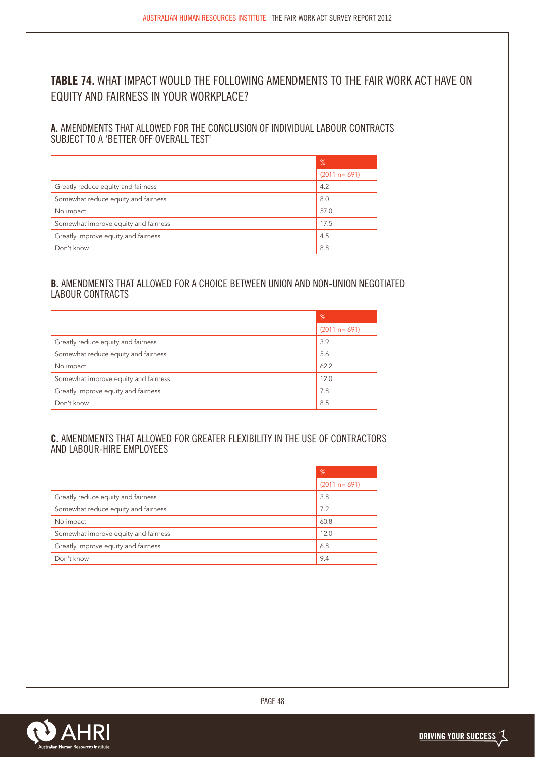## TABLE 74. WHAT IMPACT WOULD THE FOLLOWING AMENDMENTS TO THE FAIR WORK ACT HAVE ON EQUITY AND FAIRNESS IN YOUR WORKPLACE?

### A. AMENDMENTS THAT ALLOWED FOR THE CONCLUSION OF INDIVIDUAL LABOUR CONTRACTS SUBJECT TO A 'BETTER OFF OVERALL TEST'

| | % |
|---|---|
| | (2011 n= 691) |
| Greatly reduce equity and fairness | 4.2 |
| Somewhat reduce equity and fairness | 8.0 |
| No impact | 57.0 |
| Somewhat improve equity and fairness | 17.5 |
| Greatly improve equity and fairness | 4.5 |
| Don't know | 8.8 |

### B. AMENDMENTS THAT ALLOWED FOR A CHOICE BETWEEN UNION AND NON-UNION NEGOTIATED LABOUR CONTRACTS

| | % |
|---|---|
| | (2011 n= 691) |
| Greatly reduce equity and fairness | 3.9 |
| Somewhat reduce equity and fairness | 5.6 |
| No impact | 62.2 |
| Somewhat improve equity and fairness | 12.0 |
| Greatly improve equity and fairness | 7.8 |
| Don't know | 8.5 |

### C. AMENDMENTS THAT ALLOWED FOR GREATER FLEXIBILITY IN THE USE OF CONTRACTORS AND LABOUR-HIRE EMPLOYEES

| | % |
|---|---|
| | (2011 n= 691) |
| Greatly reduce equity and fairness | 3.8 |
| Somewhat reduce equity and fairness | 7.2 |
| No impact | 60.8 |
| Somewhat improve equity and fairness | 12.0 |
| Greatly improve equity and fairness | 6.8 |
| Don't know | 9.4 |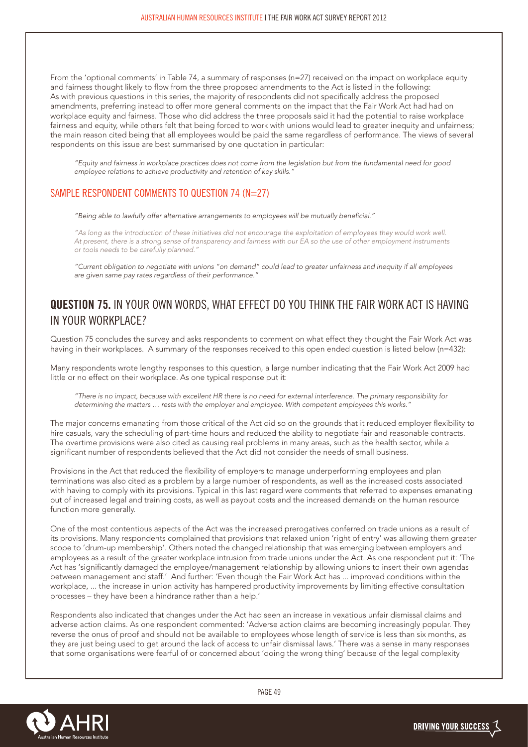From the 'optional comments' in Table 74, a summary of responses (n=27) received on the impact on workplace equity and fairness thought likely to flow from the three proposed amendments to the Act is listed in the following: As with previous questions in this series, the majority of respondents did not specifically address the proposed amendments, preferring instead to offer more general comments on the impact that the Fair Work Act had had on workplace equity and fairness. Those who did address the three proposals said it had the potential to raise workplace fairness and equity, while others felt that being forced to work with unions would lead to greater inequity and unfairness; the main reason cited being that all employees would be paid the same regardless of performance. The views of several respondents on this issue are best summarised by one quotation in particular:

> *"Equity and fairness in workplace practices does not come from the legislation but from the fundamental need for good employee relations to achieve productivity and retention of key skills."*

### SAMPLE RESPONDENT COMMENTS TO QUESTION 74 (N=27)

> *"Being able to lawfully offer alternative arrangements to employees will be mutually beneficial."*

> *"As long as the introduction of these initiatives did not encourage the exploitation of employees they would work well. At present, there is a strong sense of transparency and fairness with our EA so the use of other employment instruments or tools needs to be carefully planned."*

> *"Current obligation to negotiate with unions "on demand" could lead to greater unfairness and inequity if all employees are given same pay rates regardless of their performance."*

## QUESTION 75. IN YOUR OWN WORDS, WHAT EFFECT DO YOU THINK THE FAIR WORK ACT IS HAVING IN YOUR WORKPLACE?

Question 75 concludes the survey and asks respondents to comment on what effect they thought the Fair Work Act was having in their workplaces. A summary of the responses received to this open ended question is listed below (n=432):

Many respondents wrote lengthy responses to this question, a large number indicating that the Fair Work Act 2009 had little or no effect on their workplace. As one typical response put it:

> *"There is no impact, because with excellent HR there is no need for external interference. The primary responsibility for determining the matters … rests with the employer and employee. With competent employees this works."*

The major concerns emanating from those critical of the Act did so on the grounds that it reduced employer flexibility to hire casuals, vary the scheduling of part-time hours and reduced the ability to negotiate fair and reasonable contracts. The overtime provisions were also cited as causing real problems in many areas, such as the health sector, while a significant number of respondents believed that the Act did not consider the needs of small business.

Provisions in the Act that reduced the flexibility of employers to manage underperforming employees and plan terminations was also cited as a problem by a large number of respondents, as well as the increased costs associated with having to comply with its provisions. Typical in this last regard were comments that referred to expenses emanating out of increased legal and training costs, as well as payout costs and the increased demands on the human resource function more generally.

One of the most contentious aspects of the Act was the increased prerogatives conferred on trade unions as a result of its provisions. Many respondents complained that provisions that relaxed union 'right of entry' was allowing them greater scope to 'drum-up membership'. Others noted the changed relationship that was emerging between employers and employees as a result of the greater workplace intrusion from trade unions under the Act. As one respondent put it: 'The Act has 'significantly damaged the employee/management relationship by allowing unions to insert their own agendas between management and staff.' And further: 'Even though the Fair Work Act has ... improved conditions within the workplace, ... the increase in union activity has hampered productivity improvements by limiting effective consultation processes – they have been a hindrance rather than a help.'

Respondents also indicated that changes under the Act had seen an increase in vexatious unfair dismissal claims and adverse action claims. As one respondent commented: 'Adverse action claims are becoming increasingly popular. They reverse the onus of proof and should not be available to employees whose length of service is less than six months, as they are just being used to get around the lack of access to unfair dismissal laws.' There was a sense in many responses that some organisations were fearful of or concerned about 'doing the wrong thing' because of the legal complexity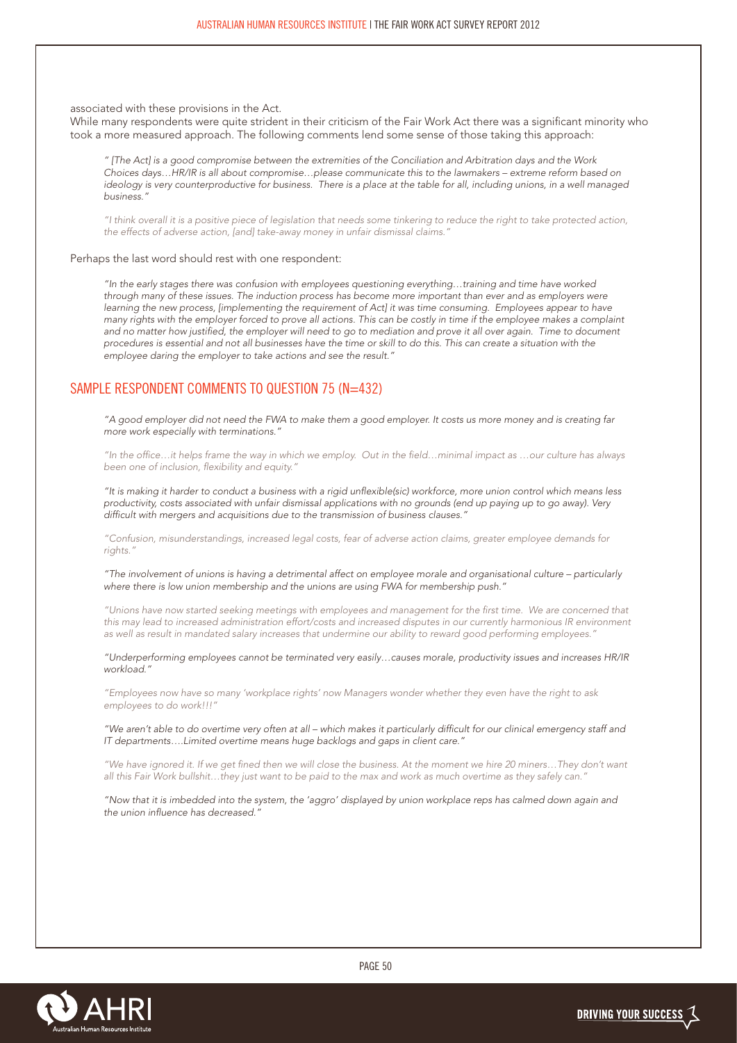associated with these provisions in the Act.

While many respondents were quite strident in their criticism of the Fair Work Act there was a significant minority who took a more measured approach. The following comments lend some sense of those taking this approach:

> *" [The Act] is a good compromise between the extremities of the Conciliation and Arbitration days and the Work Choices days…HR/IR is all about compromise…please communicate this to the lawmakers – extreme reform based on ideology is very counterproductive for business. There is a place at the table for all, including unions, in a well managed business."*

> *"I think overall it is a positive piece of legislation that needs some tinkering to reduce the right to take protected action, the effects of adverse action, [and] take-away money in unfair dismissal claims."*

Perhaps the last word should rest with one respondent:

> *"In the early stages there was confusion with employees questioning everything…training and time have worked through many of these issues. The induction process has become more important than ever and as employers were learning the new process, [implementing the requirement of Act] it was time consuming. Employees appear to have many rights with the employer forced to prove all actions. This can be costly in time if the employee makes a complaint and no matter how justified, the employer will need to go to mediation and prove it all over again. Time to document procedures is essential and not all businesses have the time or skill to do this. This can create a situation with the employee daring the employer to take actions and see the result."*

## SAMPLE RESPONDENT COMMENTS TO QUESTION 75 (N=432)

> *"A good employer did not need the FWA to make them a good employer. It costs us more money and is creating far more work especially with terminations."*

> *"In the office…it helps frame the way in which we employ. Out in the field…minimal impact as …our culture has always been one of inclusion, flexibility and equity."*

> *"It is making it harder to conduct a business with a rigid unflexible(sic) workforce, more union control which means less productivity, costs associated with unfair dismissal applications with no grounds (end up paying up to go away). Very difficult with mergers and acquisitions due to the transmission of business clauses."*

> *"Confusion, misunderstandings, increased legal costs, fear of adverse action claims, greater employee demands for rights."*

> *"The involvement of unions is having a detrimental affect on employee morale and organisational culture – particularly where there is low union membership and the unions are using FWA for membership push."*

> *"Unions have now started seeking meetings with employees and management for the first time. We are concerned that this may lead to increased administration effort/costs and increased disputes in our currently harmonious IR environment as well as result in mandated salary increases that undermine our ability to reward good performing employees."*

> *"Underperforming employees cannot be terminated very easily…causes morale, productivity issues and increases HR/IR workload."*

> *"Employees now have so many 'workplace rights' now Managers wonder whether they even have the right to ask employees to do work!!!"*

> *"We aren't able to do overtime very often at all – which makes it particularly difficult for our clinical emergency staff and IT departments….Limited overtime means huge backlogs and gaps in client care."*

> *"We have ignored it. If we get fined then we will close the business. At the moment we hire 20 miners…They don't want all this Fair Work bullshit…they just want to be paid to the max and work as much overtime as they safely can."*

> *"Now that it is imbedded into the system, the 'aggro' displayed by union workplace reps has calmed down again and the union influence has decreased."*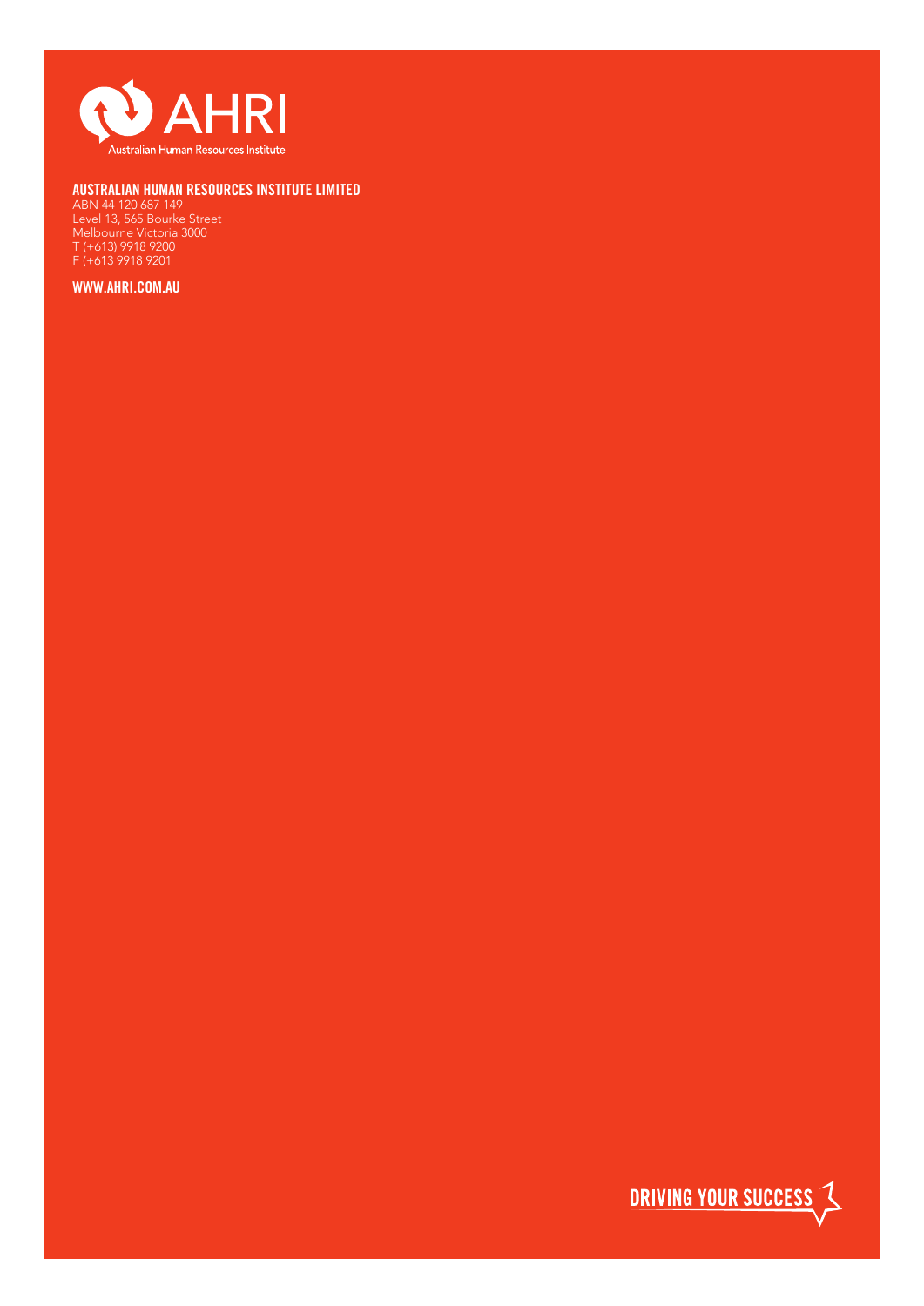AHRI

Australian Human Resources Institute

**AUSTRALIAN HUMAN RESOURCES INSTITUTE LIMITED**

ABN 44 120 687 149
Level 13, 565 Bourke Street
Melbourne Victoria 3000
T (+613) 9918 9200
F (+613 9918 9201

**WWW.AHRI.COM.AU**

DRIVING YOUR SUCCESS